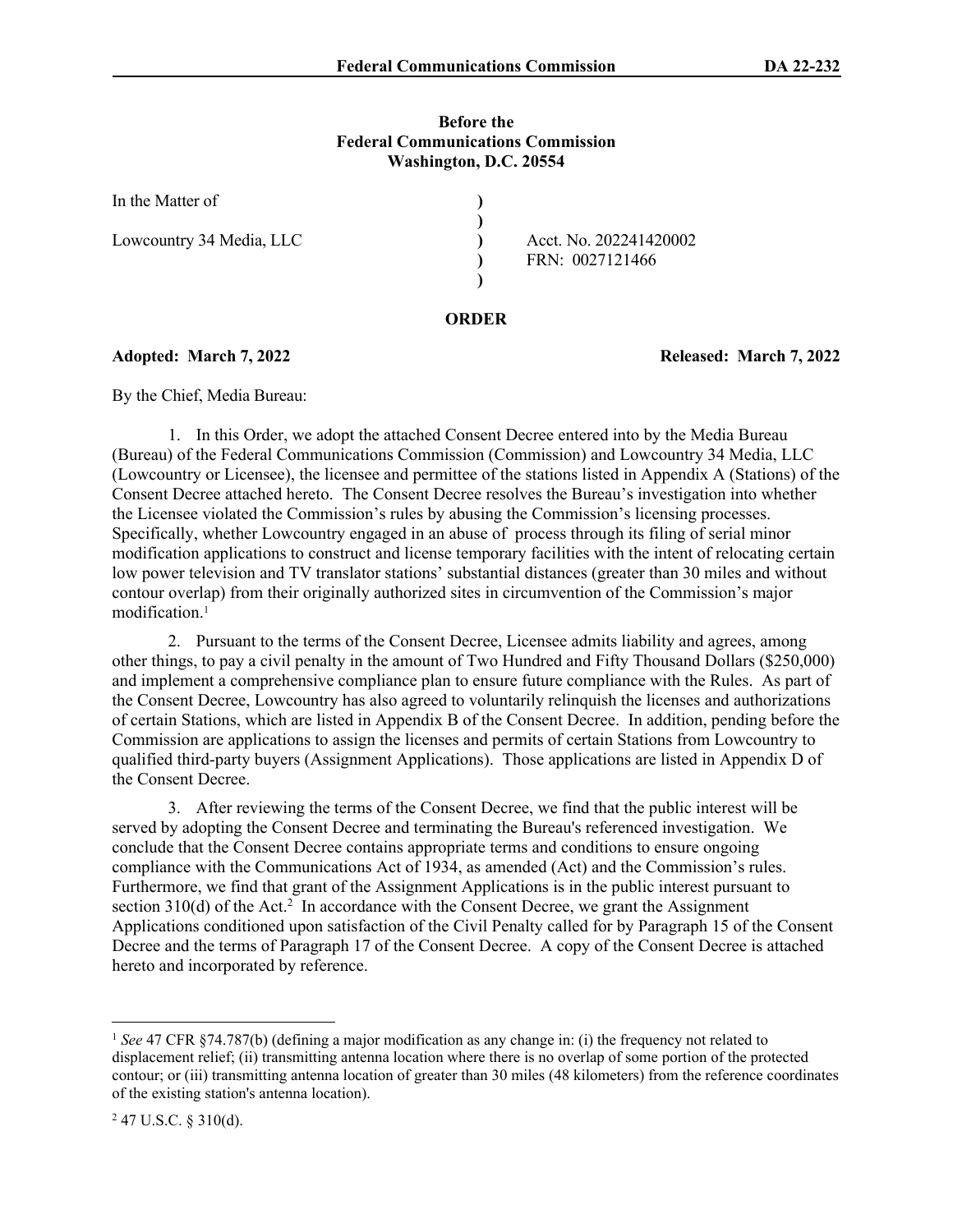**Before the**
**Federal Communications Commission**
**Washington, D.C. 20554**

| | | |
|---|---|---|
| In the Matter of | ) | |
| | ) | |
| Lowcountry 34 Media, LLC | ) | Acct. No. 202241420002 |
| | ) | FRN: 0027121466 |
| | ) | |

**ORDER**

**Adopted: March 7, 2022** **Released: March 7, 2022**

By the Chief, Media Bureau:

1. In this Order, we adopt the attached Consent Decree entered into by the Media Bureau (Bureau) of the Federal Communications Commission (Commission) and Lowcountry 34 Media, LLC (Lowcountry or Licensee), the licensee and permittee of the stations listed in Appendix A (Stations) of the Consent Decree attached hereto. The Consent Decree resolves the Bureau's investigation into whether the Licensee violated the Commission's rules by abusing the Commission's licensing processes. Specifically, whether Lowcountry engaged in an abuse of process through its filing of serial minor modification applications to construct and license temporary facilities with the intent of relocating certain low power television and TV translator stations' substantial distances (greater than 30 miles and without contour overlap) from their originally authorized sites in circumvention of the Commission's major modification.[1]

2. Pursuant to the terms of the Consent Decree, Licensee admits liability and agrees, among other things, to pay a civil penalty in the amount of Two Hundred and Fifty Thousand Dollars ($250,000) and implement a comprehensive compliance plan to ensure future compliance with the Rules. As part of the Consent Decree, Lowcountry has also agreed to voluntarily relinquish the licenses and authorizations of certain Stations, which are listed in Appendix B of the Consent Decree. In addition, pending before the Commission are applications to assign the licenses and permits of certain Stations from Lowcountry to qualified third-party buyers (Assignment Applications). Those applications are listed in Appendix D of the Consent Decree.

3. After reviewing the terms of the Consent Decree, we find that the public interest will be served by adopting the Consent Decree and terminating the Bureau's referenced investigation. We conclude that the Consent Decree contains appropriate terms and conditions to ensure ongoing compliance with the Communications Act of 1934, as amended (Act) and the Commission's rules. Furthermore, we find that grant of the Assignment Applications is in the public interest pursuant to section 310(d) of the Act.[2] In accordance with the Consent Decree, we grant the Assignment Applications conditioned upon satisfaction of the Civil Penalty called for by Paragraph 15 of the Consent Decree and the terms of Paragraph 17 of the Consent Decree. A copy of the Consent Decree is attached hereto and incorporated by reference.

---

[1] *See* 47 CFR §74.787(b) (defining a major modification as any change in: (i) the frequency not related to displacement relief; (ii) transmitting antenna location where there is no overlap of some portion of the protected contour; or (iii) transmitting antenna location of greater than 30 miles (48 kilometers) from the reference coordinates of the existing station's antenna location).

[2] 47 U.S.C. § 310(d).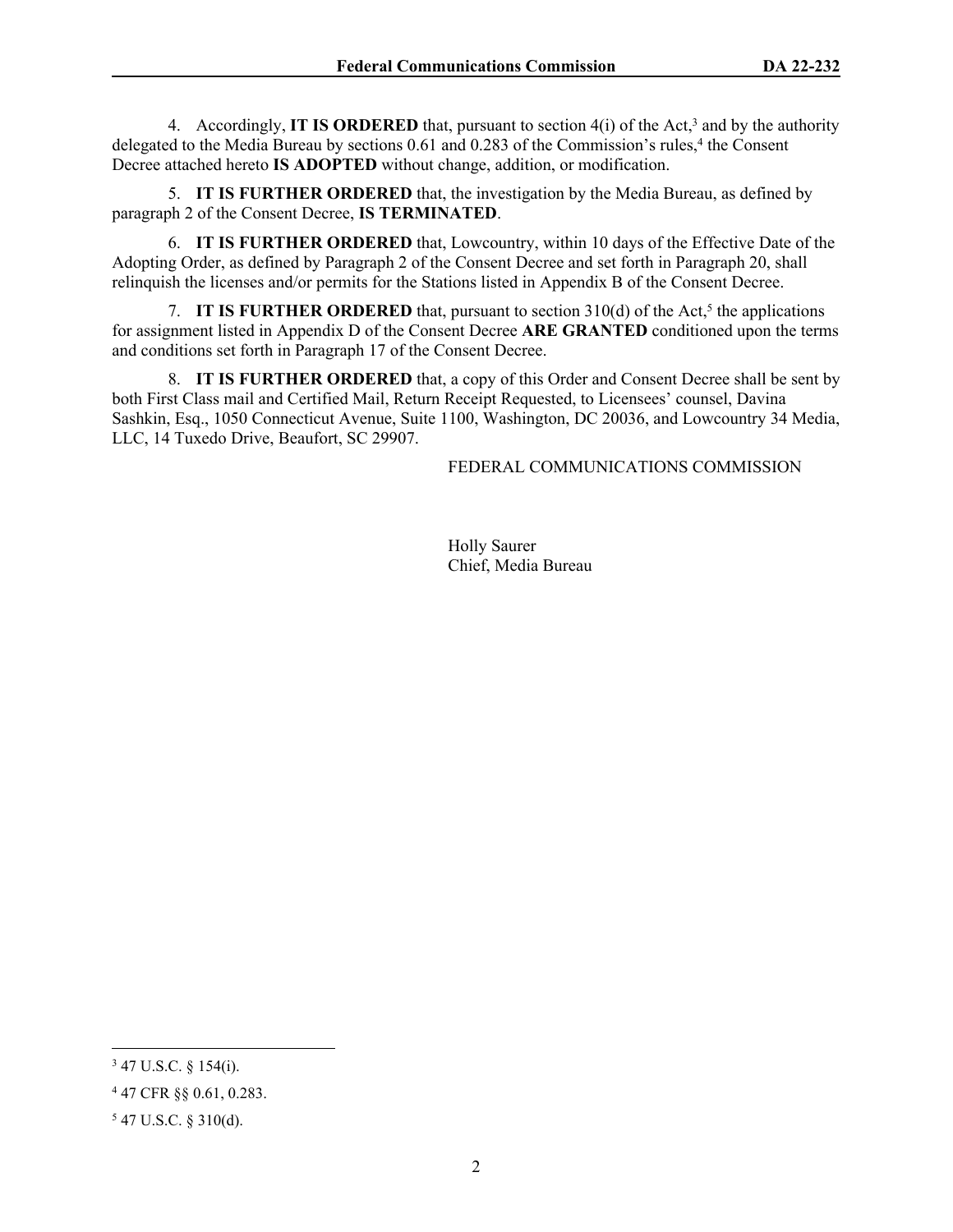4. Accordingly, **IT IS ORDERED** that, pursuant to section 4(i) of the Act,[3] and by the authority delegated to the Media Bureau by sections 0.61 and 0.283 of the Commission's rules,[4] the Consent Decree attached hereto **IS ADOPTED** without change, addition, or modification.

5. **IT IS FURTHER ORDERED** that, the investigation by the Media Bureau, as defined by paragraph 2 of the Consent Decree, **IS TERMINATED**.

6. **IT IS FURTHER ORDERED** that, Lowcountry, within 10 days of the Effective Date of the Adopting Order, as defined by Paragraph 2 of the Consent Decree and set forth in Paragraph 20, shall relinquish the licenses and/or permits for the Stations listed in Appendix B of the Consent Decree.

7. **IT IS FURTHER ORDERED** that, pursuant to section 310(d) of the Act,[5] the applications for assignment listed in Appendix D of the Consent Decree **ARE GRANTED** conditioned upon the terms and conditions set forth in Paragraph 17 of the Consent Decree.

8. **IT IS FURTHER ORDERED** that, a copy of this Order and Consent Decree shall be sent by both First Class mail and Certified Mail, Return Receipt Requested, to Licensees' counsel, Davina Sashkin, Esq., 1050 Connecticut Avenue, Suite 1100, Washington, DC 20036, and Lowcountry 34 Media, LLC, 14 Tuxedo Drive, Beaufort, SC 29907.

FEDERAL COMMUNICATIONS COMMISSION

Holly Saurer
Chief, Media Bureau

---

[3] 47 U.S.C. § 154(i).

[4] 47 CFR §§ 0.61, 0.283.

[5] 47 U.S.C. § 310(d).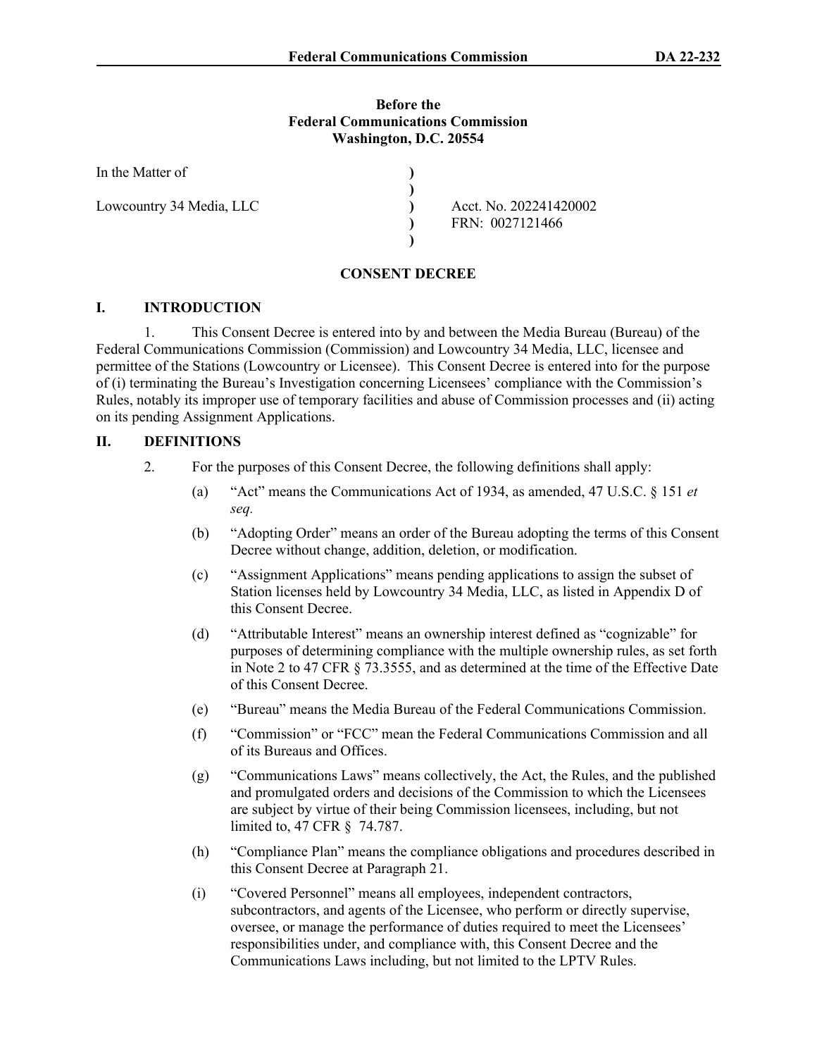**Before the**
**Federal Communications Commission**
**Washington, D.C. 20554**

| | | |
|---|---|---|
| In the Matter of | ) | |
| | ) | |
| Lowcountry 34 Media, LLC | ) | Acct. No. 202241420002 |
| | ) | FRN: 0027121466 |
| | ) | |

**CONSENT DECREE**

## I. INTRODUCTION

1. This Consent Decree is entered into by and between the Media Bureau (Bureau) of the Federal Communications Commission (Commission) and Lowcountry 34 Media, LLC, licensee and permittee of the Stations (Lowcountry or Licensee). This Consent Decree is entered into for the purpose of (i) terminating the Bureau's Investigation concerning Licensees' compliance with the Commission's Rules, notably its improper use of temporary facilities and abuse of Commission processes and (ii) acting on its pending Assignment Applications.

## II. DEFINITIONS

2. For the purposes of this Consent Decree, the following definitions shall apply:

   (a) "Act" means the Communications Act of 1934, as amended, 47 U.S.C. § 151 *et seq*.

   (b) "Adopting Order" means an order of the Bureau adopting the terms of this Consent Decree without change, addition, deletion, or modification.

   (c) "Assignment Applications" means pending applications to assign the subset of Station licenses held by Lowcountry 34 Media, LLC, as listed in Appendix D of this Consent Decree.

   (d) "Attributable Interest" means an ownership interest defined as "cognizable" for purposes of determining compliance with the multiple ownership rules, as set forth in Note 2 to 47 CFR § 73.3555, and as determined at the time of the Effective Date of this Consent Decree.

   (e) "Bureau" means the Media Bureau of the Federal Communications Commission.

   (f) "Commission" or "FCC" mean the Federal Communications Commission and all of its Bureaus and Offices.

   (g) "Communications Laws" means collectively, the Act, the Rules, and the published and promulgated orders and decisions of the Commission to which the Licensees are subject by virtue of their being Commission licensees, including, but not limited to, 47 CFR § 74.787.

   (h) "Compliance Plan" means the compliance obligations and procedures described in this Consent Decree at Paragraph 21.

   (i) "Covered Personnel" means all employees, independent contractors, subcontractors, and agents of the Licensee, who perform or directly supervise, oversee, or manage the performance of duties required to meet the Licensees' responsibilities under, and compliance with, this Consent Decree and the Communications Laws including, but not limited to the LPTV Rules.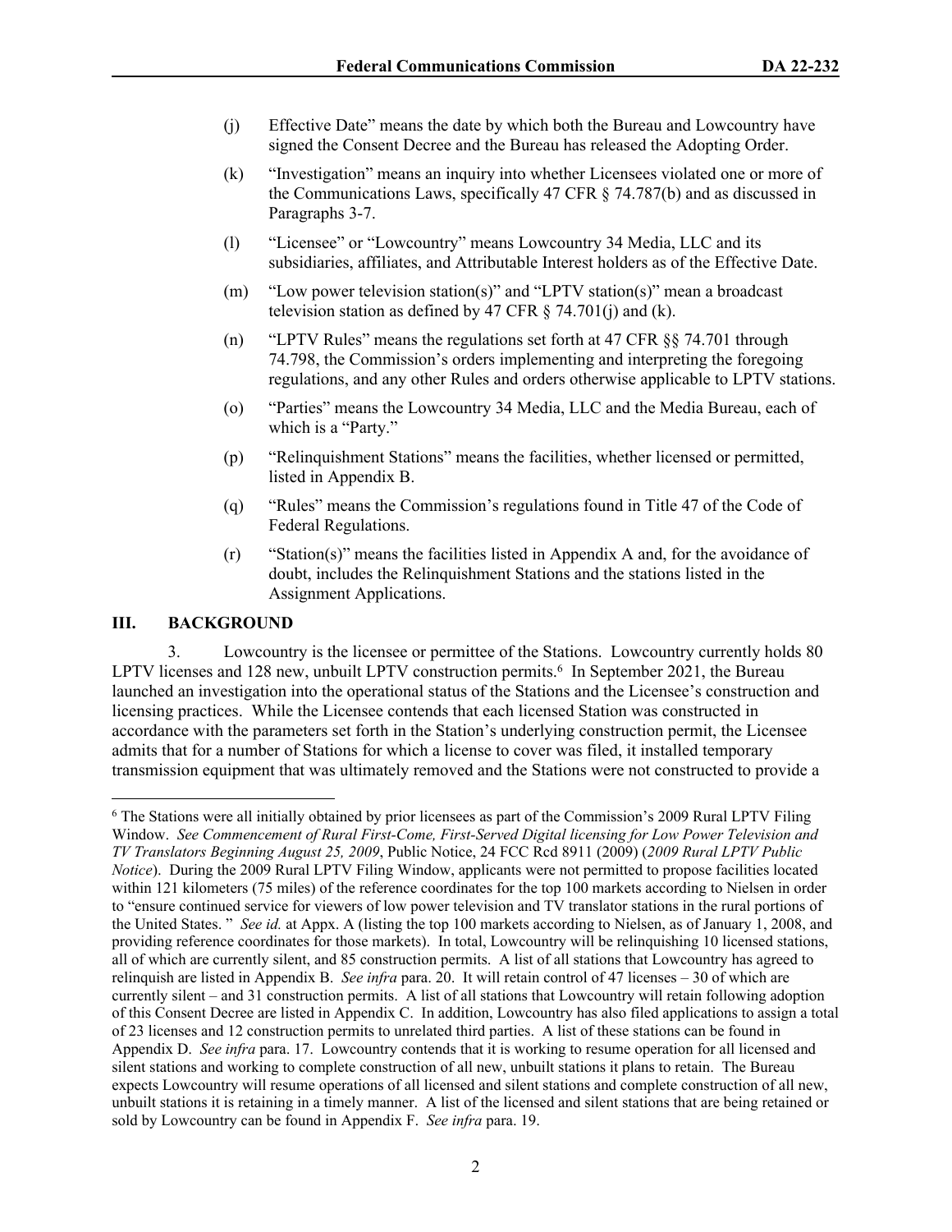(j) Effective Date" means the date by which both the Bureau and Lowcountry have signed the Consent Decree and the Bureau has released the Adopting Order.

(k) "Investigation" means an inquiry into whether Licensees violated one or more of the Communications Laws, specifically 47 CFR § 74.787(b) and as discussed in Paragraphs 3-7.

(l) "Licensee" or "Lowcountry" means Lowcountry 34 Media, LLC and its subsidiaries, affiliates, and Attributable Interest holders as of the Effective Date.

(m) "Low power television station(s)" and "LPTV station(s)" mean a broadcast television station as defined by 47 CFR § 74.701(j) and (k).

(n) "LPTV Rules" means the regulations set forth at 47 CFR §§ 74.701 through 74.798, the Commission's orders implementing and interpreting the foregoing regulations, and any other Rules and orders otherwise applicable to LPTV stations.

(o) "Parties" means the Lowcountry 34 Media, LLC and the Media Bureau, each of which is a "Party."

(p) "Relinquishment Stations" means the facilities, whether licensed or permitted, listed in Appendix B.

(q) "Rules" means the Commission's regulations found in Title 47 of the Code of Federal Regulations.

(r) "Station(s)" means the facilities listed in Appendix A and, for the avoidance of doubt, includes the Relinquishment Stations and the stations listed in the Assignment Applications.

## III. BACKGROUND

3. Lowcountry is the licensee or permittee of the Stations. Lowcountry currently holds 80 LPTV licenses and 128 new, unbuilt LPTV construction permits.[6] In September 2021, the Bureau launched an investigation into the operational status of the Stations and the Licensee's construction and licensing practices. While the Licensee contends that each licensed Station was constructed in accordance with the parameters set forth in the Station's underlying construction permit, the Licensee admits that for a number of Stations for which a license to cover was filed, it installed temporary transmission equipment that was ultimately removed and the Stations were not constructed to provide a

---

[6] The Stations were all initially obtained by prior licensees as part of the Commission's 2009 Rural LPTV Filing Window. *See Commencement of Rural First-Come, First-Served Digital licensing for Low Power Television and TV Translators Beginning August 25, 2009*, Public Notice, 24 FCC Rcd 8911 (2009) (*2009 Rural LPTV Public Notice*). During the 2009 Rural LPTV Filing Window, applicants were not permitted to propose facilities located within 121 kilometers (75 miles) of the reference coordinates for the top 100 markets according to Nielsen in order to "ensure continued service for viewers of low power television and TV translator stations in the rural portions of the United States. " *See id.* at Appx. A (listing the top 100 markets according to Nielsen, as of January 1, 2008, and providing reference coordinates for those markets). In total, Lowcountry will be relinquishing 10 licensed stations, all of which are currently silent, and 85 construction permits. A list of all stations that Lowcountry has agreed to relinquish are listed in Appendix B. *See infra* para. 20. It will retain control of 47 licenses – 30 of which are currently silent – and 31 construction permits. A list of all stations that Lowcountry will retain following adoption of this Consent Decree are listed in Appendix C. In addition, Lowcountry has also filed applications to assign a total of 23 licenses and 12 construction permits to unrelated third parties. A list of these stations can be found in Appendix D. *See infra* para. 17. Lowcountry contends that it is working to resume operation for all licensed and silent stations and working to complete construction of all new, unbuilt stations it plans to retain. The Bureau expects Lowcountry will resume operations of all licensed and silent stations and complete construction of all new, unbuilt stations it is retaining in a timely manner. A list of the licensed and silent stations that are being retained or sold by Lowcountry can be found in Appendix F. *See infra* para. 19.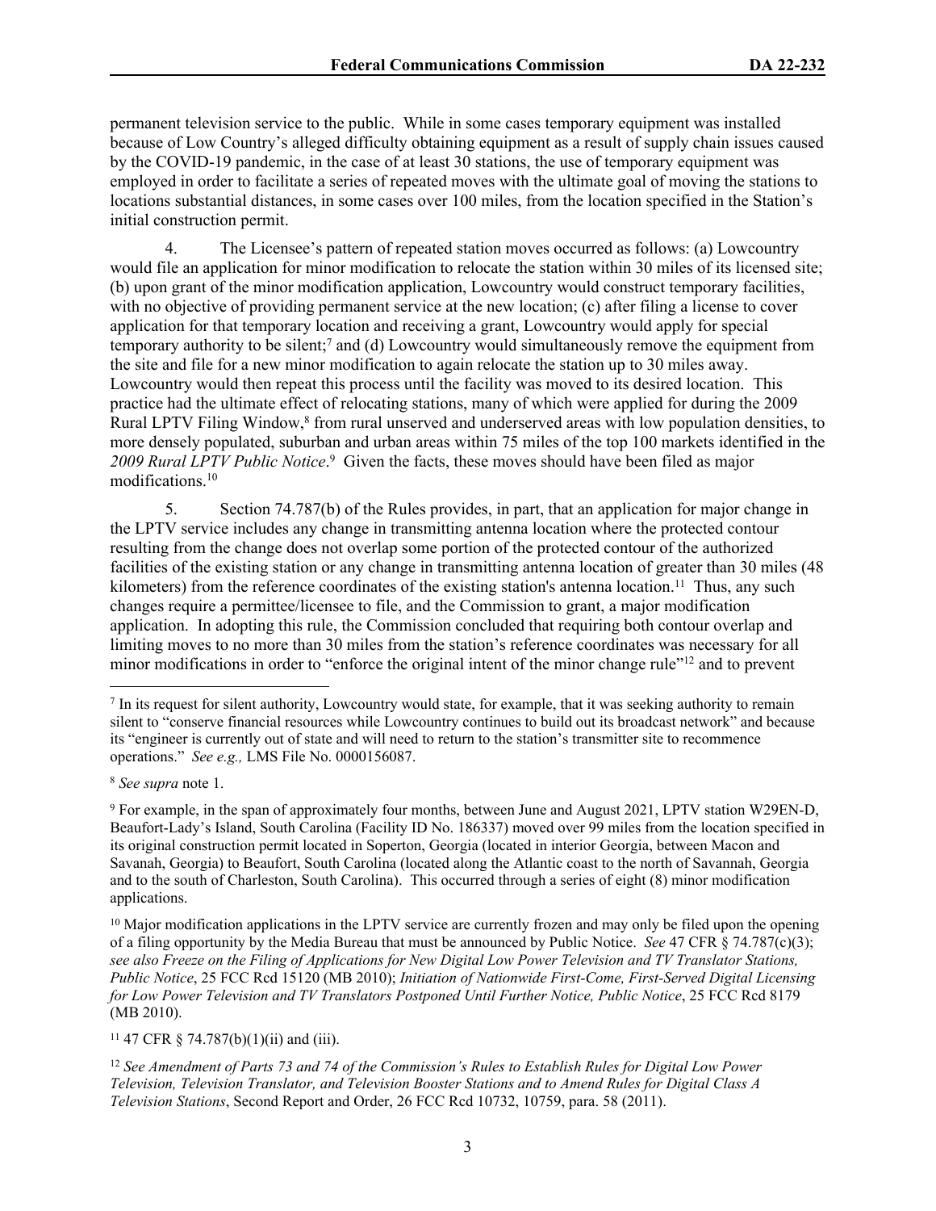permanent television service to the public. While in some cases temporary equipment was installed because of Low Country's alleged difficulty obtaining equipment as a result of supply chain issues caused by the COVID-19 pandemic, in the case of at least 30 stations, the use of temporary equipment was employed in order to facilitate a series of repeated moves with the ultimate goal of moving the stations to locations substantial distances, in some cases over 100 miles, from the location specified in the Station's initial construction permit.

4. The Licensee's pattern of repeated station moves occurred as follows: (a) Lowcountry would file an application for minor modification to relocate the station within 30 miles of its licensed site; (b) upon grant of the minor modification application, Lowcountry would construct temporary facilities, with no objective of providing permanent service at the new location; (c) after filing a license to cover application for that temporary location and receiving a grant, Lowcountry would apply for special temporary authority to be silent;[7] and (d) Lowcountry would simultaneously remove the equipment from the site and file for a new minor modification to again relocate the station up to 30 miles away. Lowcountry would then repeat this process until the facility was moved to its desired location. This practice had the ultimate effect of relocating stations, many of which were applied for during the 2009 Rural LPTV Filing Window,[8] from rural unserved and underserved areas with low population densities, to more densely populated, suburban and urban areas within 75 miles of the top 100 markets identified in the *2009 Rural LPTV Public Notice*.[9] Given the facts, these moves should have been filed as major modifications.[10]

5. Section 74.787(b) of the Rules provides, in part, that an application for major change in the LPTV service includes any change in transmitting antenna location where the protected contour resulting from the change does not overlap some portion of the protected contour of the authorized facilities of the existing station or any change in transmitting antenna location of greater than 30 miles (48 kilometers) from the reference coordinates of the existing station's antenna location.[11] Thus, any such changes require a permittee/licensee to file, and the Commission to grant, a major modification application. In adopting this rule, the Commission concluded that requiring both contour overlap and limiting moves to no more than 30 miles from the station's reference coordinates was necessary for all minor modifications in order to "enforce the original intent of the minor change rule"[12] and to prevent

---

[7] In its request for silent authority, Lowcountry would state, for example, that it was seeking authority to remain silent to "conserve financial resources while Lowcountry continues to build out its broadcast network" and because its "engineer is currently out of state and will need to return to the station's transmitter site to recommence operations." *See e.g.,* LMS File No. 0000156087.

[8] *See supra* note 1.

[9] For example, in the span of approximately four months, between June and August 2021, LPTV station W29EN-D, Beaufort-Lady's Island, South Carolina (Facility ID No. 186337) moved over 99 miles from the location specified in its original construction permit located in Soperton, Georgia (located in interior Georgia, between Macon and Savanah, Georgia) to Beaufort, South Carolina (located along the Atlantic coast to the north of Savannah, Georgia and to the south of Charleston, South Carolina). This occurred through a series of eight (8) minor modification applications.

[10] Major modification applications in the LPTV service are currently frozen and may only be filed upon the opening of a filing opportunity by the Media Bureau that must be announced by Public Notice. *See* 47 CFR § 74.787(c)(3); *see also Freeze on the Filing of Applications for New Digital Low Power Television and TV Translator Stations, Public Notice*, 25 FCC Rcd 15120 (MB 2010); *Initiation of Nationwide First-Come, First-Served Digital Licensing for Low Power Television and TV Translators Postponed Until Further Notice, Public Notice*, 25 FCC Rcd 8179 (MB 2010).

[11] 47 CFR § 74.787(b)(1)(ii) and (iii).

[12] *See Amendment of Parts 73 and 74 of the Commission's Rules to Establish Rules for Digital Low Power Television, Television Translator, and Television Booster Stations and to Amend Rules for Digital Class A Television Stations*, Second Report and Order, 26 FCC Rcd 10732, 10759, para. 58 (2011).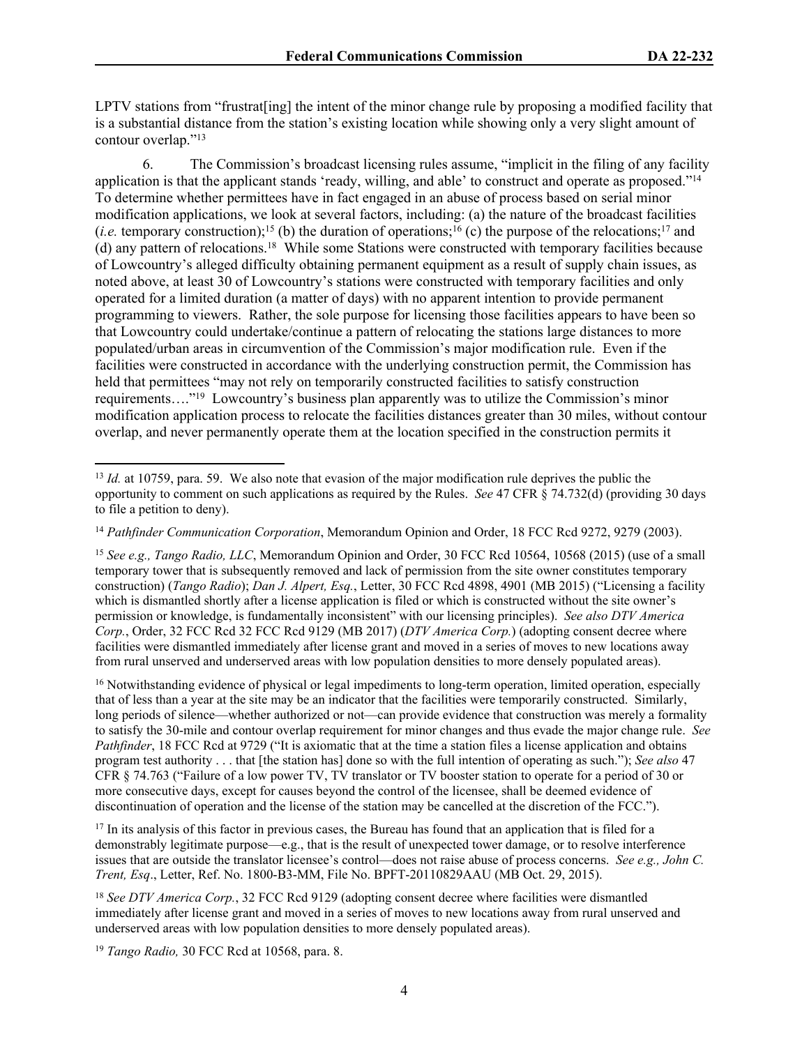LPTV stations from "frustrat[ing] the intent of the minor change rule by proposing a modified facility that is a substantial distance from the station's existing location while showing only a very slight amount of contour overlap."[13]

6. The Commission's broadcast licensing rules assume, "implicit in the filing of any facility application is that the applicant stands 'ready, willing, and able' to construct and operate as proposed."[14] To determine whether permittees have in fact engaged in an abuse of process based on serial minor modification applications, we look at several factors, including: (a) the nature of the broadcast facilities (*i.e.* temporary construction);[15] (b) the duration of operations;[16] (c) the purpose of the relocations;[17] and (d) any pattern of relocations.[18] While some Stations were constructed with temporary facilities because of Lowcountry's alleged difficulty obtaining permanent equipment as a result of supply chain issues, as noted above, at least 30 of Lowcountry's stations were constructed with temporary facilities and only operated for a limited duration (a matter of days) with no apparent intention to provide permanent programming to viewers. Rather, the sole purpose for licensing those facilities appears to have been so that Lowcountry could undertake/continue a pattern of relocating the stations large distances to more populated/urban areas in circumvention of the Commission's major modification rule. Even if the facilities were constructed in accordance with the underlying construction permit, the Commission has held that permittees "may not rely on temporarily constructed facilities to satisfy construction requirements…."[19] Lowcountry's business plan apparently was to utilize the Commission's minor modification application process to relocate the facilities distances greater than 30 miles, without contour overlap, and never permanently operate them at the location specified in the construction permits it

---

[13] *Id.* at 10759, para. 59. We also note that evasion of the major modification rule deprives the public the opportunity to comment on such applications as required by the Rules. *See* 47 CFR § 74.732(d) (providing 30 days to file a petition to deny).

[14] *Pathfinder Communication Corporation*, Memorandum Opinion and Order, 18 FCC Rcd 9272, 9279 (2003).

[15] *See e.g., Tango Radio, LLC*, Memorandum Opinion and Order, 30 FCC Rcd 10564, 10568 (2015) (use of a small temporary tower that is subsequently removed and lack of permission from the site owner constitutes temporary construction) (*Tango Radio*); *Dan J. Alpert, Esq.*, Letter, 30 FCC Rcd 4898, 4901 (MB 2015) ("Licensing a facility which is dismantled shortly after a license application is filed or which is constructed without the site owner's permission or knowledge, is fundamentally inconsistent" with our licensing principles). *See also DTV America Corp.*, Order, 32 FCC Rcd 32 FCC Rcd 9129 (MB 2017) (*DTV America Corp.*) (adopting consent decree where facilities were dismantled immediately after license grant and moved in a series of moves to new locations away from rural unserved and underserved areas with low population densities to more densely populated areas).

[16] Notwithstanding evidence of physical or legal impediments to long-term operation, limited operation, especially that of less than a year at the site may be an indicator that the facilities were temporarily constructed. Similarly, long periods of silence—whether authorized or not—can provide evidence that construction was merely a formality to satisfy the 30-mile and contour overlap requirement for minor changes and thus evade the major change rule. *See Pathfinder*, 18 FCC Rcd at 9729 ("It is axiomatic that at the time a station files a license application and obtains program test authority . . . that [the station has] done so with the full intention of operating as such."); *See also* 47 CFR § 74.763 ("Failure of a low power TV, TV translator or TV booster station to operate for a period of 30 or more consecutive days, except for causes beyond the control of the licensee, shall be deemed evidence of discontinuation of operation and the license of the station may be cancelled at the discretion of the FCC.").

[17] In its analysis of this factor in previous cases, the Bureau has found that an application that is filed for a demonstrably legitimate purpose—e.g., that is the result of unexpected tower damage, or to resolve interference issues that are outside the translator licensee's control—does not raise abuse of process concerns. *See e.g., John C. Trent, Esq*., Letter, Ref. No. 1800-B3-MM, File No. BPFT-20110829AAU (MB Oct. 29, 2015).

[18] *See DTV America Corp.*, 32 FCC Rcd 9129 (adopting consent decree where facilities were dismantled immediately after license grant and moved in a series of moves to new locations away from rural unserved and underserved areas with low population densities to more densely populated areas).

[19] *Tango Radio,* 30 FCC Rcd at 10568, para. 8.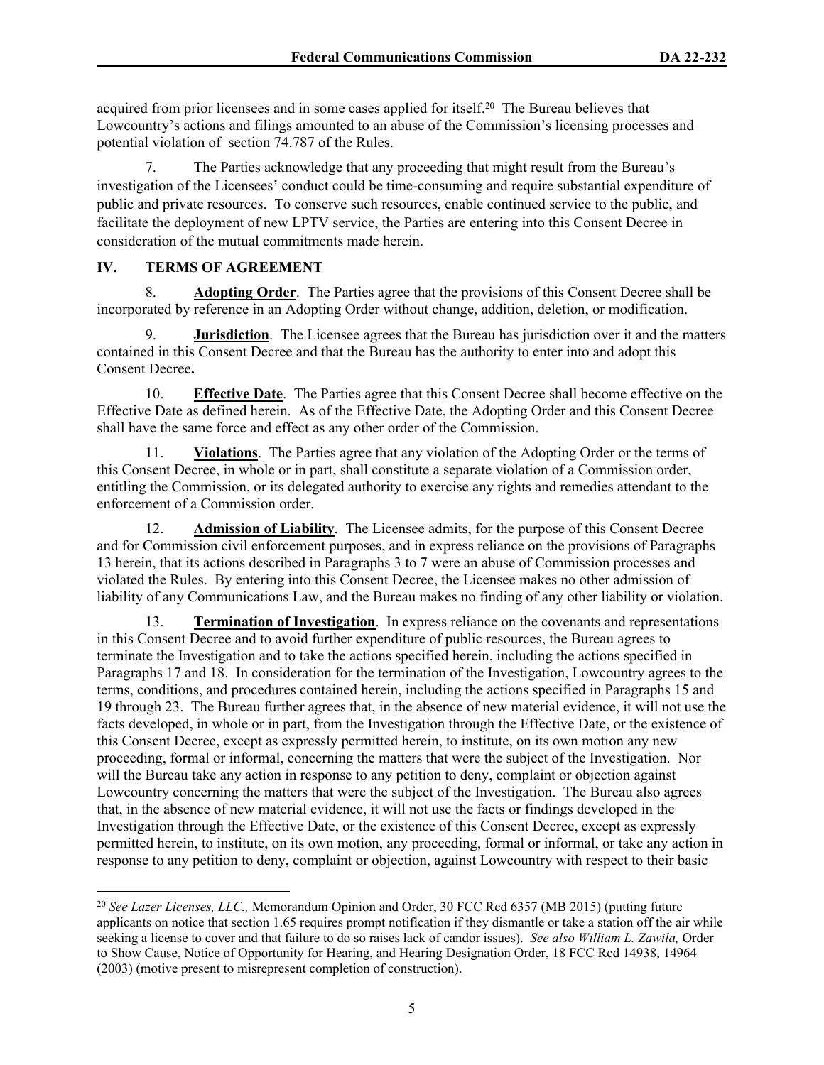acquired from prior licensees and in some cases applied for itself.[20] The Bureau believes that Lowcountry's actions and filings amounted to an abuse of the Commission's licensing processes and potential violation of section 74.787 of the Rules.

7. The Parties acknowledge that any proceeding that might result from the Bureau's investigation of the Licensees' conduct could be time-consuming and require substantial expenditure of public and private resources. To conserve such resources, enable continued service to the public, and facilitate the deployment of new LPTV service, the Parties are entering into this Consent Decree in consideration of the mutual commitments made herein.

## IV. TERMS OF AGREEMENT

8. **Adopting Order**. The Parties agree that the provisions of this Consent Decree shall be incorporated by reference in an Adopting Order without change, addition, deletion, or modification.

9. **Jurisdiction**. The Licensee agrees that the Bureau has jurisdiction over it and the matters contained in this Consent Decree and that the Bureau has the authority to enter into and adopt this Consent Decree**.**

10. **Effective Date**. The Parties agree that this Consent Decree shall become effective on the Effective Date as defined herein. As of the Effective Date, the Adopting Order and this Consent Decree shall have the same force and effect as any other order of the Commission.

11. **Violations**. The Parties agree that any violation of the Adopting Order or the terms of this Consent Decree, in whole or in part, shall constitute a separate violation of a Commission order, entitling the Commission, or its delegated authority to exercise any rights and remedies attendant to the enforcement of a Commission order.

12. **Admission of Liability**. The Licensee admits, for the purpose of this Consent Decree and for Commission civil enforcement purposes, and in express reliance on the provisions of Paragraphs 13 herein, that its actions described in Paragraphs 3 to 7 were an abuse of Commission processes and violated the Rules. By entering into this Consent Decree, the Licensee makes no other admission of liability of any Communications Law, and the Bureau makes no finding of any other liability or violation.

13. **Termination of Investigation**. In express reliance on the covenants and representations in this Consent Decree and to avoid further expenditure of public resources, the Bureau agrees to terminate the Investigation and to take the actions specified herein, including the actions specified in Paragraphs 17 and 18. In consideration for the termination of the Investigation, Lowcountry agrees to the terms, conditions, and procedures contained herein, including the actions specified in Paragraphs 15 and 19 through 23. The Bureau further agrees that, in the absence of new material evidence, it will not use the facts developed, in whole or in part, from the Investigation through the Effective Date, or the existence of this Consent Decree, except as expressly permitted herein, to institute, on its own motion any new proceeding, formal or informal, concerning the matters that were the subject of the Investigation. Nor will the Bureau take any action in response to any petition to deny, complaint or objection against Lowcountry concerning the matters that were the subject of the Investigation. The Bureau also agrees that, in the absence of new material evidence, it will not use the facts or findings developed in the Investigation through the Effective Date, or the existence of this Consent Decree, except as expressly permitted herein, to institute, on its own motion, any proceeding, formal or informal, or take any action in response to any petition to deny, complaint or objection, against Lowcountry with respect to their basic

[20] *See Lazer Licenses, LLC.,* Memorandum Opinion and Order, 30 FCC Rcd 6357 (MB 2015) (putting future applicants on notice that section 1.65 requires prompt notification if they dismantle or take a station off the air while seeking a license to cover and that failure to do so raises lack of candor issues). *See also William L. Zawila,* Order to Show Cause, Notice of Opportunity for Hearing, and Hearing Designation Order, 18 FCC Rcd 14938, 14964 (2003) (motive present to misrepresent completion of construction).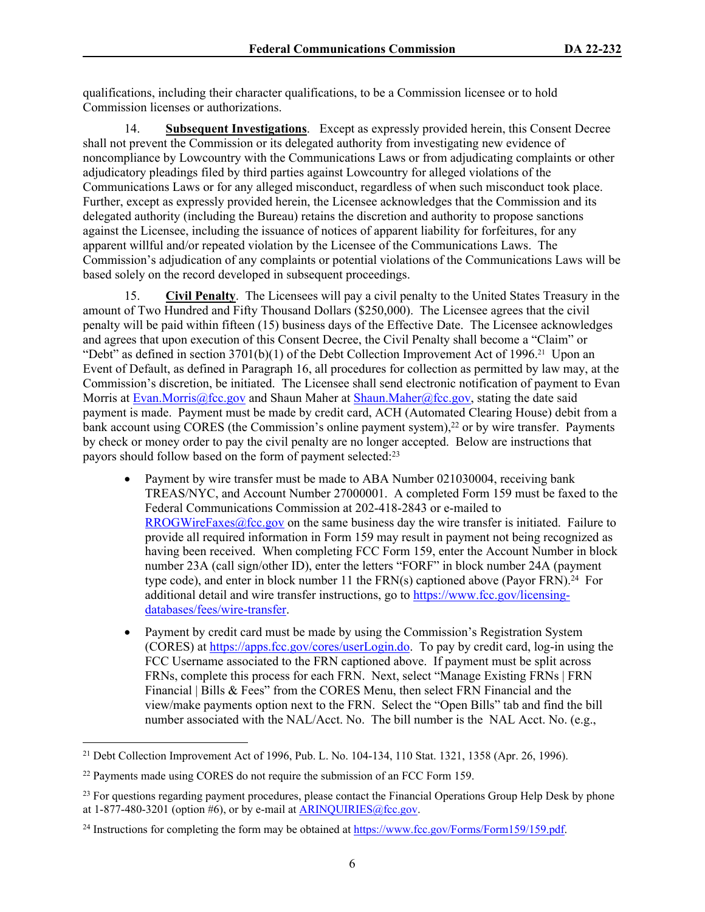qualifications, including their character qualifications, to be a Commission licensee or to hold Commission licenses or authorizations.

14. **Subsequent Investigations**. Except as expressly provided herein, this Consent Decree shall not prevent the Commission or its delegated authority from investigating new evidence of noncompliance by Lowcountry with the Communications Laws or from adjudicating complaints or other adjudicatory pleadings filed by third parties against Lowcountry for alleged violations of the Communications Laws or for any alleged misconduct, regardless of when such misconduct took place. Further, except as expressly provided herein, the Licensee acknowledges that the Commission and its delegated authority (including the Bureau) retains the discretion and authority to propose sanctions against the Licensee, including the issuance of notices of apparent liability for forfeitures, for any apparent willful and/or repeated violation by the Licensee of the Communications Laws. The Commission's adjudication of any complaints or potential violations of the Communications Laws will be based solely on the record developed in subsequent proceedings.

15. **Civil Penalty**. The Licensees will pay a civil penalty to the United States Treasury in the amount of Two Hundred and Fifty Thousand Dollars ($250,000). The Licensee agrees that the civil penalty will be paid within fifteen (15) business days of the Effective Date. The Licensee acknowledges and agrees that upon execution of this Consent Decree, the Civil Penalty shall become a "Claim" or "Debt" as defined in section 3701(b)(1) of the Debt Collection Improvement Act of 1996.[21] Upon an Event of Default, as defined in Paragraph 16, all procedures for collection as permitted by law may, at the Commission's discretion, be initiated. The Licensee shall send electronic notification of payment to Evan Morris at Evan.Morris@fcc.gov and Shaun Maher at Shaun.Maher@fcc.gov, stating the date said payment is made. Payment must be made by credit card, ACH (Automated Clearing House) debit from a bank account using CORES (the Commission's online payment system),[22] or by wire transfer. Payments by check or money order to pay the civil penalty are no longer accepted. Below are instructions that payors should follow based on the form of payment selected:[23]

- Payment by wire transfer must be made to ABA Number 021030004, receiving bank TREAS/NYC, and Account Number 27000001. A completed Form 159 must be faxed to the Federal Communications Commission at 202-418-2843 or e-mailed to RROGWireFaxes@fcc.gov on the same business day the wire transfer is initiated. Failure to provide all required information in Form 159 may result in payment not being recognized as having been received. When completing FCC Form 159, enter the Account Number in block number 23A (call sign/other ID), enter the letters "FORF" in block number 24A (payment type code), and enter in block number 11 the FRN(s) captioned above (Payor FRN).[24] For additional detail and wire transfer instructions, go to https://www.fcc.gov/licensing-databases/fees/wire-transfer.
- Payment by credit card must be made by using the Commission's Registration System (CORES) at https://apps.fcc.gov/cores/userLogin.do. To pay by credit card, log-in using the FCC Username associated to the FRN captioned above. If payment must be split across FRNs, complete this process for each FRN. Next, select "Manage Existing FRNs | FRN Financial | Bills & Fees" from the CORES Menu, then select FRN Financial and the view/make payments option next to the FRN. Select the "Open Bills" tab and find the bill number associated with the NAL/Acct. No. The bill number is the NAL Acct. No. (e.g.,

[21] Debt Collection Improvement Act of 1996, Pub. L. No. 104-134, 110 Stat. 1321, 1358 (Apr. 26, 1996).

[22] Payments made using CORES do not require the submission of an FCC Form 159.

[23] For questions regarding payment procedures, please contact the Financial Operations Group Help Desk by phone at 1-877-480-3201 (option #6), or by e-mail at ARINQUIRIES@fcc.gov.

[24] Instructions for completing the form may be obtained at https://www.fcc.gov/Forms/Form159/159.pdf.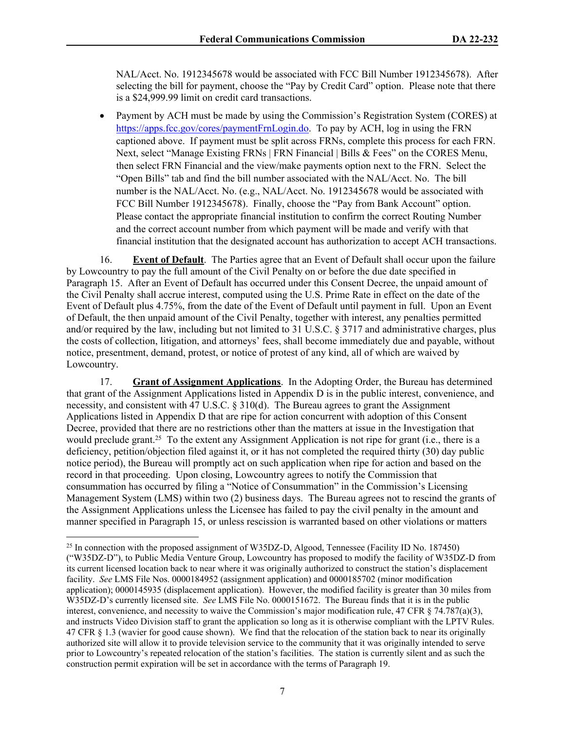NAL/Acct. No. 1912345678 would be associated with FCC Bill Number 1912345678). After selecting the bill for payment, choose the "Pay by Credit Card" option. Please note that there is a $24,999.99 limit on credit card transactions.

- Payment by ACH must be made by using the Commission's Registration System (CORES) at https://apps.fcc.gov/cores/paymentFrnLogin.do. To pay by ACH, log in using the FRN captioned above. If payment must be split across FRNs, complete this process for each FRN. Next, select "Manage Existing FRNs | FRN Financial | Bills & Fees" on the CORES Menu, then select FRN Financial and the view/make payments option next to the FRN. Select the "Open Bills" tab and find the bill number associated with the NAL/Acct. No. The bill number is the NAL/Acct. No. (e.g., NAL/Acct. No. 1912345678 would be associated with FCC Bill Number 1912345678). Finally, choose the "Pay from Bank Account" option. Please contact the appropriate financial institution to confirm the correct Routing Number and the correct account number from which payment will be made and verify with that financial institution that the designated account has authorization to accept ACH transactions.

16. **Event of Default**. The Parties agree that an Event of Default shall occur upon the failure by Lowcountry to pay the full amount of the Civil Penalty on or before the due date specified in Paragraph 15. After an Event of Default has occurred under this Consent Decree, the unpaid amount of the Civil Penalty shall accrue interest, computed using the U.S. Prime Rate in effect on the date of the Event of Default plus 4.75%, from the date of the Event of Default until payment in full. Upon an Event of Default, the then unpaid amount of the Civil Penalty, together with interest, any penalties permitted and/or required by the law, including but not limited to 31 U.S.C. § 3717 and administrative charges, plus the costs of collection, litigation, and attorneys' fees, shall become immediately due and payable, without notice, presentment, demand, protest, or notice of protest of any kind, all of which are waived by Lowcountry.

17. **Grant of Assignment Applications**. In the Adopting Order, the Bureau has determined that grant of the Assignment Applications listed in Appendix D is in the public interest, convenience, and necessity, and consistent with 47 U.S.C. § 310(d). The Bureau agrees to grant the Assignment Applications listed in Appendix D that are ripe for action concurrent with adoption of this Consent Decree, provided that there are no restrictions other than the matters at issue in the Investigation that would preclude grant.[25] To the extent any Assignment Application is not ripe for grant (i.e., there is a deficiency, petition/objection filed against it, or it has not completed the required thirty (30) day public notice period), the Bureau will promptly act on such application when ripe for action and based on the record in that proceeding. Upon closing, Lowcountry agrees to notify the Commission that consummation has occurred by filing a "Notice of Consummation" in the Commission's Licensing Management System (LMS) within two (2) business days. The Bureau agrees not to rescind the grants of the Assignment Applications unless the Licensee has failed to pay the civil penalty in the amount and manner specified in Paragraph 15, or unless rescission is warranted based on other violations or matters

---

[25] In connection with the proposed assignment of W35DZ-D, Algood, Tennessee (Facility ID No. 187450) ("W35DZ-D"), to Public Media Venture Group, Lowcountry has proposed to modify the facility of W35DZ-D from its current licensed location back to near where it was originally authorized to construct the station's displacement facility. *See* LMS File Nos. 0000184952 (assignment application) and 0000185702 (minor modification application); 0000145935 (displacement application). However, the modified facility is greater than 30 miles from W35DZ-D's currently licensed site. *See* LMS File No. 0000151672. The Bureau finds that it is in the public interest, convenience, and necessity to waive the Commission's major modification rule, 47 CFR § 74.787(a)(3), and instructs Video Division staff to grant the application so long as it is otherwise compliant with the LPTV Rules. 47 CFR § 1.3 (wavier for good cause shown). We find that the relocation of the station back to near its originally authorized site will allow it to provide television service to the community that it was originally intended to serve prior to Lowcountry's repeated relocation of the station's facilities. The station is currently silent and as such the construction permit expiration will be set in accordance with the terms of Paragraph 19.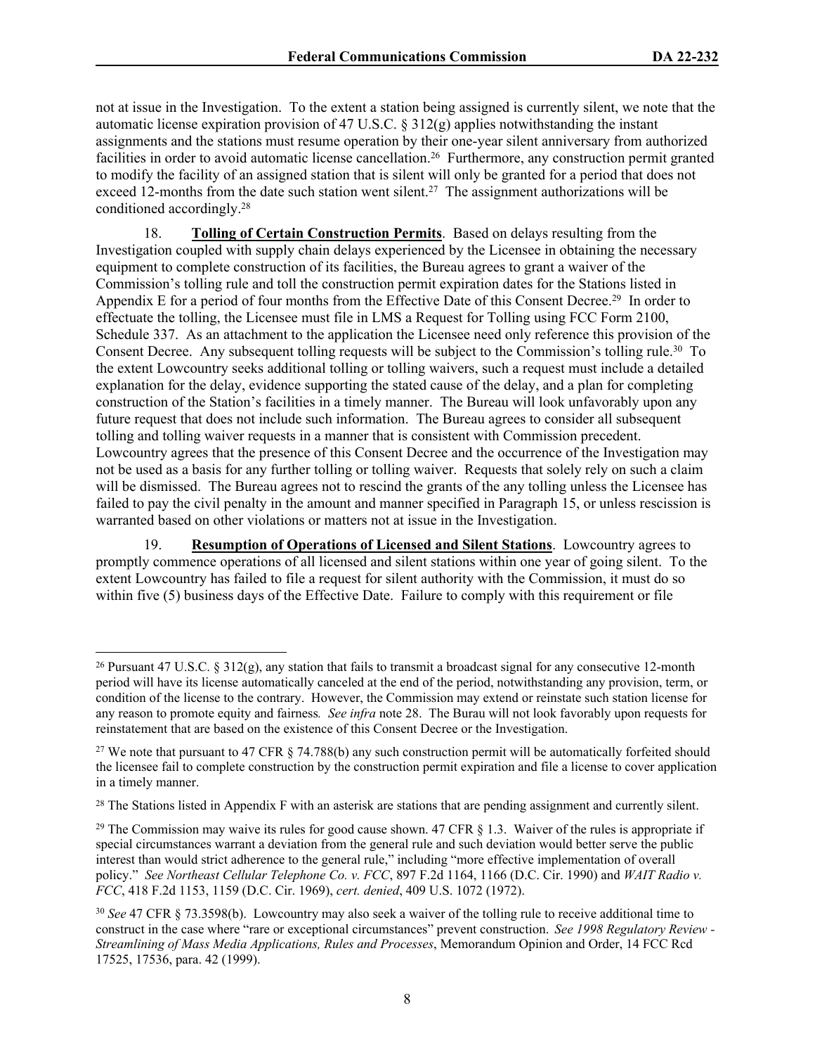not at issue in the Investigation. To the extent a station being assigned is currently silent, we note that the automatic license expiration provision of 47 U.S.C. § 312(g) applies notwithstanding the instant assignments and the stations must resume operation by their one-year silent anniversary from authorized facilities in order to avoid automatic license cancellation.[26] Furthermore, any construction permit granted to modify the facility of an assigned station that is silent will only be granted for a period that does not exceed 12-months from the date such station went silent.[27] The assignment authorizations will be conditioned accordingly.[28]

18. **Tolling of Certain Construction Permits**. Based on delays resulting from the Investigation coupled with supply chain delays experienced by the Licensee in obtaining the necessary equipment to complete construction of its facilities, the Bureau agrees to grant a waiver of the Commission's tolling rule and toll the construction permit expiration dates for the Stations listed in Appendix E for a period of four months from the Effective Date of this Consent Decree.[29] In order to effectuate the tolling, the Licensee must file in LMS a Request for Tolling using FCC Form 2100, Schedule 337. As an attachment to the application the Licensee need only reference this provision of the Consent Decree. Any subsequent tolling requests will be subject to the Commission's tolling rule.[30] To the extent Lowcountry seeks additional tolling or tolling waivers, such a request must include a detailed explanation for the delay, evidence supporting the stated cause of the delay, and a plan for completing construction of the Station's facilities in a timely manner. The Bureau will look unfavorably upon any future request that does not include such information. The Bureau agrees to consider all subsequent tolling and tolling waiver requests in a manner that is consistent with Commission precedent. Lowcountry agrees that the presence of this Consent Decree and the occurrence of the Investigation may not be used as a basis for any further tolling or tolling waiver. Requests that solely rely on such a claim will be dismissed. The Bureau agrees not to rescind the grants of the any tolling unless the Licensee has failed to pay the civil penalty in the amount and manner specified in Paragraph 15, or unless rescission is warranted based on other violations or matters not at issue in the Investigation.

19. **Resumption of Operations of Licensed and Silent Stations**. Lowcountry agrees to promptly commence operations of all licensed and silent stations within one year of going silent. To the extent Lowcountry has failed to file a request for silent authority with the Commission, it must do so within five (5) business days of the Effective Date. Failure to comply with this requirement or file

---

[26] Pursuant 47 U.S.C. § 312(g), any station that fails to transmit a broadcast signal for any consecutive 12-month period will have its license automatically canceled at the end of the period, notwithstanding any provision, term, or condition of the license to the contrary. However, the Commission may extend or reinstate such station license for any reason to promote equity and fairness*. See infra* note 28. The Burau will not look favorably upon requests for reinstatement that are based on the existence of this Consent Decree or the Investigation.

[27] We note that pursuant to 47 CFR § 74.788(b) any such construction permit will be automatically forfeited should the licensee fail to complete construction by the construction permit expiration and file a license to cover application in a timely manner.

[28] The Stations listed in Appendix F with an asterisk are stations that are pending assignment and currently silent.

[29] The Commission may waive its rules for good cause shown. 47 CFR § 1.3. Waiver of the rules is appropriate if special circumstances warrant a deviation from the general rule and such deviation would better serve the public interest than would strict adherence to the general rule," including "more effective implementation of overall policy." *See Northeast Cellular Telephone Co. v. FCC*, 897 F.2d 1164, 1166 (D.C. Cir. 1990) and *WAIT Radio v. FCC*, 418 F.2d 1153, 1159 (D.C. Cir. 1969), *cert. denied*, 409 U.S. 1072 (1972).

[30] *See* 47 CFR § 73.3598(b). Lowcountry may also seek a waiver of the tolling rule to receive additional time to construct in the case where "rare or exceptional circumstances" prevent construction. *See 1998 Regulatory Review - Streamlining of Mass Media Applications, Rules and Processes*, Memorandum Opinion and Order, 14 FCC Rcd 17525, 17536, para. 42 (1999).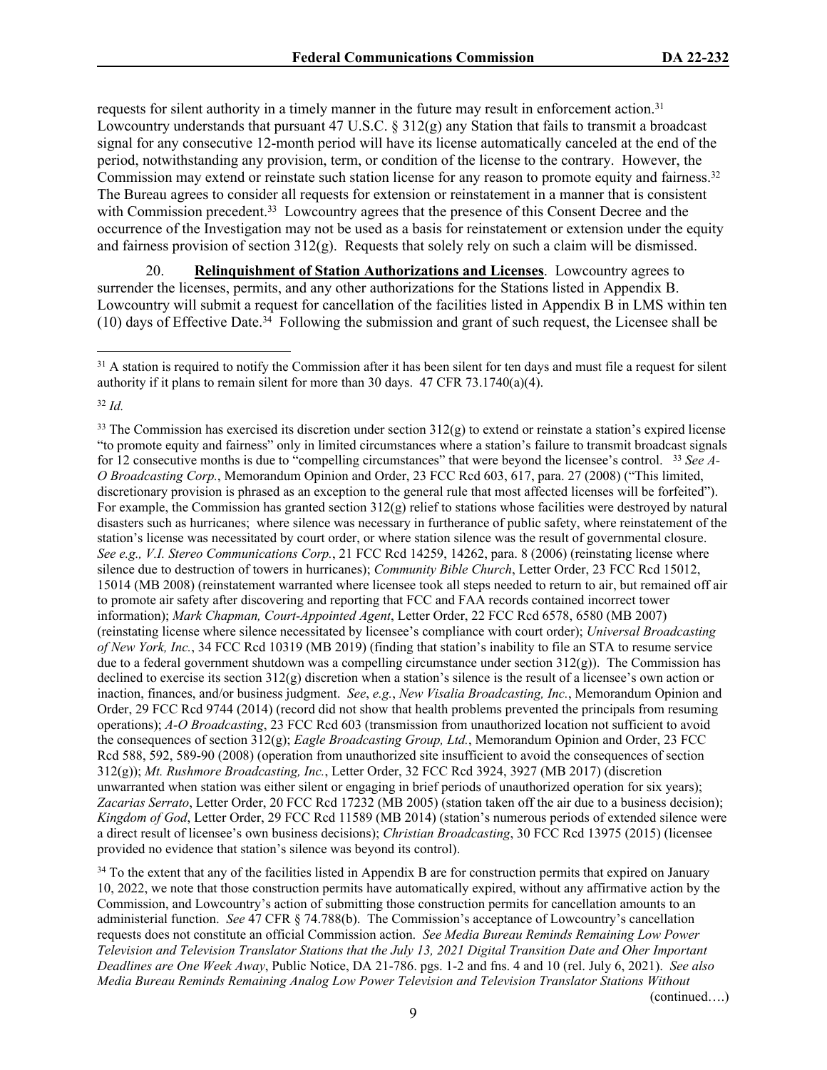requests for silent authority in a timely manner in the future may result in enforcement action.[31] Lowcountry understands that pursuant 47 U.S.C. § 312(g) any Station that fails to transmit a broadcast signal for any consecutive 12-month period will have its license automatically canceled at the end of the period, notwithstanding any provision, term, or condition of the license to the contrary. However, the Commission may extend or reinstate such station license for any reason to promote equity and fairness.[32] The Bureau agrees to consider all requests for extension or reinstatement in a manner that is consistent with Commission precedent.[33] Lowcountry agrees that the presence of this Consent Decree and the occurrence of the Investigation may not be used as a basis for reinstatement or extension under the equity and fairness provision of section 312(g). Requests that solely rely on such a claim will be dismissed.

20. **Relinquishment of Station Authorizations and Licenses**. Lowcountry agrees to surrender the licenses, permits, and any other authorizations for the Stations listed in Appendix B. Lowcountry will submit a request for cancellation of the facilities listed in Appendix B in LMS within ten (10) days of Effective Date.[34] Following the submission and grant of such request, the Licensee shall be

---

[31] A station is required to notify the Commission after it has been silent for ten days and must file a request for silent authority if it plans to remain silent for more than 30 days. 47 CFR 73.1740(a)(4).

[32] *Id.*

[33] The Commission has exercised its discretion under section 312(g) to extend or reinstate a station's expired license "to promote equity and fairness" only in limited circumstances where a station's failure to transmit broadcast signals for 12 consecutive months is due to "compelling circumstances" that were beyond the licensee's control. [33] *See A-O Broadcasting Corp.*, Memorandum Opinion and Order, 23 FCC Rcd 603, 617, para. 27 (2008) ("This limited, discretionary provision is phrased as an exception to the general rule that most affected licenses will be forfeited"). For example, the Commission has granted section 312(g) relief to stations whose facilities were destroyed by natural disasters such as hurricanes; where silence was necessary in furtherance of public safety, where reinstatement of the station's license was necessitated by court order, or where station silence was the result of governmental closure. *See e.g., V.I. Stereo Communications Corp.*, 21 FCC Rcd 14259, 14262, para. 8 (2006) (reinstating license where silence due to destruction of towers in hurricanes); *Community Bible Church*, Letter Order, 23 FCC Rcd 15012, 15014 (MB 2008) (reinstatement warranted where licensee took all steps needed to return to air, but remained off air to promote air safety after discovering and reporting that FCC and FAA records contained incorrect tower information); *Mark Chapman, Court-Appointed Agent*, Letter Order, 22 FCC Rcd 6578, 6580 (MB 2007) (reinstating license where silence necessitated by licensee's compliance with court order); *Universal Broadcasting of New York, Inc.*, 34 FCC Rcd 10319 (MB 2019) (finding that station's inability to file an STA to resume service due to a federal government shutdown was a compelling circumstance under section 312(g)). The Commission has declined to exercise its section 312(g) discretion when a station's silence is the result of a licensee's own action or inaction, finances, and/or business judgment. *See*, *e.g.*, *New Visalia Broadcasting, Inc.*, Memorandum Opinion and Order, 29 FCC Rcd 9744 (2014) (record did not show that health problems prevented the principals from resuming operations); *A-O Broadcasting*, 23 FCC Rcd 603 (transmission from unauthorized location not sufficient to avoid the consequences of section 312(g); *Eagle Broadcasting Group, Ltd.*, Memorandum Opinion and Order, 23 FCC Rcd 588, 592, 589-90 (2008) (operation from unauthorized site insufficient to avoid the consequences of section 312(g)); *Mt. Rushmore Broadcasting, Inc.*, Letter Order, 32 FCC Rcd 3924, 3927 (MB 2017) (discretion unwarranted when station was either silent or engaging in brief periods of unauthorized operation for six years); *Zacarias Serrato*, Letter Order, 20 FCC Rcd 17232 (MB 2005) (station taken off the air due to a business decision); *Kingdom of God*, Letter Order, 29 FCC Rcd 11589 (MB 2014) (station's numerous periods of extended silence were a direct result of licensee's own business decisions); *Christian Broadcasting*, 30 FCC Rcd 13975 (2015) (licensee provided no evidence that station's silence was beyond its control).

[34] To the extent that any of the facilities listed in Appendix B are for construction permits that expired on January 10, 2022, we note that those construction permits have automatically expired, without any affirmative action by the Commission, and Lowcountry's action of submitting those construction permits for cancellation amounts to an administerial function. *See* 47 CFR § 74.788(b). The Commission's acceptance of Lowcountry's cancellation requests does not constitute an official Commission action. *See Media Bureau Reminds Remaining Low Power Television and Television Translator Stations that the July 13, 2021 Digital Transition Date and Oher Important Deadlines are One Week Away*, Public Notice, DA 21-786. pgs. 1-2 and fns. 4 and 10 (rel. July 6, 2021). *See also Media Bureau Reminds Remaining Analog Low Power Television and Television Translator Stations Without*

(continued….)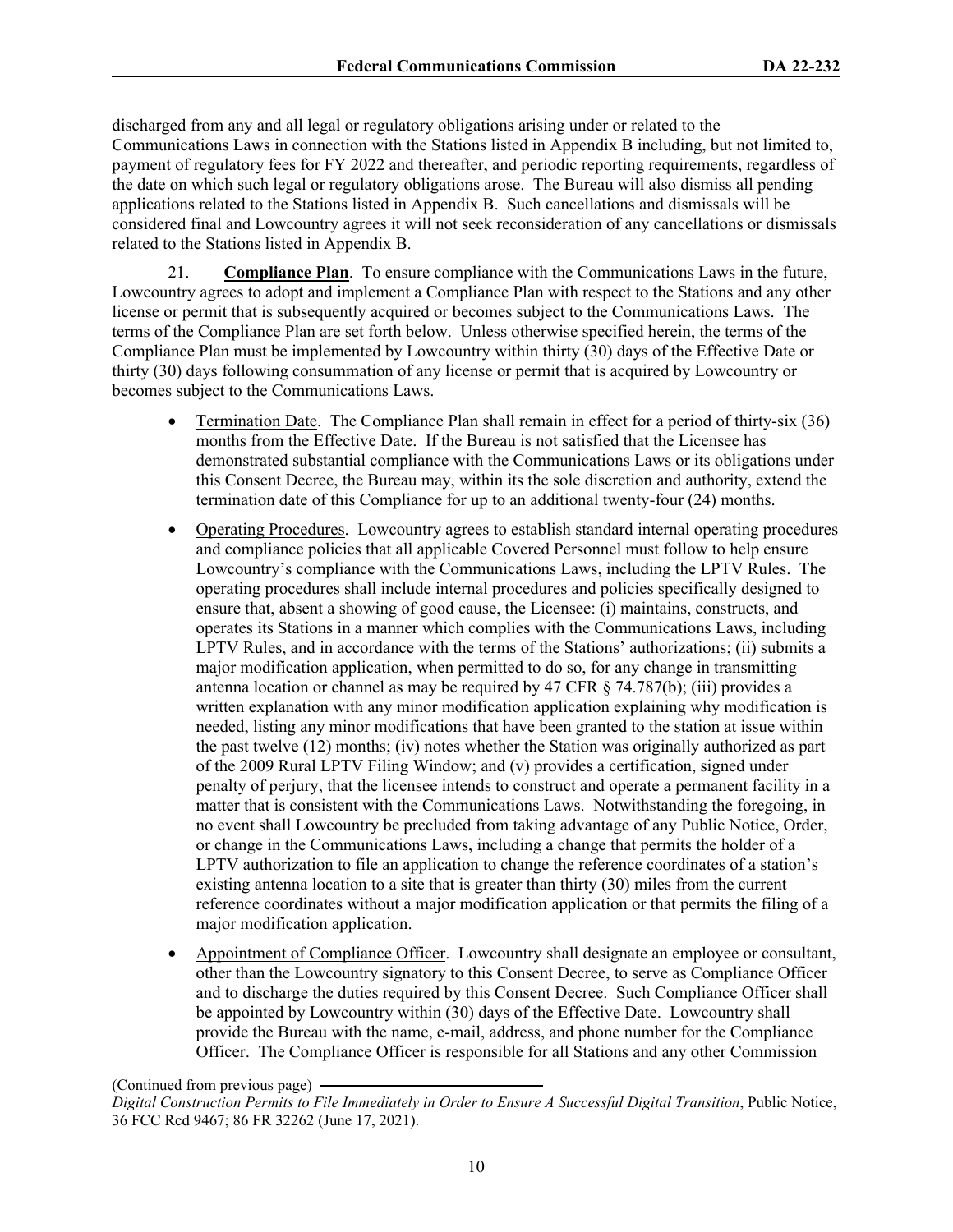discharged from any and all legal or regulatory obligations arising under or related to the Communications Laws in connection with the Stations listed in Appendix B including, but not limited to, payment of regulatory fees for FY 2022 and thereafter, and periodic reporting requirements, regardless of the date on which such legal or regulatory obligations arose. The Bureau will also dismiss all pending applications related to the Stations listed in Appendix B. Such cancellations and dismissals will be considered final and Lowcountry agrees it will not seek reconsideration of any cancellations or dismissals related to the Stations listed in Appendix B.

21. **Compliance Plan**. To ensure compliance with the Communications Laws in the future, Lowcountry agrees to adopt and implement a Compliance Plan with respect to the Stations and any other license or permit that is subsequently acquired or becomes subject to the Communications Laws. The terms of the Compliance Plan are set forth below. Unless otherwise specified herein, the terms of the Compliance Plan must be implemented by Lowcountry within thirty (30) days of the Effective Date or thirty (30) days following consummation of any license or permit that is acquired by Lowcountry or becomes subject to the Communications Laws.

- Termination Date. The Compliance Plan shall remain in effect for a period of thirty-six (36) months from the Effective Date. If the Bureau is not satisfied that the Licensee has demonstrated substantial compliance with the Communications Laws or its obligations under this Consent Decree, the Bureau may, within its the sole discretion and authority, extend the termination date of this Compliance for up to an additional twenty-four (24) months.
- Operating Procedures. Lowcountry agrees to establish standard internal operating procedures and compliance policies that all applicable Covered Personnel must follow to help ensure Lowcountry's compliance with the Communications Laws, including the LPTV Rules. The operating procedures shall include internal procedures and policies specifically designed to ensure that, absent a showing of good cause, the Licensee: (i) maintains, constructs, and operates its Stations in a manner which complies with the Communications Laws, including LPTV Rules, and in accordance with the terms of the Stations' authorizations; (ii) submits a major modification application, when permitted to do so, for any change in transmitting antenna location or channel as may be required by 47 CFR § 74.787(b); (iii) provides a written explanation with any minor modification application explaining why modification is needed, listing any minor modifications that have been granted to the station at issue within the past twelve (12) months; (iv) notes whether the Station was originally authorized as part of the 2009 Rural LPTV Filing Window; and (v) provides a certification, signed under penalty of perjury, that the licensee intends to construct and operate a permanent facility in a matter that is consistent with the Communications Laws. Notwithstanding the foregoing, in no event shall Lowcountry be precluded from taking advantage of any Public Notice, Order, or change in the Communications Laws, including a change that permits the holder of a LPTV authorization to file an application to change the reference coordinates of a station's existing antenna location to a site that is greater than thirty (30) miles from the current reference coordinates without a major modification application or that permits the filing of a major modification application.
- Appointment of Compliance Officer. Lowcountry shall designate an employee or consultant, other than the Lowcountry signatory to this Consent Decree, to serve as Compliance Officer and to discharge the duties required by this Consent Decree. Such Compliance Officer shall be appointed by Lowcountry within (30) days of the Effective Date. Lowcountry shall provide the Bureau with the name, e-mail, address, and phone number for the Compliance Officer. The Compliance Officer is responsible for all Stations and any other Commission

(Continued from previous page)
*Digital Construction Permits to File Immediately in Order to Ensure A Successful Digital Transition*, Public Notice, 36 FCC Rcd 9467; 86 FR 32262 (June 17, 2021).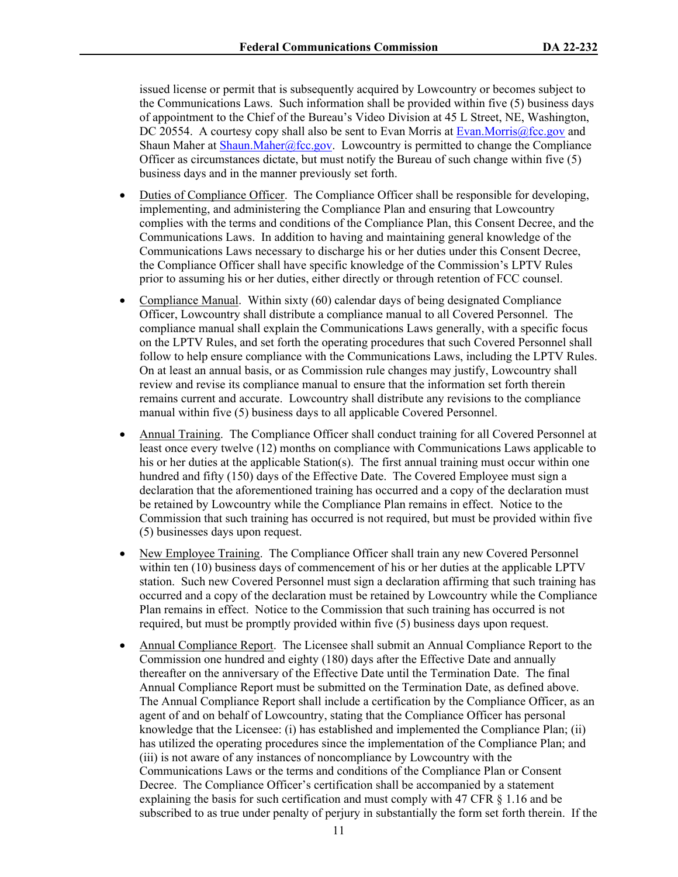issued license or permit that is subsequently acquired by Lowcountry or becomes subject to the Communications Laws. Such information shall be provided within five (5) business days of appointment to the Chief of the Bureau's Video Division at 45 L Street, NE, Washington, DC 20554. A courtesy copy shall also be sent to Evan Morris at Evan.Morris@fcc.gov and Shaun Maher at Shaun.Maher@fcc.gov. Lowcountry is permitted to change the Compliance Officer as circumstances dictate, but must notify the Bureau of such change within five (5) business days and in the manner previously set forth.

- Duties of Compliance Officer. The Compliance Officer shall be responsible for developing, implementing, and administering the Compliance Plan and ensuring that Lowcountry complies with the terms and conditions of the Compliance Plan, this Consent Decree, and the Communications Laws. In addition to having and maintaining general knowledge of the Communications Laws necessary to discharge his or her duties under this Consent Decree, the Compliance Officer shall have specific knowledge of the Commission's LPTV Rules prior to assuming his or her duties, either directly or through retention of FCC counsel.

- Compliance Manual. Within sixty (60) calendar days of being designated Compliance Officer, Lowcountry shall distribute a compliance manual to all Covered Personnel. The compliance manual shall explain the Communications Laws generally, with a specific focus on the LPTV Rules, and set forth the operating procedures that such Covered Personnel shall follow to help ensure compliance with the Communications Laws, including the LPTV Rules. On at least an annual basis, or as Commission rule changes may justify, Lowcountry shall review and revise its compliance manual to ensure that the information set forth therein remains current and accurate. Lowcountry shall distribute any revisions to the compliance manual within five (5) business days to all applicable Covered Personnel.

- Annual Training. The Compliance Officer shall conduct training for all Covered Personnel at least once every twelve (12) months on compliance with Communications Laws applicable to his or her duties at the applicable Station(s). The first annual training must occur within one hundred and fifty (150) days of the Effective Date. The Covered Employee must sign a declaration that the aforementioned training has occurred and a copy of the declaration must be retained by Lowcountry while the Compliance Plan remains in effect. Notice to the Commission that such training has occurred is not required, but must be provided within five (5) businesses days upon request.

- New Employee Training. The Compliance Officer shall train any new Covered Personnel within ten (10) business days of commencement of his or her duties at the applicable LPTV station. Such new Covered Personnel must sign a declaration affirming that such training has occurred and a copy of the declaration must be retained by Lowcountry while the Compliance Plan remains in effect. Notice to the Commission that such training has occurred is not required, but must be promptly provided within five (5) business days upon request.

- Annual Compliance Report. The Licensee shall submit an Annual Compliance Report to the Commission one hundred and eighty (180) days after the Effective Date and annually thereafter on the anniversary of the Effective Date until the Termination Date. The final Annual Compliance Report must be submitted on the Termination Date, as defined above. The Annual Compliance Report shall include a certification by the Compliance Officer, as an agent of and on behalf of Lowcountry, stating that the Compliance Officer has personal knowledge that the Licensee: (i) has established and implemented the Compliance Plan; (ii) has utilized the operating procedures since the implementation of the Compliance Plan; and (iii) is not aware of any instances of noncompliance by Lowcountry with the Communications Laws or the terms and conditions of the Compliance Plan or Consent Decree. The Compliance Officer's certification shall be accompanied by a statement explaining the basis for such certification and must comply with 47 CFR § 1.16 and be subscribed to as true under penalty of perjury in substantially the form set forth therein. If the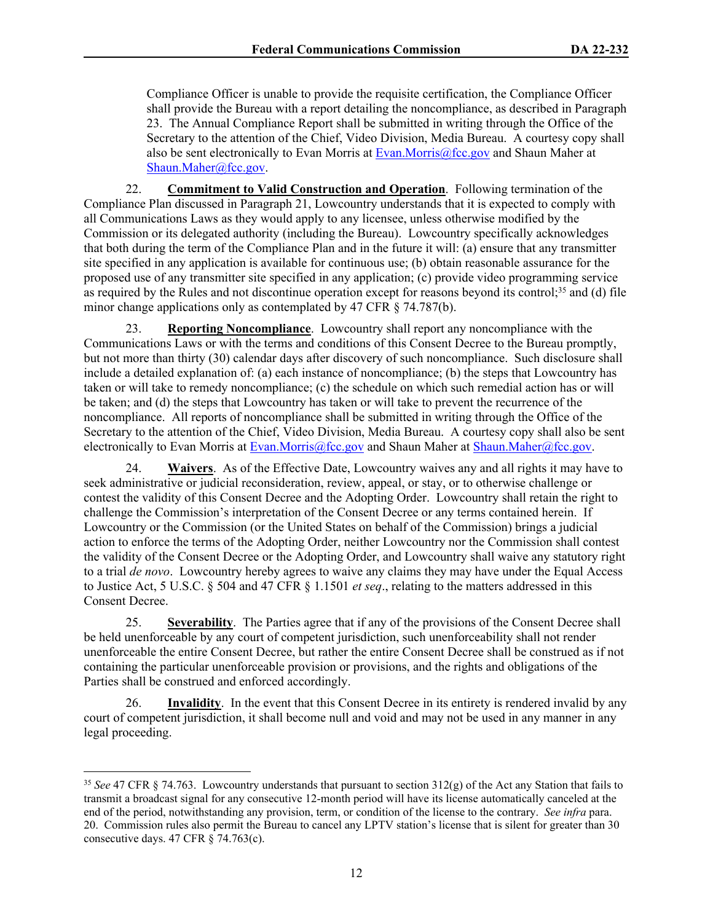Compliance Officer is unable to provide the requisite certification, the Compliance Officer shall provide the Bureau with a report detailing the noncompliance, as described in Paragraph 23. The Annual Compliance Report shall be submitted in writing through the Office of the Secretary to the attention of the Chief, Video Division, Media Bureau. A courtesy copy shall also be sent electronically to Evan Morris at [Evan.Morris@fcc.gov](mailto:Evan.Morris@fcc.gov) and Shaun Maher at [Shaun.Maher@fcc.gov](mailto:Shaun.Maher@fcc.gov).

22. **Commitment to Valid Construction and Operation**. Following termination of the Compliance Plan discussed in Paragraph 21, Lowcountry understands that it is expected to comply with all Communications Laws as they would apply to any licensee, unless otherwise modified by the Commission or its delegated authority (including the Bureau). Lowcountry specifically acknowledges that both during the term of the Compliance Plan and in the future it will: (a) ensure that any transmitter site specified in any application is available for continuous use; (b) obtain reasonable assurance for the proposed use of any transmitter site specified in any application; (c) provide video programming service as required by the Rules and not discontinue operation except for reasons beyond its control;[35] and (d) file minor change applications only as contemplated by 47 CFR § 74.787(b).

23. **Reporting Noncompliance**. Lowcountry shall report any noncompliance with the Communications Laws or with the terms and conditions of this Consent Decree to the Bureau promptly, but not more than thirty (30) calendar days after discovery of such noncompliance. Such disclosure shall include a detailed explanation of: (a) each instance of noncompliance; (b) the steps that Lowcountry has taken or will take to remedy noncompliance; (c) the schedule on which such remedial action has or will be taken; and (d) the steps that Lowcountry has taken or will take to prevent the recurrence of the noncompliance. All reports of noncompliance shall be submitted in writing through the Office of the Secretary to the attention of the Chief, Video Division, Media Bureau. A courtesy copy shall also be sent electronically to Evan Morris at [Evan.Morris@fcc.gov](mailto:Evan.Morris@fcc.gov) and Shaun Maher at [Shaun.Maher@fcc.gov](mailto:Shaun.Maher@fcc.gov).

24. **Waivers**. As of the Effective Date, Lowcountry waives any and all rights it may have to seek administrative or judicial reconsideration, review, appeal, or stay, or to otherwise challenge or contest the validity of this Consent Decree and the Adopting Order. Lowcountry shall retain the right to challenge the Commission's interpretation of the Consent Decree or any terms contained herein. If Lowcountry or the Commission (or the United States on behalf of the Commission) brings a judicial action to enforce the terms of the Adopting Order, neither Lowcountry nor the Commission shall contest the validity of the Consent Decree or the Adopting Order, and Lowcountry shall waive any statutory right to a trial *de novo*. Lowcountry hereby agrees to waive any claims they may have under the Equal Access to Justice Act, 5 U.S.C. § 504 and 47 CFR § 1.1501 *et seq*., relating to the matters addressed in this Consent Decree.

25. **Severability**. The Parties agree that if any of the provisions of the Consent Decree shall be held unenforceable by any court of competent jurisdiction, such unenforceability shall not render unenforceable the entire Consent Decree, but rather the entire Consent Decree shall be construed as if not containing the particular unenforceable provision or provisions, and the rights and obligations of the Parties shall be construed and enforced accordingly.

26. **Invalidity**. In the event that this Consent Decree in its entirety is rendered invalid by any court of competent jurisdiction, it shall become null and void and may not be used in any manner in any legal proceeding.

---

[35] *See* 47 CFR § 74.763. Lowcountry understands that pursuant to section 312(g) of the Act any Station that fails to transmit a broadcast signal for any consecutive 12-month period will have its license automatically canceled at the end of the period, notwithstanding any provision, term, or condition of the license to the contrary. *See infra* para. 20. Commission rules also permit the Bureau to cancel any LPTV station's license that is silent for greater than 30 consecutive days. 47 CFR § 74.763(c).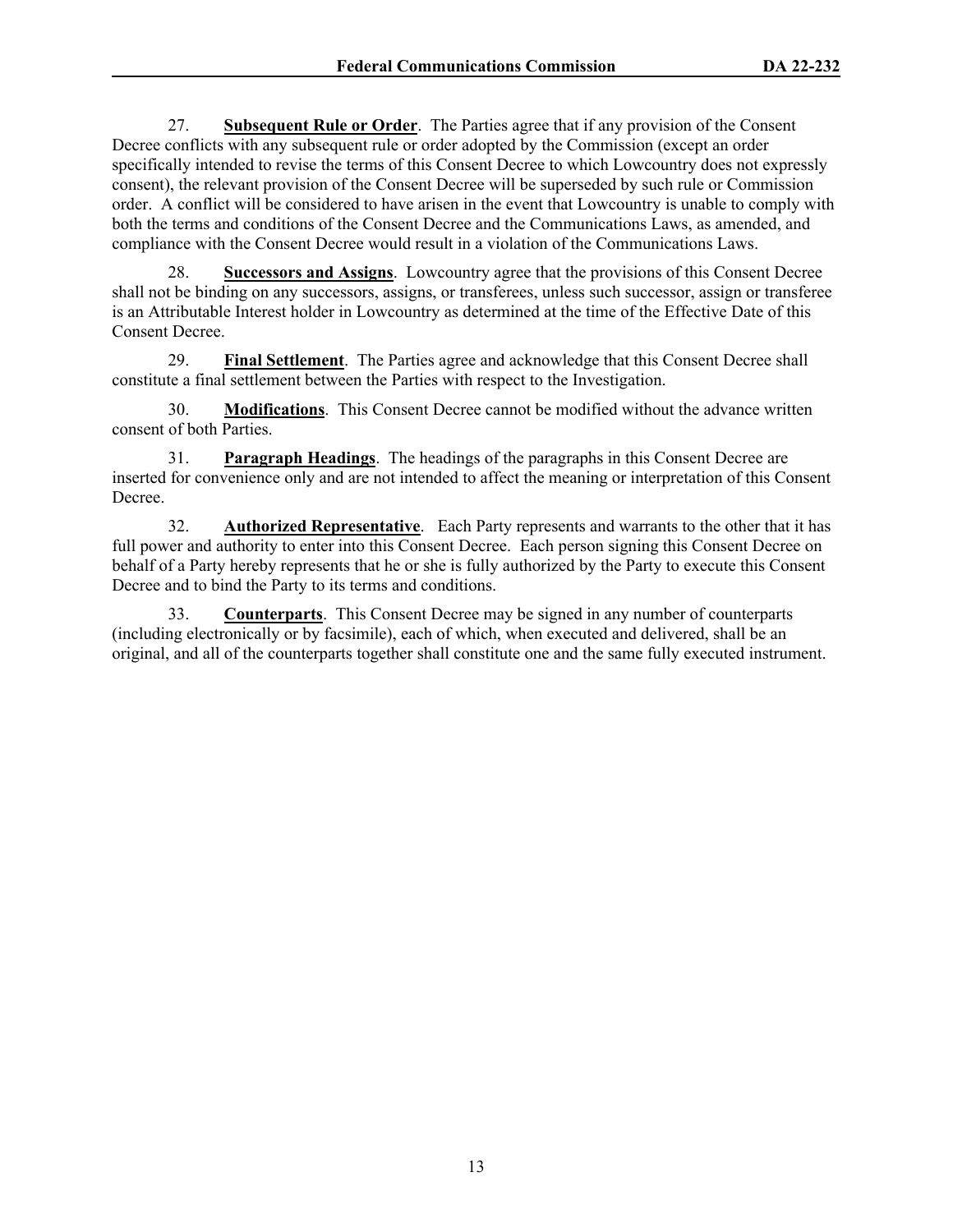27. **Subsequent Rule or Order**. The Parties agree that if any provision of the Consent Decree conflicts with any subsequent rule or order adopted by the Commission (except an order specifically intended to revise the terms of this Consent Decree to which Lowcountry does not expressly consent), the relevant provision of the Consent Decree will be superseded by such rule or Commission order. A conflict will be considered to have arisen in the event that Lowcountry is unable to comply with both the terms and conditions of the Consent Decree and the Communications Laws, as amended, and compliance with the Consent Decree would result in a violation of the Communications Laws.

28. **Successors and Assigns**. Lowcountry agree that the provisions of this Consent Decree shall not be binding on any successors, assigns, or transferees, unless such successor, assign or transferee is an Attributable Interest holder in Lowcountry as determined at the time of the Effective Date of this Consent Decree.

29. **Final Settlement**. The Parties agree and acknowledge that this Consent Decree shall constitute a final settlement between the Parties with respect to the Investigation.

30. **Modifications**. This Consent Decree cannot be modified without the advance written consent of both Parties.

31. **Paragraph Headings**. The headings of the paragraphs in this Consent Decree are inserted for convenience only and are not intended to affect the meaning or interpretation of this Consent Decree.

32. **Authorized Representative**. Each Party represents and warrants to the other that it has full power and authority to enter into this Consent Decree. Each person signing this Consent Decree on behalf of a Party hereby represents that he or she is fully authorized by the Party to execute this Consent Decree and to bind the Party to its terms and conditions.

33. **Counterparts**. This Consent Decree may be signed in any number of counterparts (including electronically or by facsimile), each of which, when executed and delivered, shall be an original, and all of the counterparts together shall constitute one and the same fully executed instrument.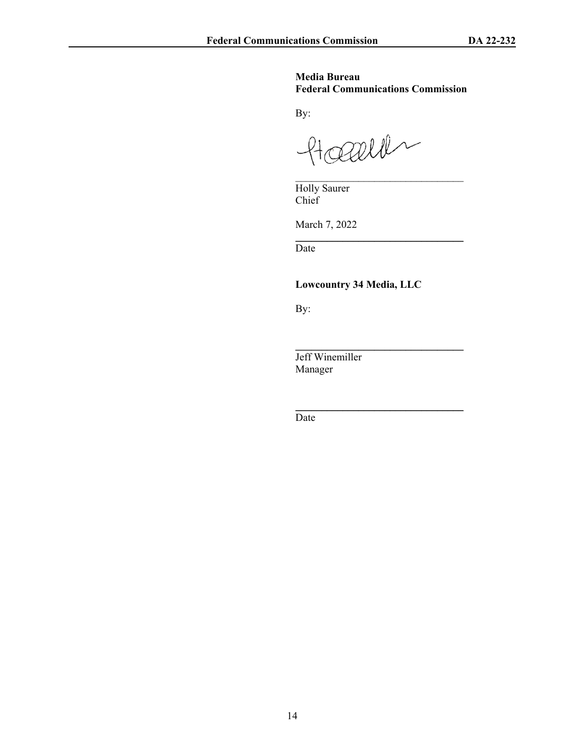**Media Bureau**
**Federal Communications Commission**

By:

\_\_\_\_\_\_\_\_\_\_\_\_\_\_\_\_\_\_\_\_\_\_\_\_\_\_\_\_\_\_\_\_
Holly Saurer
Chief

March 7, 2022
\_\_\_\_\_\_\_\_\_\_\_\_\_\_\_\_\_\_\_\_\_\_\_\_\_\_\_\_\_\_\_\_
Date

**Lowcountry 34 Media, LLC**

By:

\_\_\_\_\_\_\_\_\_\_\_\_\_\_\_\_\_\_\_\_\_\_\_\_\_\_\_\_\_\_\_\_
Jeff Winemiller
Manager

\_\_\_\_\_\_\_\_\_\_\_\_\_\_\_\_\_\_\_\_\_\_\_\_\_\_\_\_\_\_\_\_
Date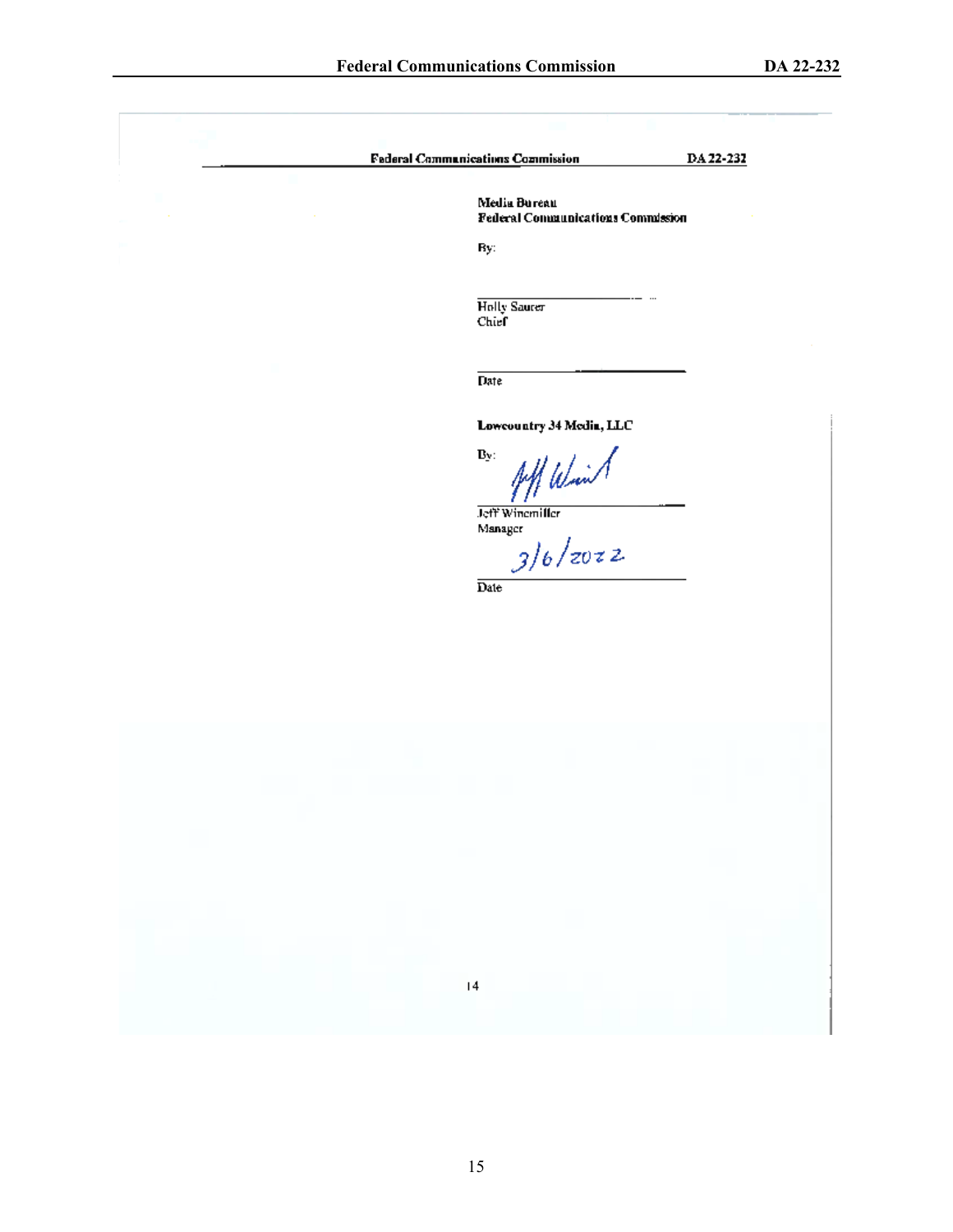Media Bureau
Federal Communications Commission

By:

_______________________________
Holly Saurer
Chief

_______________________________
Date

**Lowcountry 34 Media, LLC**

By: Jeff Winemiller

_______________________________
Jeff Winemiller
Manager

3/6/2022
_______________________________
Date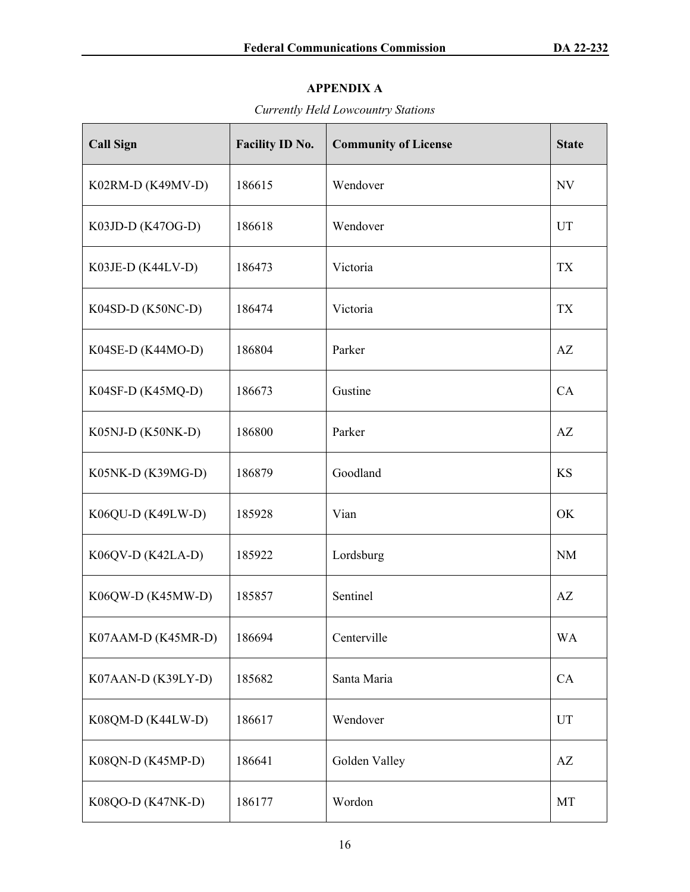## APPENDIX A

*Currently Held Lowcountry Stations*

| Call Sign | Facility ID No. | Community of License | State |
|---|---|---|---|
| K02RM-D (K49MV-D) | 186615 | Wendover | NV |
| K03JD-D (K47OG-D) | 186618 | Wendover | UT |
| K03JE-D (K44LV-D) | 186473 | Victoria | TX |
| K04SD-D (K50NC-D) | 186474 | Victoria | TX |
| K04SE-D (K44MO-D) | 186804 | Parker | AZ |
| K04SF-D (K45MQ-D) | 186673 | Gustine | CA |
| K05NJ-D (K50NK-D) | 186800 | Parker | AZ |
| K05NK-D (K39MG-D) | 186879 | Goodland | KS |
| K06QU-D (K49LW-D) | 185928 | Vian | OK |
| K06QV-D (K42LA-D) | 185922 | Lordsburg | NM |
| K06QW-D (K45MW-D) | 185857 | Sentinel | AZ |
| K07AAM-D (K45MR-D) | 186694 | Centerville | WA |
| K07AAN-D (K39LY-D) | 185682 | Santa Maria | CA |
| K08QM-D (K44LW-D) | 186617 | Wendover | UT |
| K08QN-D (K45MP-D) | 186641 | Golden Valley | AZ |
| K08QO-D (K47NK-D) | 186177 | Wordon | MT |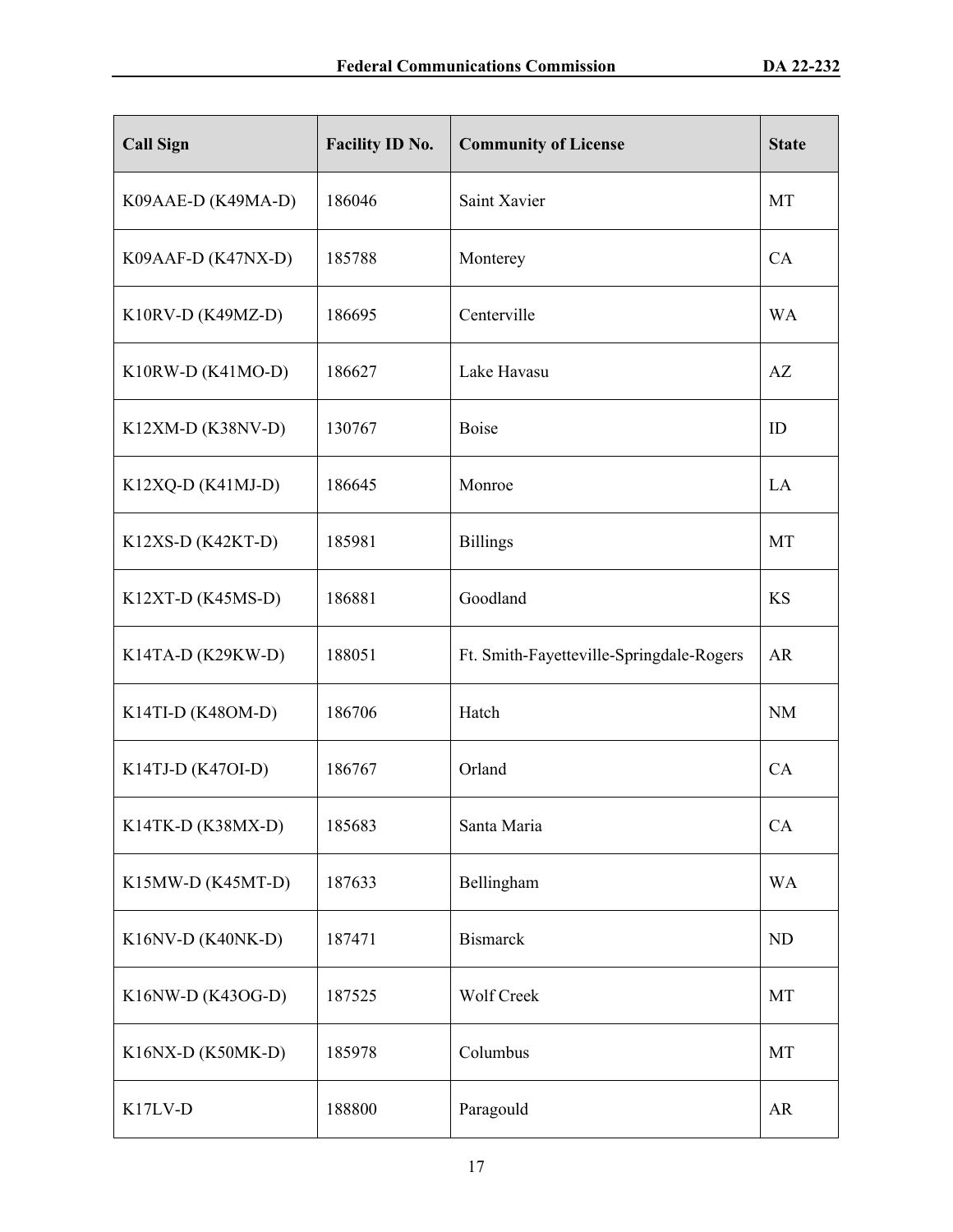| Call Sign | Facility ID No. | Community of License | State |
| --- | --- | --- | --- |
| K09AAE-D (K49MA-D) | 186046 | Saint Xavier | MT |
| K09AAF-D (K47NX-D) | 185788 | Monterey | CA |
| K10RV-D (K49MZ-D) | 186695 | Centerville | WA |
| K10RW-D (K41MO-D) | 186627 | Lake Havasu | AZ |
| K12XM-D (K38NV-D) | 130767 | Boise | ID |
| K12XQ-D (K41MJ-D) | 186645 | Monroe | LA |
| K12XS-D (K42KT-D) | 185981 | Billings | MT |
| K12XT-D (K45MS-D) | 186881 | Goodland | KS |
| K14TA-D (K29KW-D) | 188051 | Ft. Smith-Fayetteville-Springdale-Rogers | AR |
| K14TI-D (K48OM-D) | 186706 | Hatch | NM |
| K14TJ-D (K47OI-D) | 186767 | Orland | CA |
| K14TK-D (K38MX-D) | 185683 | Santa Maria | CA |
| K15MW-D (K45MT-D) | 187633 | Bellingham | WA |
| K16NV-D (K40NK-D) | 187471 | Bismarck | ND |
| K16NW-D (K43OG-D) | 187525 | Wolf Creek | MT |
| K16NX-D (K50MK-D) | 185978 | Columbus | MT |
| K17LV-D | 188800 | Paragould | AR |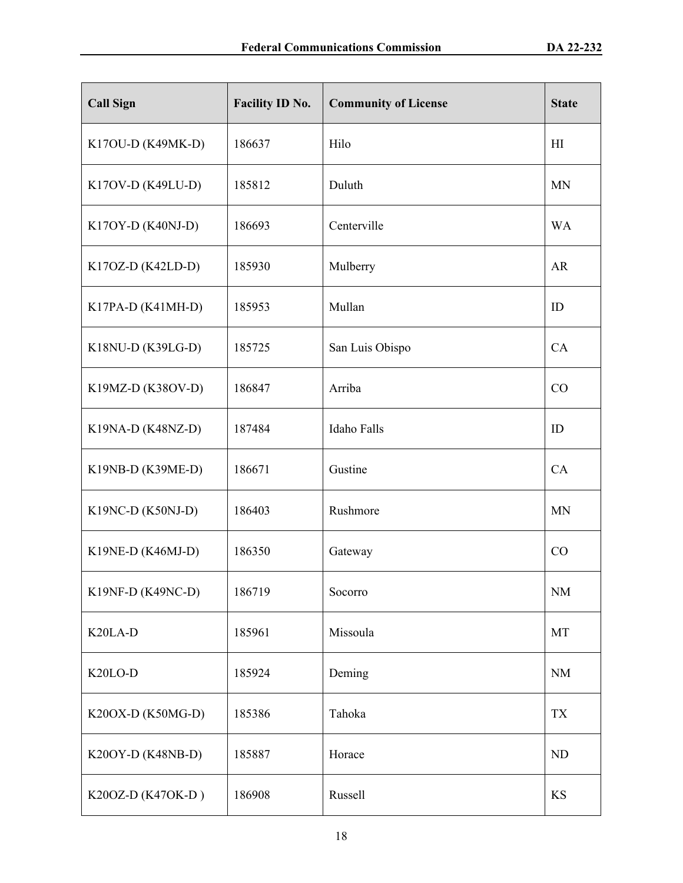| Call Sign | Facility ID No. | Community of License | State |
| --- | --- | --- | --- |
| K17OU-D (K49MK-D) | 186637 | Hilo | HI |
| K17OV-D (K49LU-D) | 185812 | Duluth | MN |
| K17OY-D (K40NJ-D) | 186693 | Centerville | WA |
| K17OZ-D (K42LD-D) | 185930 | Mulberry | AR |
| K17PA-D (K41MH-D) | 185953 | Mullan | ID |
| K18NU-D (K39LG-D) | 185725 | San Luis Obispo | CA |
| K19MZ-D (K38OV-D) | 186847 | Arriba | CO |
| K19NA-D (K48NZ-D) | 187484 | Idaho Falls | ID |
| K19NB-D (K39ME-D) | 186671 | Gustine | CA |
| K19NC-D (K50NJ-D) | 186403 | Rushmore | MN |
| K19NE-D (K46MJ-D) | 186350 | Gateway | CO |
| K19NF-D (K49NC-D) | 186719 | Socorro | NM |
| K20LA-D | 185961 | Missoula | MT |
| K20LO-D | 185924 | Deming | NM |
| K20OX-D (K50MG-D) | 185386 | Tahoka | TX |
| K20OY-D (K48NB-D) | 185887 | Horace | ND |
| K20OZ-D (K47OK-D ) | 186908 | Russell | KS |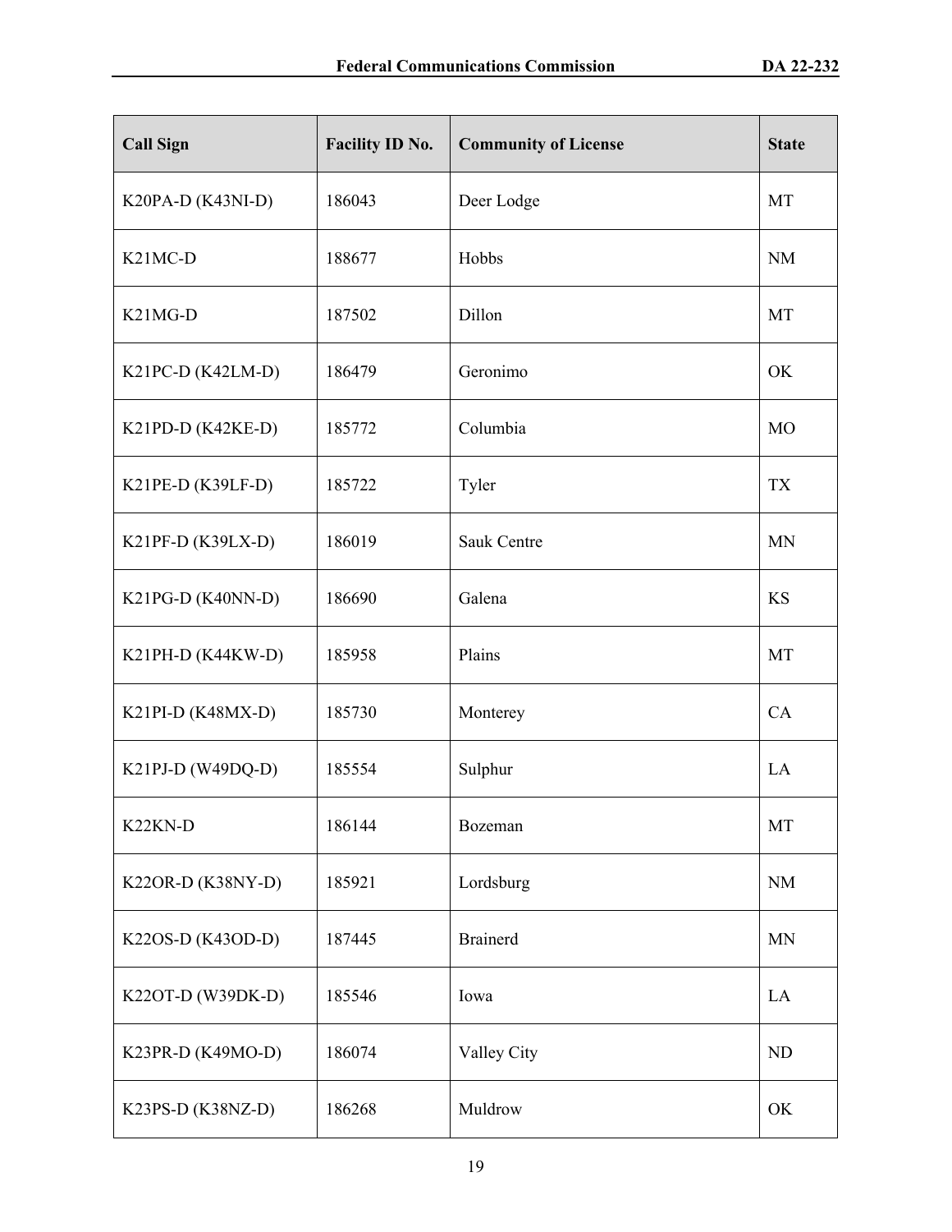| Call Sign | Facility ID No. | Community of License | State |
|---|---|---|---|
| K20PA-D (K43NI-D) | 186043 | Deer Lodge | MT |
| K21MC-D | 188677 | Hobbs | NM |
| K21MG-D | 187502 | Dillon | MT |
| K21PC-D (K42LM-D) | 186479 | Geronimo | OK |
| K21PD-D (K42KE-D) | 185772 | Columbia | MO |
| K21PE-D (K39LF-D) | 185722 | Tyler | TX |
| K21PF-D (K39LX-D) | 186019 | Sauk Centre | MN |
| K21PG-D (K40NN-D) | 186690 | Galena | KS |
| K21PH-D (K44KW-D) | 185958 | Plains | MT |
| K21PI-D (K48MX-D) | 185730 | Monterey | CA |
| K21PJ-D (W49DQ-D) | 185554 | Sulphur | LA |
| K22KN-D | 186144 | Bozeman | MT |
| K22OR-D (K38NY-D) | 185921 | Lordsburg | NM |
| K22OS-D (K43OD-D) | 187445 | Brainerd | MN |
| K22OT-D (W39DK-D) | 185546 | Iowa | LA |
| K23PR-D (K49MO-D) | 186074 | Valley City | ND |
| K23PS-D (K38NZ-D) | 186268 | Muldrow | OK |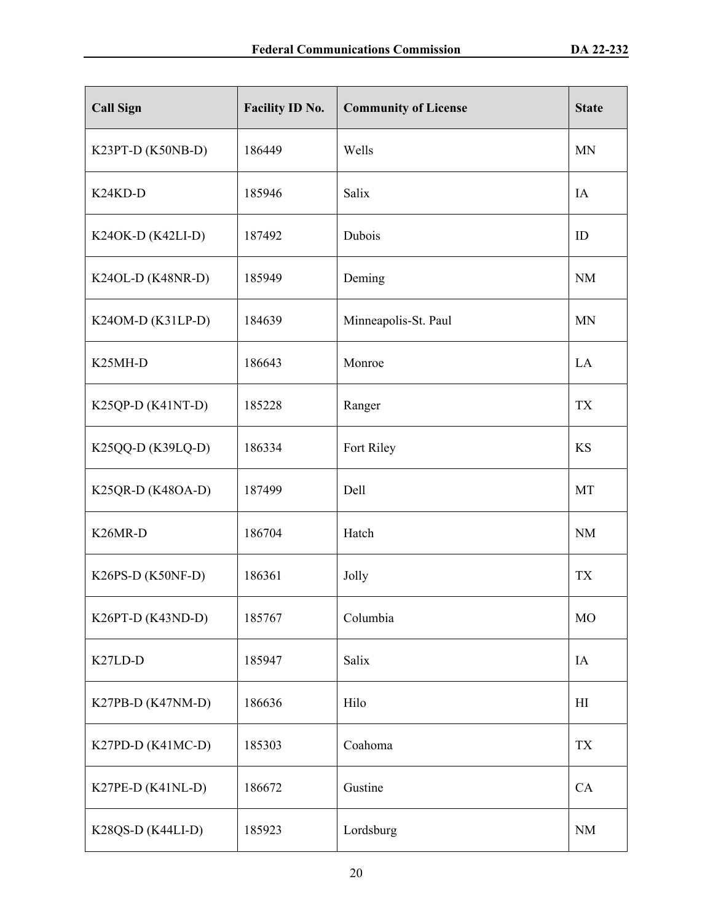| Call Sign | Facility ID No. | Community of License | State |
|---|---|---|---|
| K23PT-D (K50NB-D) | 186449 | Wells | MN |
| K24KD-D | 185946 | Salix | IA |
| K24OK-D (K42LI-D) | 187492 | Dubois | ID |
| K24OL-D (K48NR-D) | 185949 | Deming | NM |
| K24OM-D (K31LP-D) | 184639 | Minneapolis-St. Paul | MN |
| K25MH-D | 186643 | Monroe | LA |
| K25QP-D (K41NT-D) | 185228 | Ranger | TX |
| K25QQ-D (K39LQ-D) | 186334 | Fort Riley | KS |
| K25QR-D (K48OA-D) | 187499 | Dell | MT |
| K26MR-D | 186704 | Hatch | NM |
| K26PS-D (K50NF-D) | 186361 | Jolly | TX |
| K26PT-D (K43ND-D) | 185767 | Columbia | MO |
| K27LD-D | 185947 | Salix | IA |
| K27PB-D (K47NM-D) | 186636 | Hilo | HI |
| K27PD-D (K41MC-D) | 185303 | Coahoma | TX |
| K27PE-D (K41NL-D) | 186672 | Gustine | CA |
| K28QS-D (K44LI-D) | 185923 | Lordsburg | NM |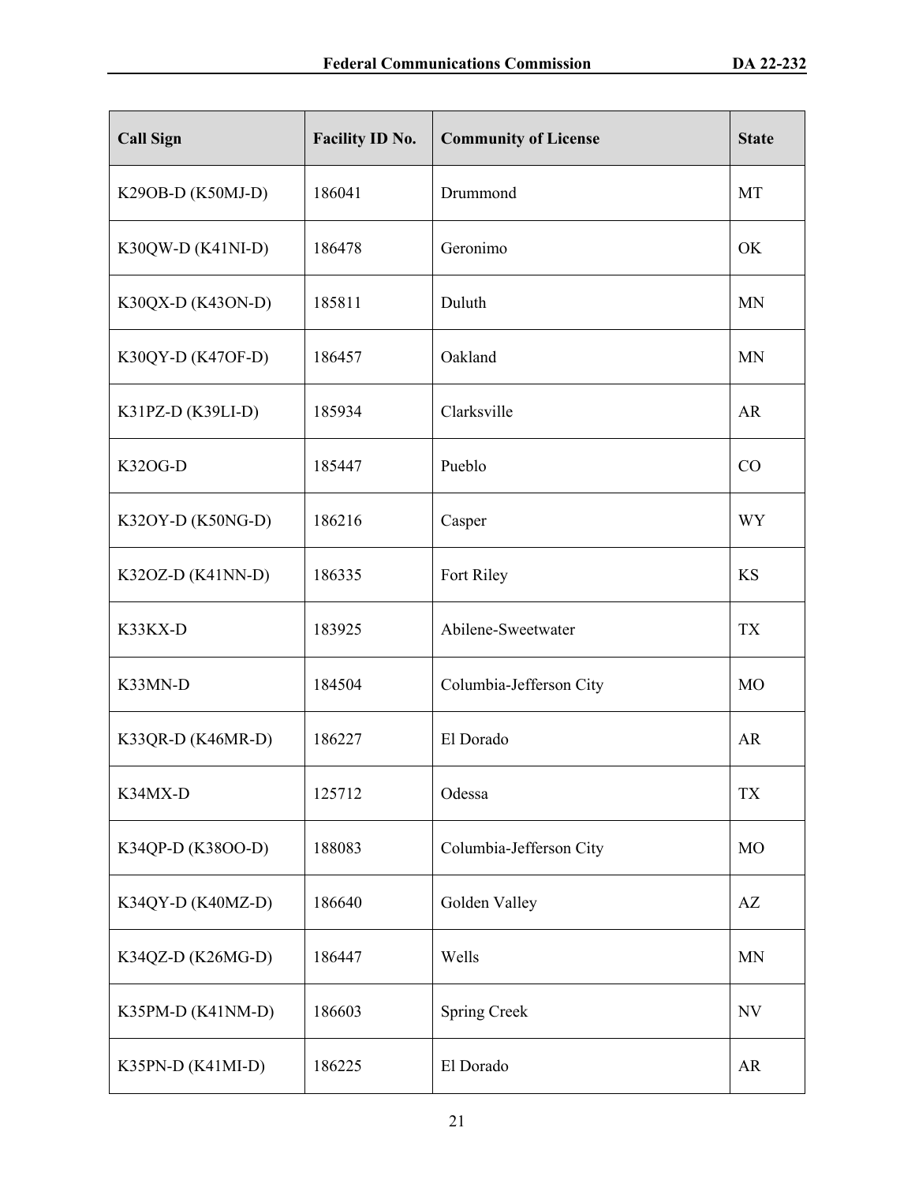| Call Sign | Facility ID No. | Community of License | State |
| --- | --- | --- | --- |
| K29OB-D (K50MJ-D) | 186041 | Drummond | MT |
| K30QW-D (K41NI-D) | 186478 | Geronimo | OK |
| K30QX-D (K43ON-D) | 185811 | Duluth | MN |
| K30QY-D (K47OF-D) | 186457 | Oakland | MN |
| K31PZ-D (K39LI-D) | 185934 | Clarksville | AR |
| K32OG-D | 185447 | Pueblo | CO |
| K32OY-D (K50NG-D) | 186216 | Casper | WY |
| K32OZ-D (K41NN-D) | 186335 | Fort Riley | KS |
| K33KX-D | 183925 | Abilene-Sweetwater | TX |
| K33MN-D | 184504 | Columbia-Jefferson City | MO |
| K33QR-D (K46MR-D) | 186227 | El Dorado | AR |
| K34MX-D | 125712 | Odessa | TX |
| K34QP-D (K38OO-D) | 188083 | Columbia-Jefferson City | MO |
| K34QY-D (K40MZ-D) | 186640 | Golden Valley | AZ |
| K34QZ-D (K26MG-D) | 186447 | Wells | MN |
| K35PM-D (K41NM-D) | 186603 | Spring Creek | NV |
| K35PN-D (K41MI-D) | 186225 | El Dorado | AR |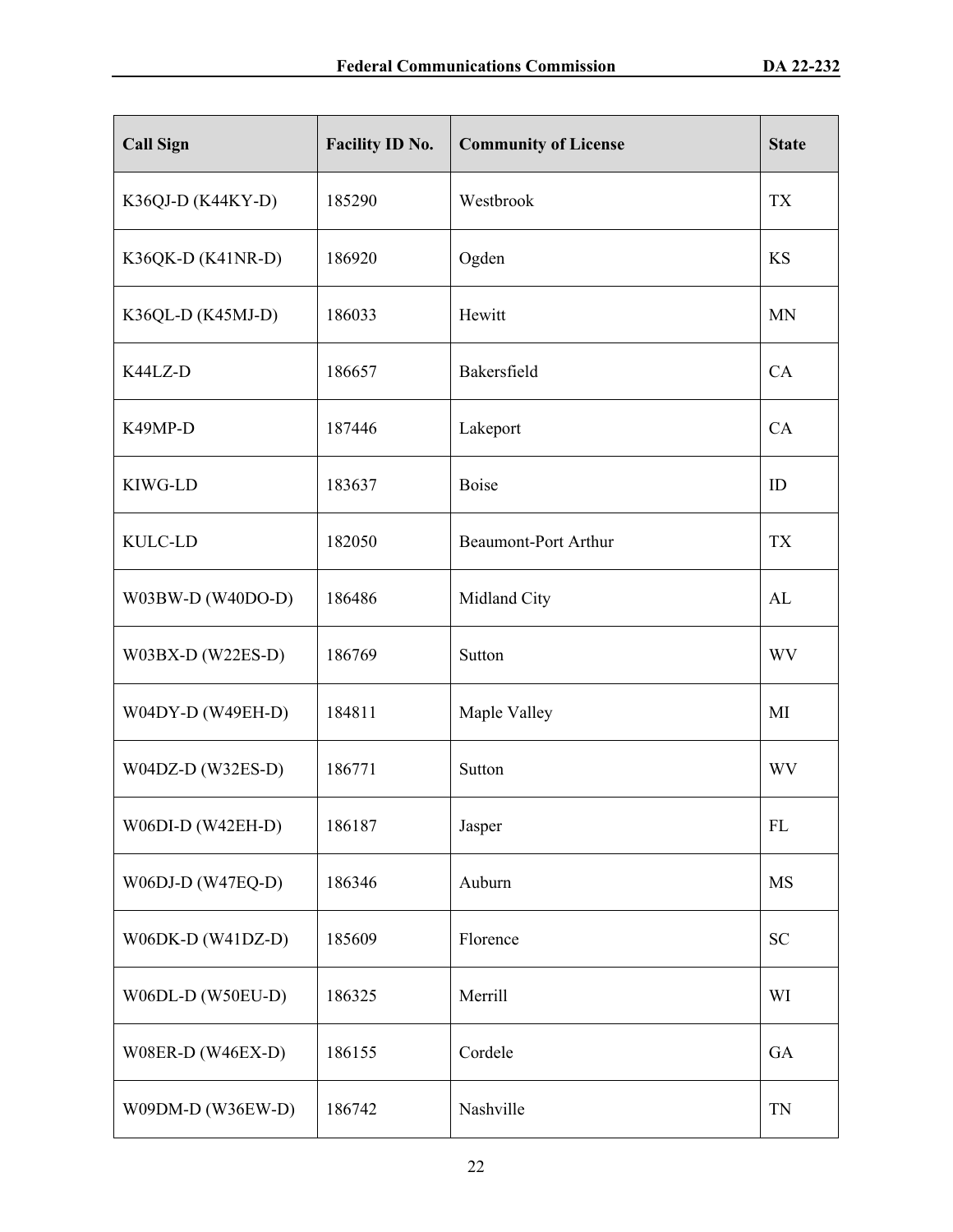| Call Sign | Facility ID No. | Community of License | State |
|---|---|---|---|
| K36QJ-D (K44KY-D) | 185290 | Westbrook | TX |
| K36QK-D (K41NR-D) | 186920 | Ogden | KS |
| K36QL-D (K45MJ-D) | 186033 | Hewitt | MN |
| K44LZ-D | 186657 | Bakersfield | CA |
| K49MP-D | 187446 | Lakeport | CA |
| KIWG-LD | 183637 | Boise | ID |
| KULC-LD | 182050 | Beaumont-Port Arthur | TX |
| W03BW-D (W40DO-D) | 186486 | Midland City | AL |
| W03BX-D (W22ES-D) | 186769 | Sutton | WV |
| W04DY-D (W49EH-D) | 184811 | Maple Valley | MI |
| W04DZ-D (W32ES-D) | 186771 | Sutton | WV |
| W06DI-D (W42EH-D) | 186187 | Jasper | FL |
| W06DJ-D (W47EQ-D) | 186346 | Auburn | MS |
| W06DK-D (W41DZ-D) | 185609 | Florence | SC |
| W06DL-D (W50EU-D) | 186325 | Merrill | WI |
| W08ER-D (W46EX-D) | 186155 | Cordele | GA |
| W09DM-D (W36EW-D) | 186742 | Nashville | TN |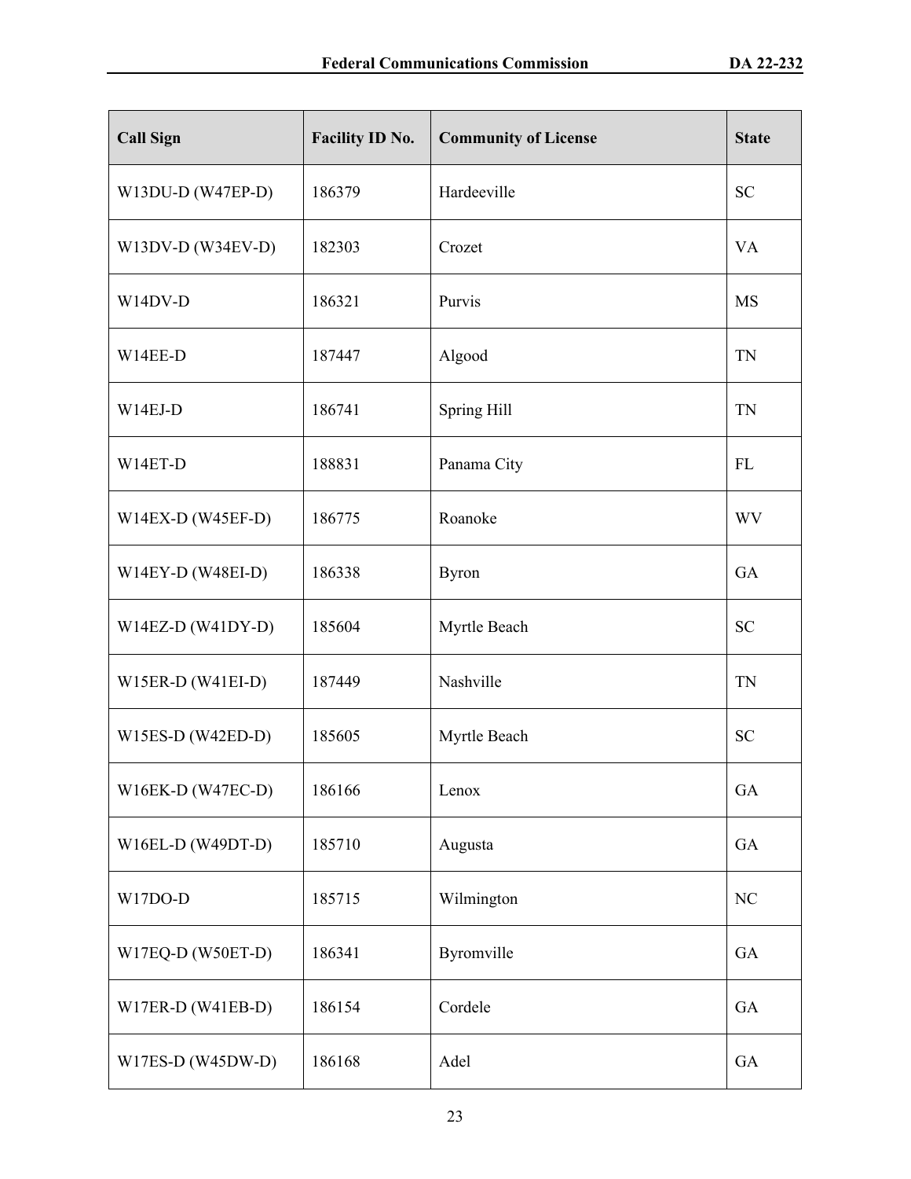| Call Sign | Facility ID No. | Community of License | State |
|---|---|---|---|
| W13DU-D (W47EP-D) | 186379 | Hardeeville | SC |
| W13DV-D (W34EV-D) | 182303 | Crozet | VA |
| W14DV-D | 186321 | Purvis | MS |
| W14EE-D | 187447 | Algood | TN |
| W14EJ-D | 186741 | Spring Hill | TN |
| W14ET-D | 188831 | Panama City | FL |
| W14EX-D (W45EF-D) | 186775 | Roanoke | WV |
| W14EY-D (W48EI-D) | 186338 | Byron | GA |
| W14EZ-D (W41DY-D) | 185604 | Myrtle Beach | SC |
| W15ER-D (W41EI-D) | 187449 | Nashville | TN |
| W15ES-D (W42ED-D) | 185605 | Myrtle Beach | SC |
| W16EK-D (W47EC-D) | 186166 | Lenox | GA |
| W16EL-D (W49DT-D) | 185710 | Augusta | GA |
| W17DO-D | 185715 | Wilmington | NC |
| W17EQ-D (W50ET-D) | 186341 | Byromville | GA |
| W17ER-D (W41EB-D) | 186154 | Cordele | GA |
| W17ES-D (W45DW-D) | 186168 | Adel | GA |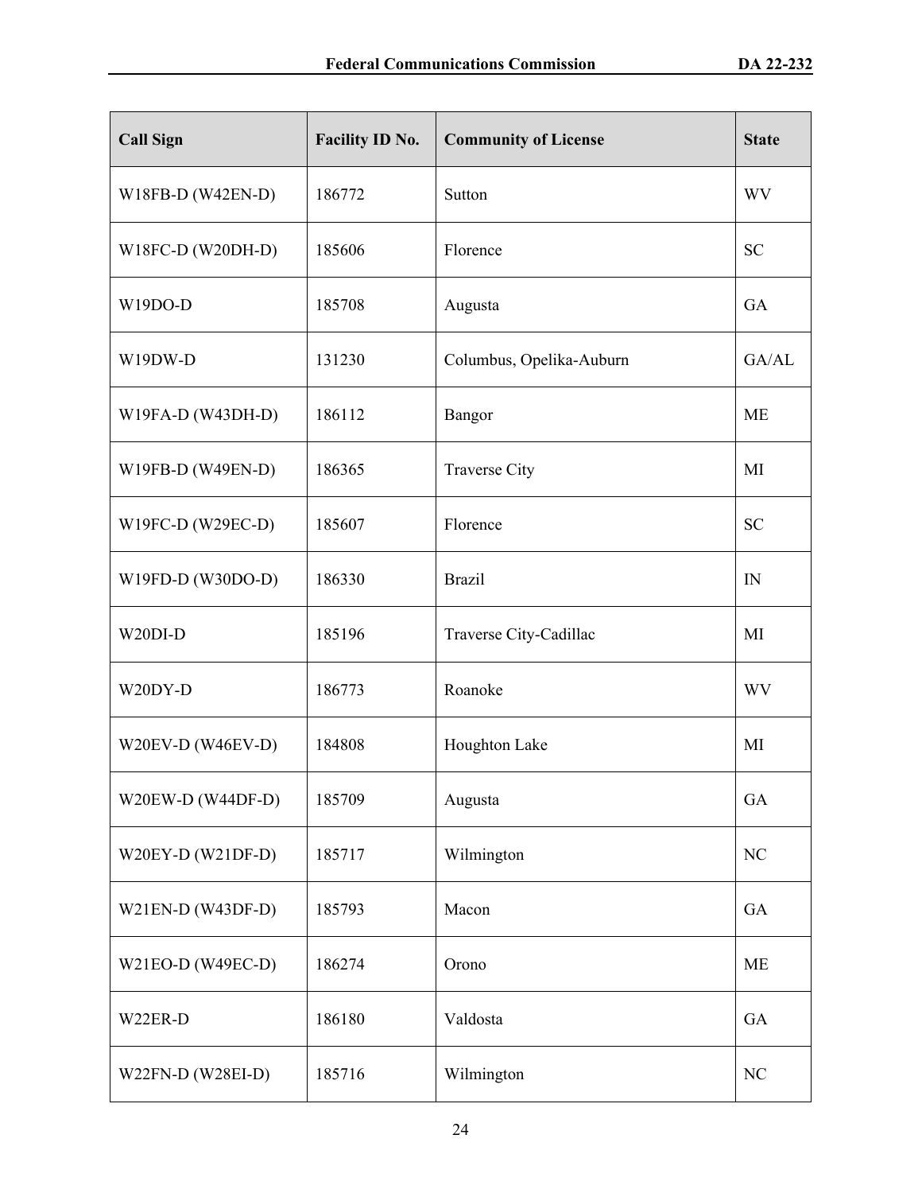| Call Sign | Facility ID No. | Community of License | State |
|---|---|---|---|
| W18FB-D (W42EN-D) | 186772 | Sutton | WV |
| W18FC-D (W20DH-D) | 185606 | Florence | SC |
| W19DO-D | 185708 | Augusta | GA |
| W19DW-D | 131230 | Columbus, Opelika-Auburn | GA/AL |
| W19FA-D (W43DH-D) | 186112 | Bangor | ME |
| W19FB-D (W49EN-D) | 186365 | Traverse City | MI |
| W19FC-D (W29EC-D) | 185607 | Florence | SC |
| W19FD-D (W30DO-D) | 186330 | Brazil | IN |
| W20DI-D | 185196 | Traverse City-Cadillac | MI |
| W20DY-D | 186773 | Roanoke | WV |
| W20EV-D (W46EV-D) | 184808 | Houghton Lake | MI |
| W20EW-D (W44DF-D) | 185709 | Augusta | GA |
| W20EY-D (W21DF-D) | 185717 | Wilmington | NC |
| W21EN-D (W43DF-D) | 185793 | Macon | GA |
| W21EO-D (W49EC-D) | 186274 | Orono | ME |
| W22ER-D | 186180 | Valdosta | GA |
| W22FN-D (W28EI-D) | 185716 | Wilmington | NC |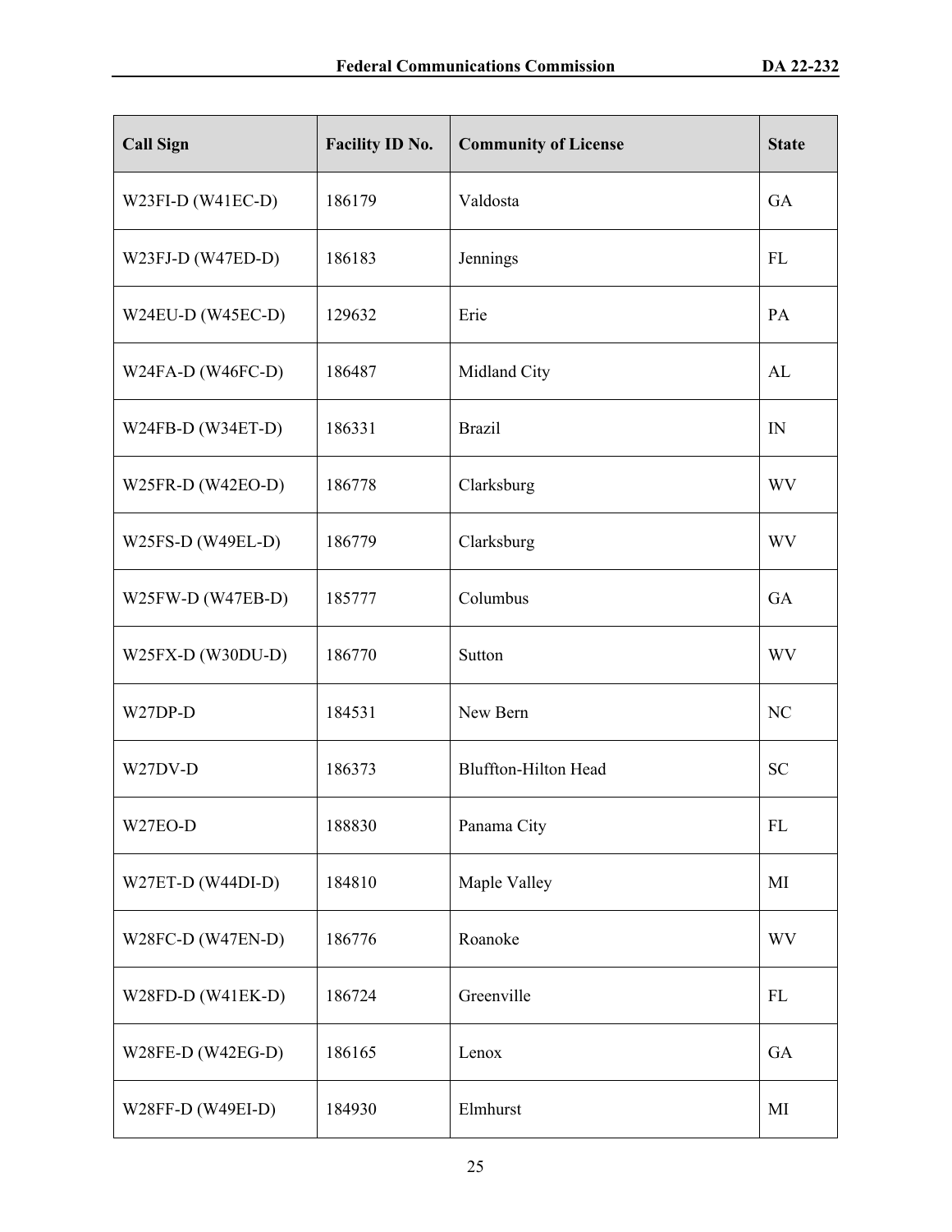| Call Sign | Facility ID No. | Community of License | State |
|---|---|---|---|
| W23FI-D (W41EC-D) | 186179 | Valdosta | GA |
| W23FJ-D (W47ED-D) | 186183 | Jennings | FL |
| W24EU-D (W45EC-D) | 129632 | Erie | PA |
| W24FA-D (W46FC-D) | 186487 | Midland City | AL |
| W24FB-D (W34ET-D) | 186331 | Brazil | IN |
| W25FR-D (W42EO-D) | 186778 | Clarksburg | WV |
| W25FS-D (W49EL-D) | 186779 | Clarksburg | WV |
| W25FW-D (W47EB-D) | 185777 | Columbus | GA |
| W25FX-D (W30DU-D) | 186770 | Sutton | WV |
| W27DP-D | 184531 | New Bern | NC |
| W27DV-D | 186373 | Bluffton-Hilton Head | SC |
| W27EO-D | 188830 | Panama City | FL |
| W27ET-D (W44DI-D) | 184810 | Maple Valley | MI |
| W28FC-D (W47EN-D) | 186776 | Roanoke | WV |
| W28FD-D (W41EK-D) | 186724 | Greenville | FL |
| W28FE-D (W42EG-D) | 186165 | Lenox | GA |
| W28FF-D (W49EI-D) | 184930 | Elmhurst | MI |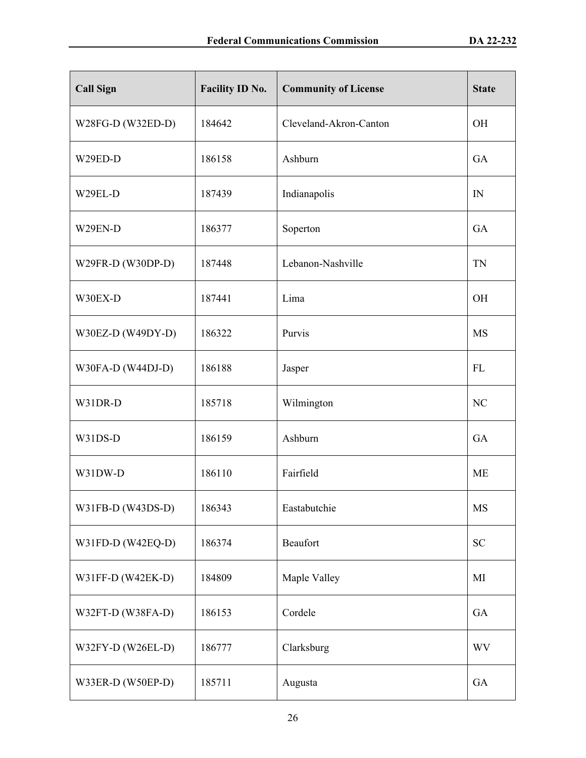| Call Sign | Facility ID No. | Community of License | State |
| --- | --- | --- | --- |
| W28FG-D (W32ED-D) | 184642 | Cleveland-Akron-Canton | OH |
| W29ED-D | 186158 | Ashburn | GA |
| W29EL-D | 187439 | Indianapolis | IN |
| W29EN-D | 186377 | Soperton | GA |
| W29FR-D (W30DP-D) | 187448 | Lebanon-Nashville | TN |
| W30EX-D | 187441 | Lima | OH |
| W30EZ-D (W49DY-D) | 186322 | Purvis | MS |
| W30FA-D (W44DJ-D) | 186188 | Jasper | FL |
| W31DR-D | 185718 | Wilmington | NC |
| W31DS-D | 186159 | Ashburn | GA |
| W31DW-D | 186110 | Fairfield | ME |
| W31FB-D (W43DS-D) | 186343 | Eastabutchie | MS |
| W31FD-D (W42EQ-D) | 186374 | Beaufort | SC |
| W31FF-D (W42EK-D) | 184809 | Maple Valley | MI |
| W32FT-D (W38FA-D) | 186153 | Cordele | GA |
| W32FY-D (W26EL-D) | 186777 | Clarksburg | WV |
| W33ER-D (W50EP-D) | 185711 | Augusta | GA |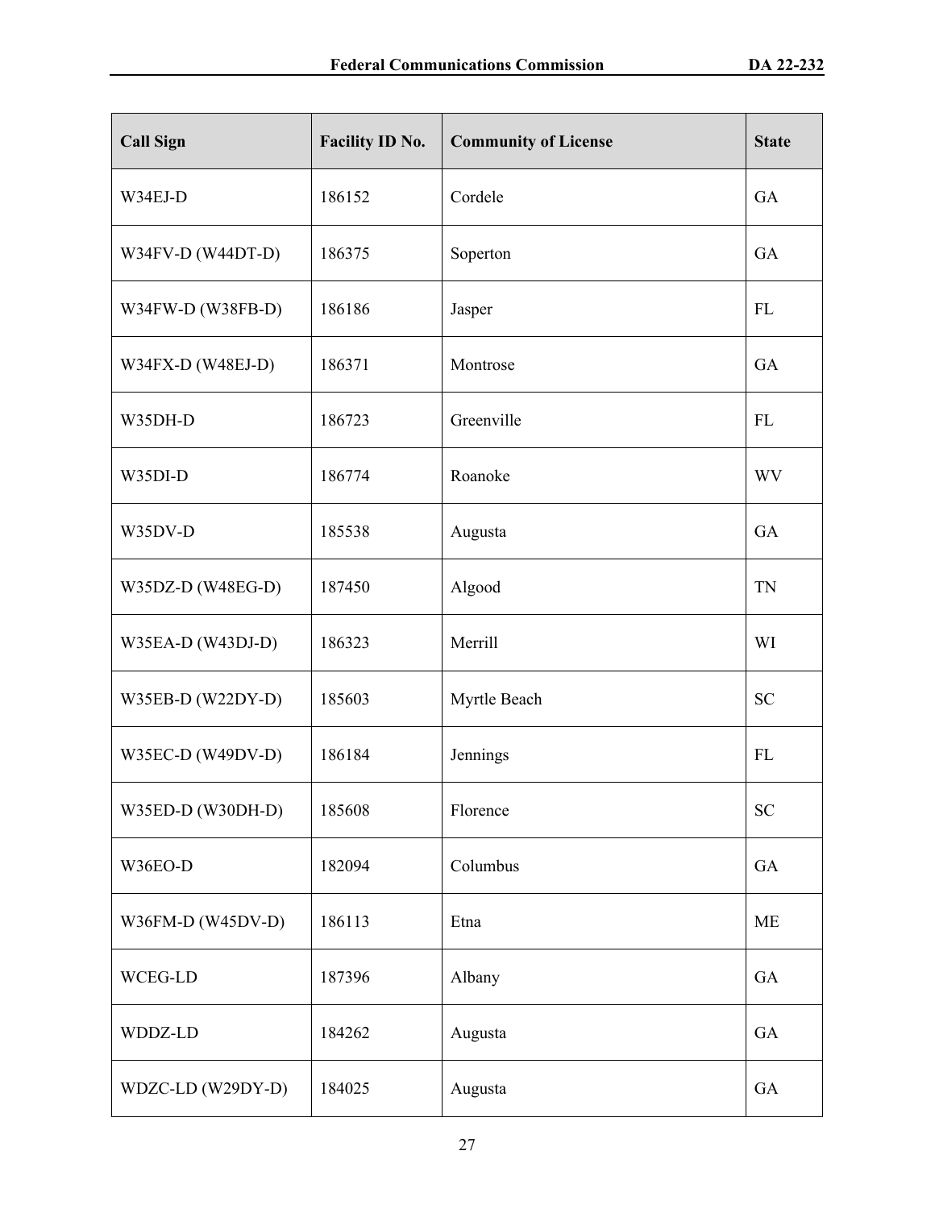| Call Sign | Facility ID No. | Community of License | State |
| --- | --- | --- | --- |
| W34EJ-D | 186152 | Cordele | GA |
| W34FV-D (W44DT-D) | 186375 | Soperton | GA |
| W34FW-D (W38FB-D) | 186186 | Jasper | FL |
| W34FX-D (W48EJ-D) | 186371 | Montrose | GA |
| W35DH-D | 186723 | Greenville | FL |
| W35DI-D | 186774 | Roanoke | WV |
| W35DV-D | 185538 | Augusta | GA |
| W35DZ-D (W48EG-D) | 187450 | Algood | TN |
| W35EA-D (W43DJ-D) | 186323 | Merrill | WI |
| W35EB-D (W22DY-D) | 185603 | Myrtle Beach | SC |
| W35EC-D (W49DV-D) | 186184 | Jennings | FL |
| W35ED-D (W30DH-D) | 185608 | Florence | SC |
| W36EO-D | 182094 | Columbus | GA |
| W36FM-D (W45DV-D) | 186113 | Etna | ME |
| WCEG-LD | 187396 | Albany | GA |
| WDDZ-LD | 184262 | Augusta | GA |
| WDZC-LD (W29DY-D) | 184025 | Augusta | GA |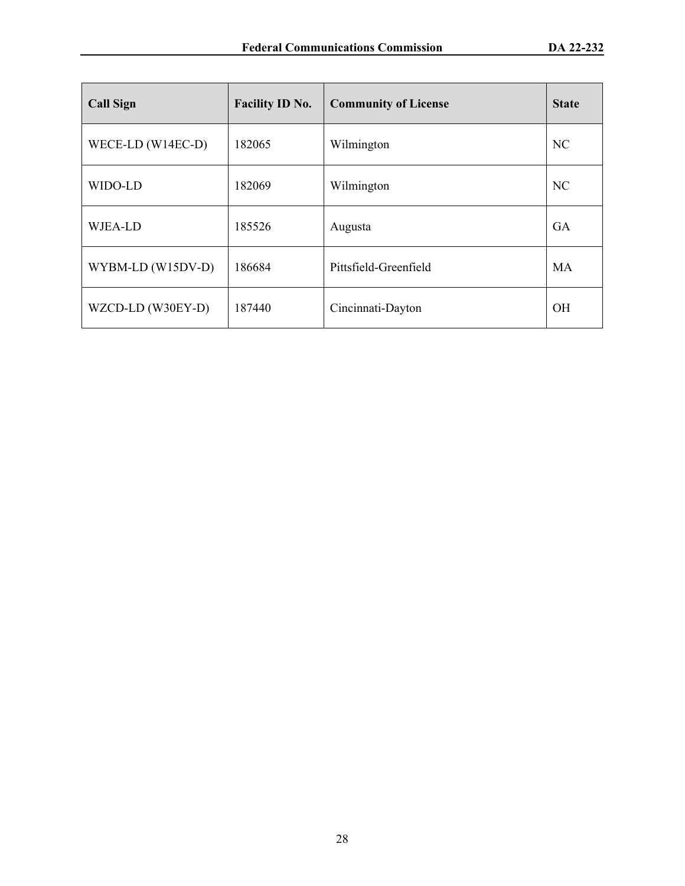| Call Sign | Facility ID No. | Community of License | State |
|---|---|---|---|
| WECE-LD (W14EC-D) | 182065 | Wilmington | NC |
| WIDO-LD | 182069 | Wilmington | NC |
| WJEA-LD | 185526 | Augusta | GA |
| WYBM-LD (W15DV-D) | 186684 | Pittsfield-Greenfield | MA |
| WZCD-LD (W30EY-D) | 187440 | Cincinnati-Dayton | OH |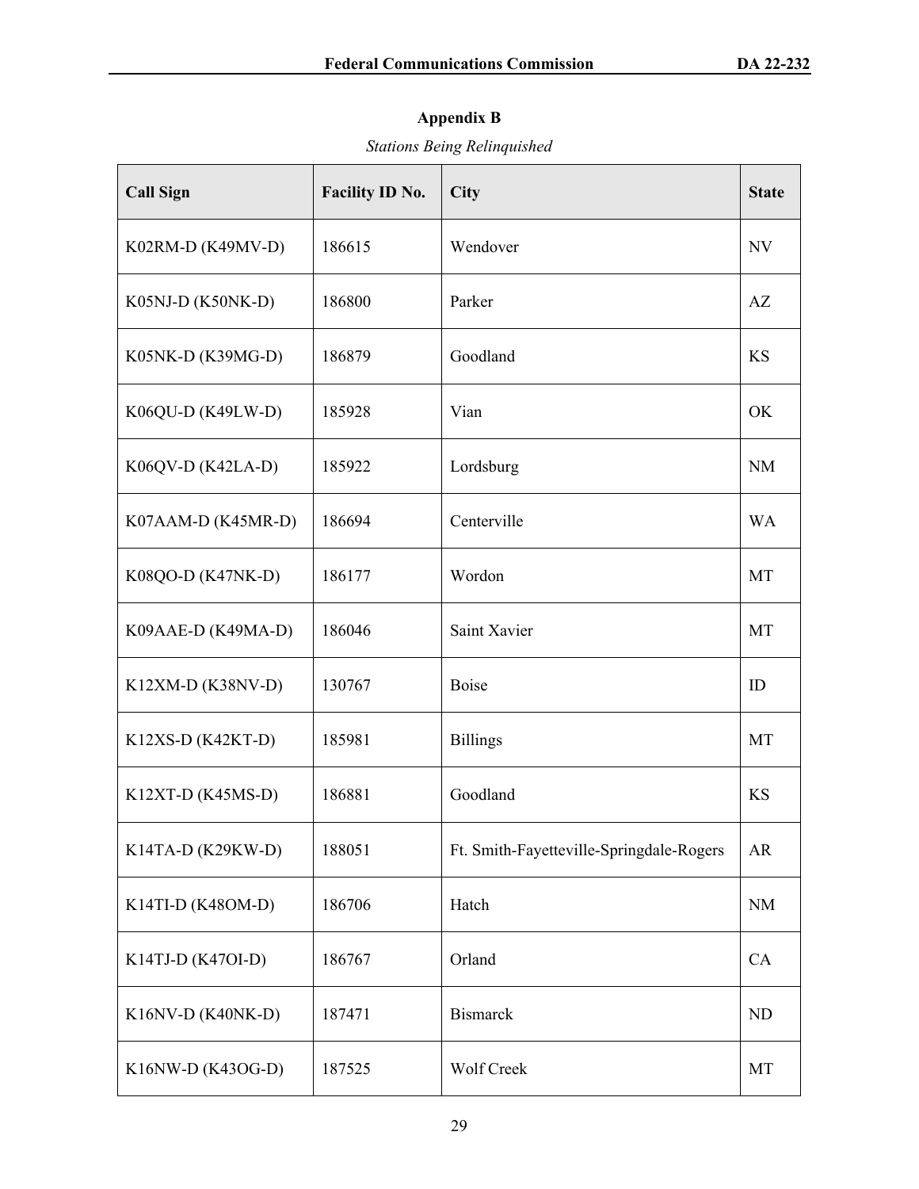## Appendix B

*Stations Being Relinquished*

| Call Sign | Facility ID No. | City | State |
|---|---|---|---|
| K02RM-D (K49MV-D) | 186615 | Wendover | NV |
| K05NJ-D (K50NK-D) | 186800 | Parker | AZ |
| K05NK-D (K39MG-D) | 186879 | Goodland | KS |
| K06QU-D (K49LW-D) | 185928 | Vian | OK |
| K06QV-D (K42LA-D) | 185922 | Lordsburg | NM |
| K07AAM-D (K45MR-D) | 186694 | Centerville | WA |
| K08QO-D (K47NK-D) | 186177 | Wordon | MT |
| K09AAE-D (K49MA-D) | 186046 | Saint Xavier | MT |
| K12XM-D (K38NV-D) | 130767 | Boise | ID |
| K12XS-D (K42KT-D) | 185981 | Billings | MT |
| K12XT-D (K45MS-D) | 186881 | Goodland | KS |
| K14TA-D (K29KW-D) | 188051 | Ft. Smith-Fayetteville-Springdale-Rogers | AR |
| K14TI-D (K48OM-D) | 186706 | Hatch | NM |
| K14TJ-D (K47OI-D) | 186767 | Orland | CA |
| K16NV-D (K40NK-D) | 187471 | Bismarck | ND |
| K16NW-D (K43OG-D) | 187525 | Wolf Creek | MT |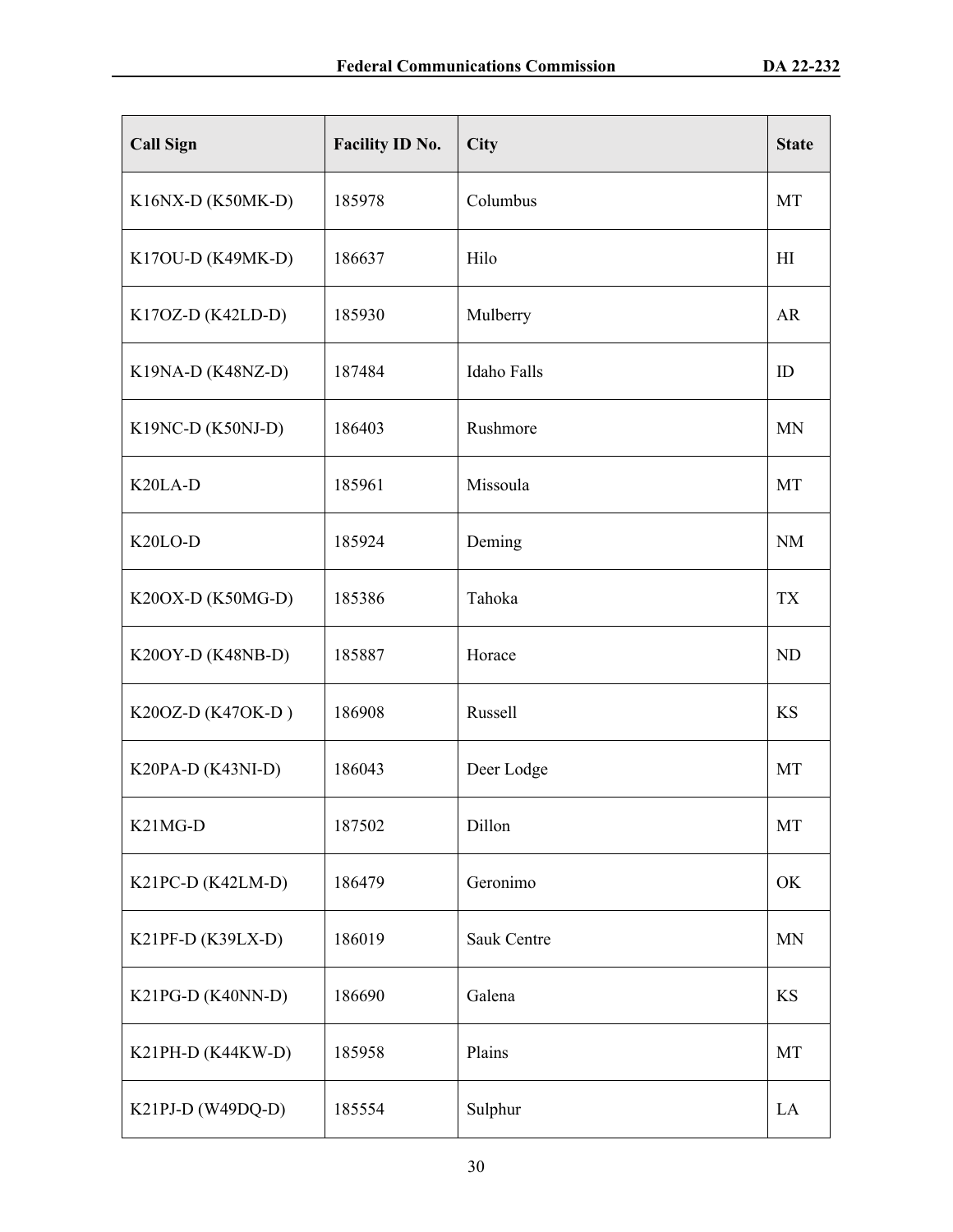| Call Sign | Facility ID No. | City | State |
|---|---|---|---|
| K16NX-D (K50MK-D) | 185978 | Columbus | MT |
| K17OU-D (K49MK-D) | 186637 | Hilo | HI |
| K17OZ-D (K42LD-D) | 185930 | Mulberry | AR |
| K19NA-D (K48NZ-D) | 187484 | Idaho Falls | ID |
| K19NC-D (K50NJ-D) | 186403 | Rushmore | MN |
| K20LA-D | 185961 | Missoula | MT |
| K20LO-D | 185924 | Deming | NM |
| K20OX-D (K50MG-D) | 185386 | Tahoka | TX |
| K20OY-D (K48NB-D) | 185887 | Horace | ND |
| K20OZ-D (K47OK-D ) | 186908 | Russell | KS |
| K20PA-D (K43NI-D) | 186043 | Deer Lodge | MT |
| K21MG-D | 187502 | Dillon | MT |
| K21PC-D (K42LM-D) | 186479 | Geronimo | OK |
| K21PF-D (K39LX-D) | 186019 | Sauk Centre | MN |
| K21PG-D (K40NN-D) | 186690 | Galena | KS |
| K21PH-D (K44KW-D) | 185958 | Plains | MT |
| K21PJ-D (W49DQ-D) | 185554 | Sulphur | LA |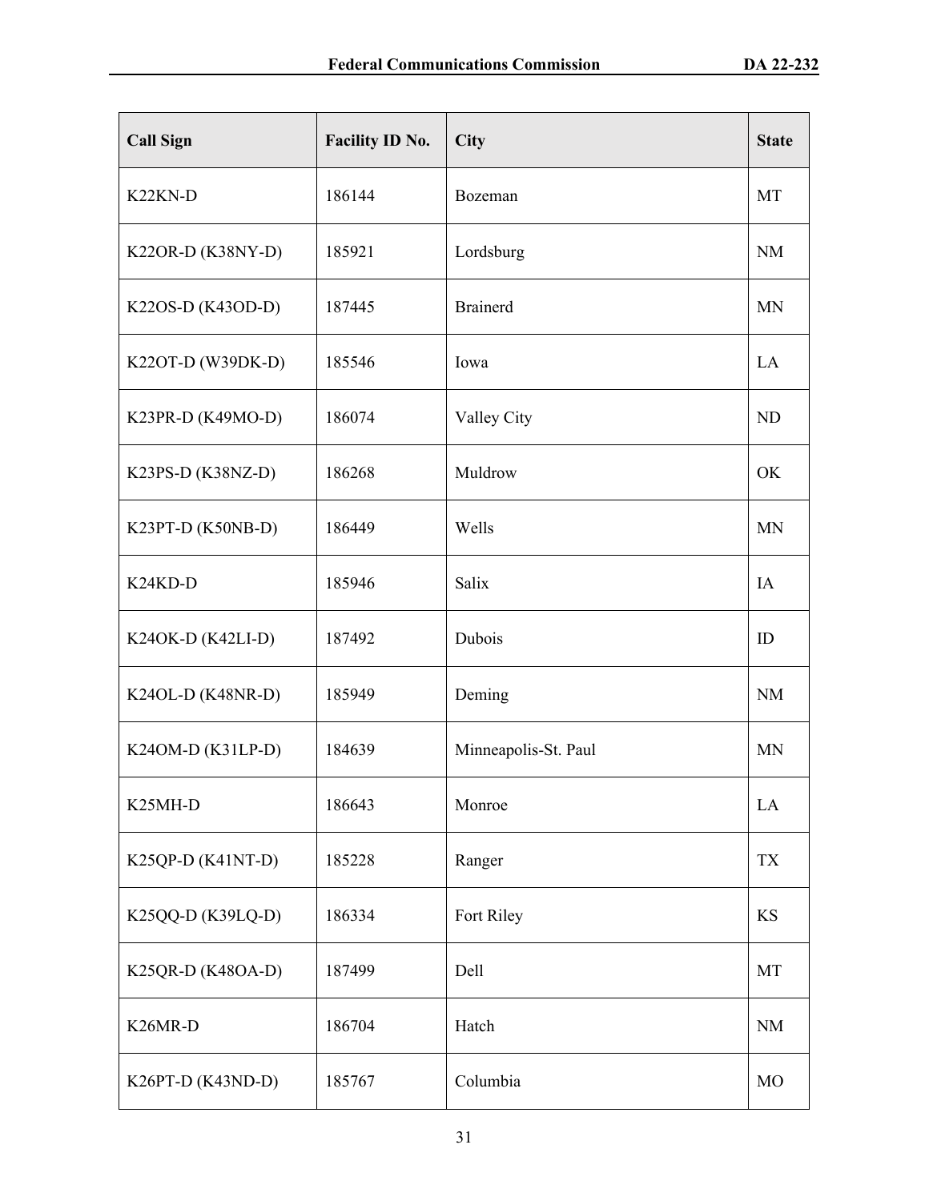| Call Sign | Facility ID No. | City | State |
|---|---|---|---|
| K22KN-D | 186144 | Bozeman | MT |
| K22OR-D (K38NY-D) | 185921 | Lordsburg | NM |
| K22OS-D (K43OD-D) | 187445 | Brainerd | MN |
| K22OT-D (W39DK-D) | 185546 | Iowa | LA |
| K23PR-D (K49MO-D) | 186074 | Valley City | ND |
| K23PS-D (K38NZ-D) | 186268 | Muldrow | OK |
| K23PT-D (K50NB-D) | 186449 | Wells | MN |
| K24KD-D | 185946 | Salix | IA |
| K24OK-D (K42LI-D) | 187492 | Dubois | ID |
| K24OL-D (K48NR-D) | 185949 | Deming | NM |
| K24OM-D (K31LP-D) | 184639 | Minneapolis-St. Paul | MN |
| K25MH-D | 186643 | Monroe | LA |
| K25QP-D (K41NT-D) | 185228 | Ranger | TX |
| K25QQ-D (K39LQ-D) | 186334 | Fort Riley | KS |
| K25QR-D (K48OA-D) | 187499 | Dell | MT |
| K26MR-D | 186704 | Hatch | NM |
| K26PT-D (K43ND-D) | 185767 | Columbia | MO |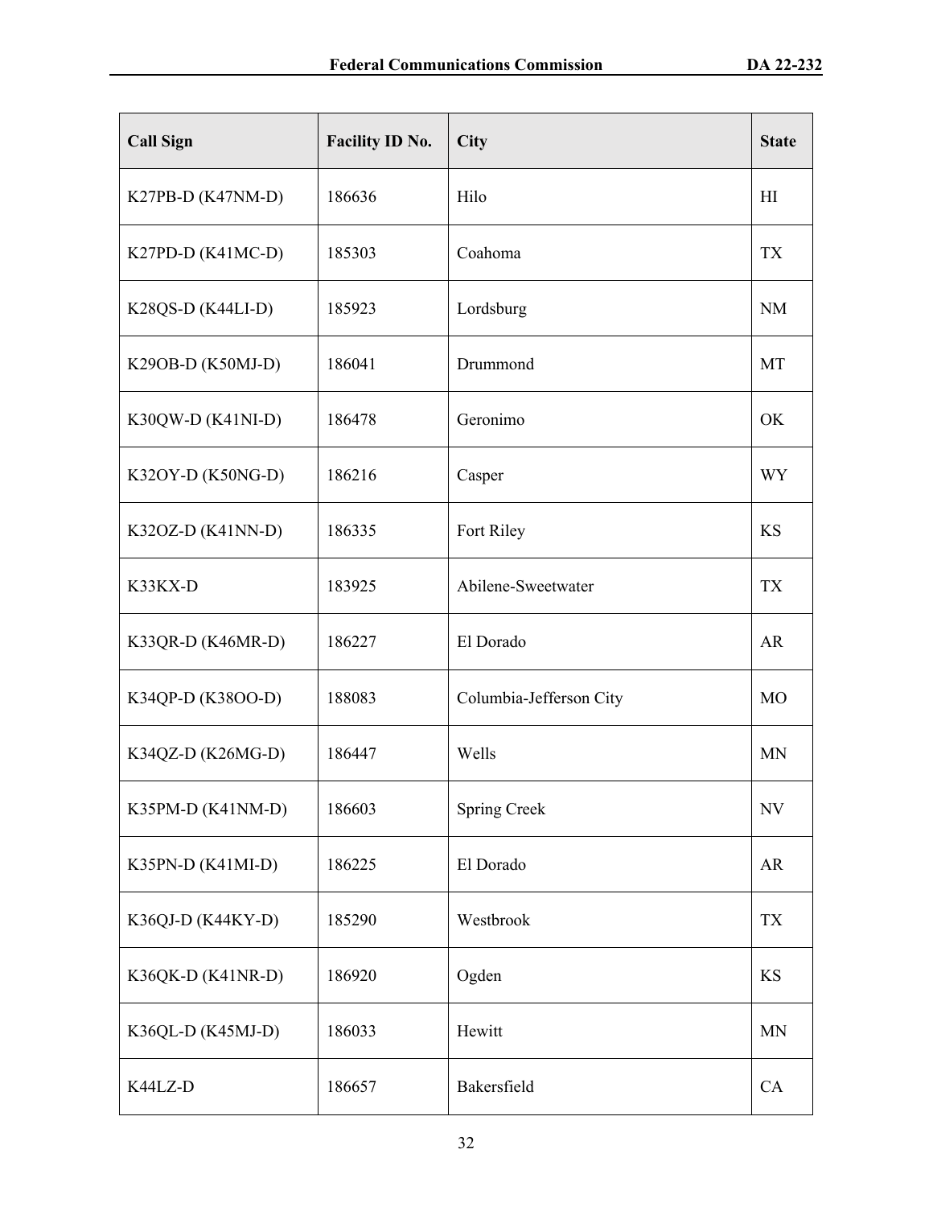| Call Sign | Facility ID No. | City | State |
|---|---|---|---|
| K27PB-D (K47NM-D) | 186636 | Hilo | HI |
| K27PD-D (K41MC-D) | 185303 | Coahoma | TX |
| K28QS-D (K44LI-D) | 185923 | Lordsburg | NM |
| K29OB-D (K50MJ-D) | 186041 | Drummond | MT |
| K30QW-D (K41NI-D) | 186478 | Geronimo | OK |
| K32OY-D (K50NG-D) | 186216 | Casper | WY |
| K32OZ-D (K41NN-D) | 186335 | Fort Riley | KS |
| K33KX-D | 183925 | Abilene-Sweetwater | TX |
| K33QR-D (K46MR-D) | 186227 | El Dorado | AR |
| K34QP-D (K38OO-D) | 188083 | Columbia-Jefferson City | MO |
| K34QZ-D (K26MG-D) | 186447 | Wells | MN |
| K35PM-D (K41NM-D) | 186603 | Spring Creek | NV |
| K35PN-D (K41MI-D) | 186225 | El Dorado | AR |
| K36QJ-D (K44KY-D) | 185290 | Westbrook | TX |
| K36QK-D (K41NR-D) | 186920 | Ogden | KS |
| K36QL-D (K45MJ-D) | 186033 | Hewitt | MN |
| K44LZ-D | 186657 | Bakersfield | CA |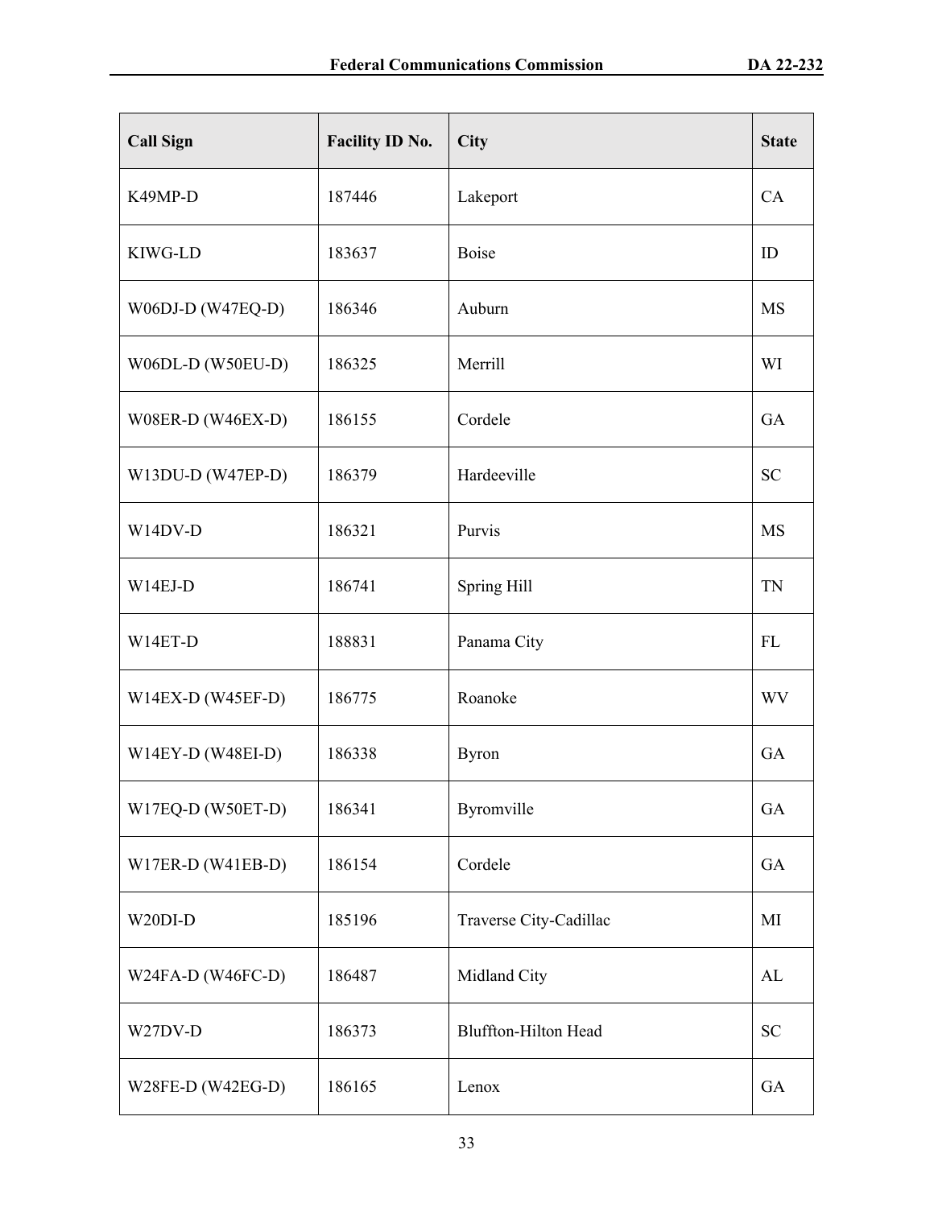| Call Sign | Facility ID No. | City | State |
|---|---|---|---|
| K49MP-D | 187446 | Lakeport | CA |
| KIWG-LD | 183637 | Boise | ID |
| W06DJ-D (W47EQ-D) | 186346 | Auburn | MS |
| W06DL-D (W50EU-D) | 186325 | Merrill | WI |
| W08ER-D (W46EX-D) | 186155 | Cordele | GA |
| W13DU-D (W47EP-D) | 186379 | Hardeeville | SC |
| W14DV-D | 186321 | Purvis | MS |
| W14EJ-D | 186741 | Spring Hill | TN |
| W14ET-D | 188831 | Panama City | FL |
| W14EX-D (W45EF-D) | 186775 | Roanoke | WV |
| W14EY-D (W48EI-D) | 186338 | Byron | GA |
| W17EQ-D (W50ET-D) | 186341 | Byromville | GA |
| W17ER-D (W41EB-D) | 186154 | Cordele | GA |
| W20DI-D | 185196 | Traverse City-Cadillac | MI |
| W24FA-D (W46FC-D) | 186487 | Midland City | AL |
| W27DV-D | 186373 | Bluffton-Hilton Head | SC |
| W28FE-D (W42EG-D) | 186165 | Lenox | GA |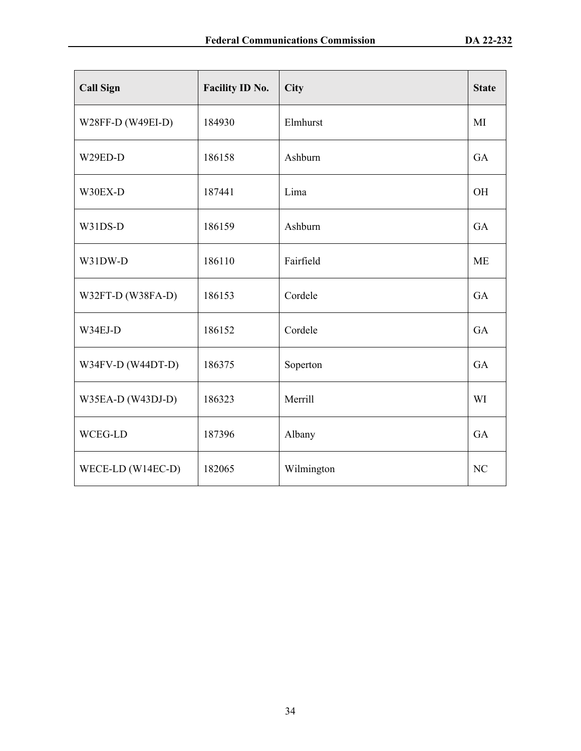| Call Sign | Facility ID No. | City | State |
|---|---|---|---|
| W28FF-D (W49EI-D) | 184930 | Elmhurst | MI |
| W29ED-D | 186158 | Ashburn | GA |
| W30EX-D | 187441 | Lima | OH |
| W31DS-D | 186159 | Ashburn | GA |
| W31DW-D | 186110 | Fairfield | ME |
| W32FT-D (W38FA-D) | 186153 | Cordele | GA |
| W34EJ-D | 186152 | Cordele | GA |
| W34FV-D (W44DT-D) | 186375 | Soperton | GA |
| W35EA-D (W43DJ-D) | 186323 | Merrill | WI |
| WCEG-LD | 187396 | Albany | GA |
| WECE-LD (W14EC-D) | 182065 | Wilmington | NC |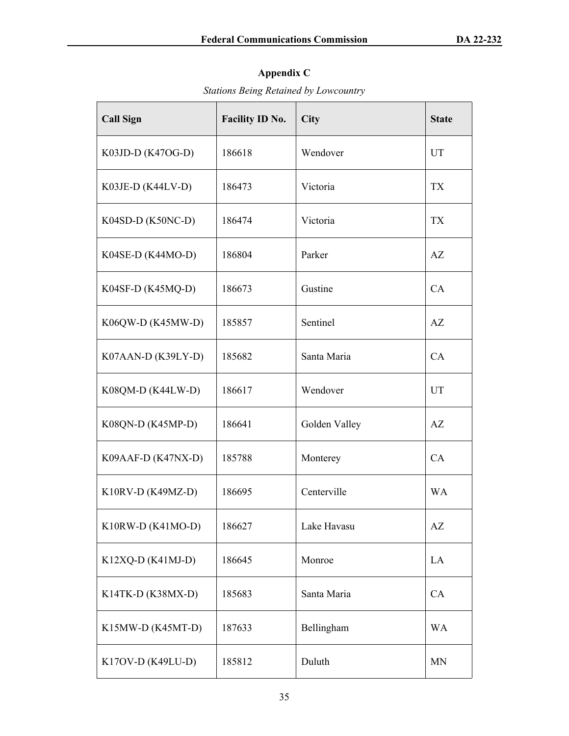## Appendix C

*Stations Being Retained by Lowcountry*

| Call Sign | Facility ID No. | City | State |
|---|---|---|---|
| K03JD-D (K47OG-D) | 186618 | Wendover | UT |
| K03JE-D (K44LV-D) | 186473 | Victoria | TX |
| K04SD-D (K50NC-D) | 186474 | Victoria | TX |
| K04SE-D (K44MO-D) | 186804 | Parker | AZ |
| K04SF-D (K45MQ-D) | 186673 | Gustine | CA |
| K06QW-D (K45MW-D) | 185857 | Sentinel | AZ |
| K07AAN-D (K39LY-D) | 185682 | Santa Maria | CA |
| K08QM-D (K44LW-D) | 186617 | Wendover | UT |
| K08QN-D (K45MP-D) | 186641 | Golden Valley | AZ |
| K09AAF-D (K47NX-D) | 185788 | Monterey | CA |
| K10RV-D (K49MZ-D) | 186695 | Centerville | WA |
| K10RW-D (K41MO-D) | 186627 | Lake Havasu | AZ |
| K12XQ-D (K41MJ-D) | 186645 | Monroe | LA |
| K14TK-D (K38MX-D) | 185683 | Santa Maria | CA |
| K15MW-D (K45MT-D) | 187633 | Bellingham | WA |
| K17OV-D (K49LU-D) | 185812 | Duluth | MN |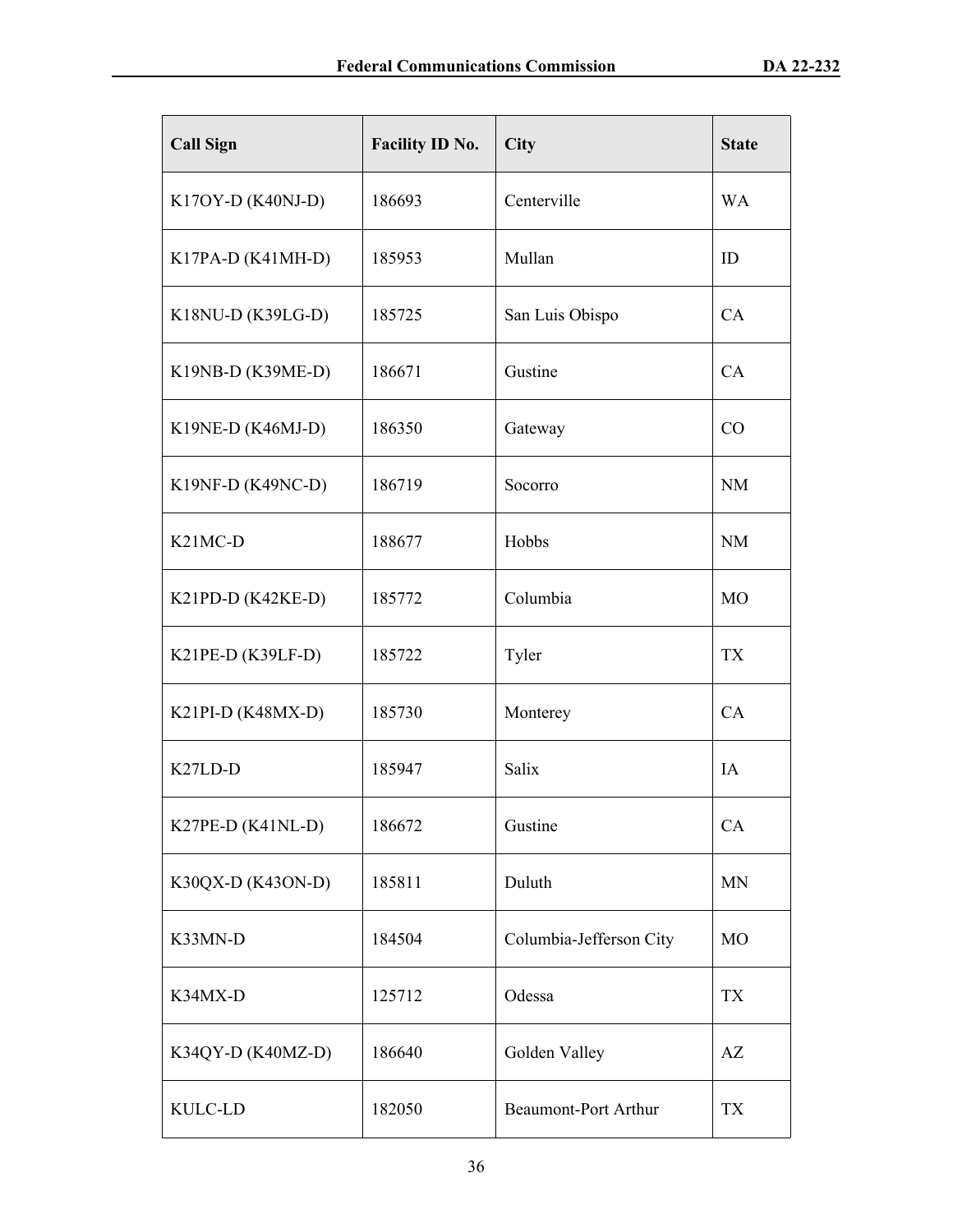| Call Sign | Facility ID No. | City | State |
| --- | --- | --- | --- |
| K17OY-D (K40NJ-D) | 186693 | Centerville | WA |
| K17PA-D (K41MH-D) | 185953 | Mullan | ID |
| K18NU-D (K39LG-D) | 185725 | San Luis Obispo | CA |
| K19NB-D (K39ME-D) | 186671 | Gustine | CA |
| K19NE-D (K46MJ-D) | 186350 | Gateway | CO |
| K19NF-D (K49NC-D) | 186719 | Socorro | NM |
| K21MC-D | 188677 | Hobbs | NM |
| K21PD-D (K42KE-D) | 185772 | Columbia | MO |
| K21PE-D (K39LF-D) | 185722 | Tyler | TX |
| K21PI-D (K48MX-D) | 185730 | Monterey | CA |
| K27LD-D | 185947 | Salix | IA |
| K27PE-D (K41NL-D) | 186672 | Gustine | CA |
| K30QX-D (K43ON-D) | 185811 | Duluth | MN |
| K33MN-D | 184504 | Columbia-Jefferson City | MO |
| K34MX-D | 125712 | Odessa | TX |
| K34QY-D (K40MZ-D) | 186640 | Golden Valley | AZ |
| KULC-LD | 182050 | Beaumont-Port Arthur | TX |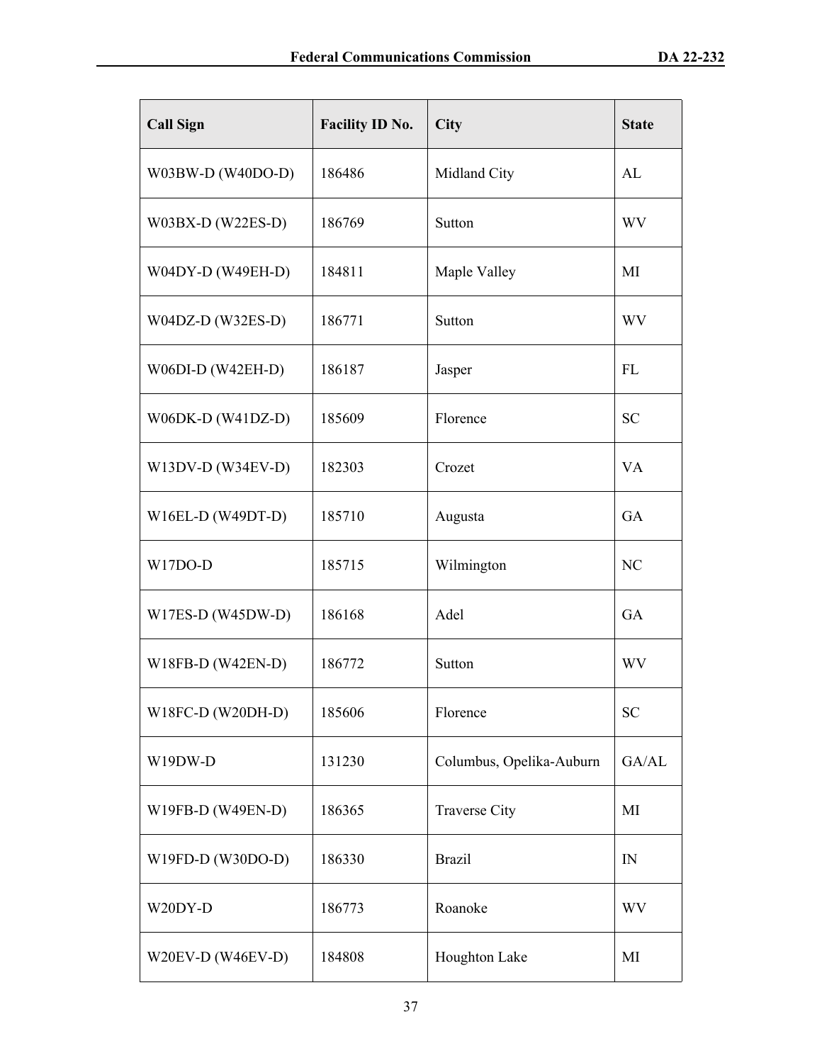| Call Sign | Facility ID No. | City | State |
|---|---|---|---|
| W03BW-D (W40DO-D) | 186486 | Midland City | AL |
| W03BX-D (W22ES-D) | 186769 | Sutton | WV |
| W04DY-D (W49EH-D) | 184811 | Maple Valley | MI |
| W04DZ-D (W32ES-D) | 186771 | Sutton | WV |
| W06DI-D (W42EH-D) | 186187 | Jasper | FL |
| W06DK-D (W41DZ-D) | 185609 | Florence | SC |
| W13DV-D (W34EV-D) | 182303 | Crozet | VA |
| W16EL-D (W49DT-D) | 185710 | Augusta | GA |
| W17DO-D | 185715 | Wilmington | NC |
| W17ES-D (W45DW-D) | 186168 | Adel | GA |
| W18FB-D (W42EN-D) | 186772 | Sutton | WV |
| W18FC-D (W20DH-D) | 185606 | Florence | SC |
| W19DW-D | 131230 | Columbus, Opelika-Auburn | GA/AL |
| W19FB-D (W49EN-D) | 186365 | Traverse City | MI |
| W19FD-D (W30DO-D) | 186330 | Brazil | IN |
| W20DY-D | 186773 | Roanoke | WV |
| W20EV-D (W46EV-D) | 184808 | Houghton Lake | MI |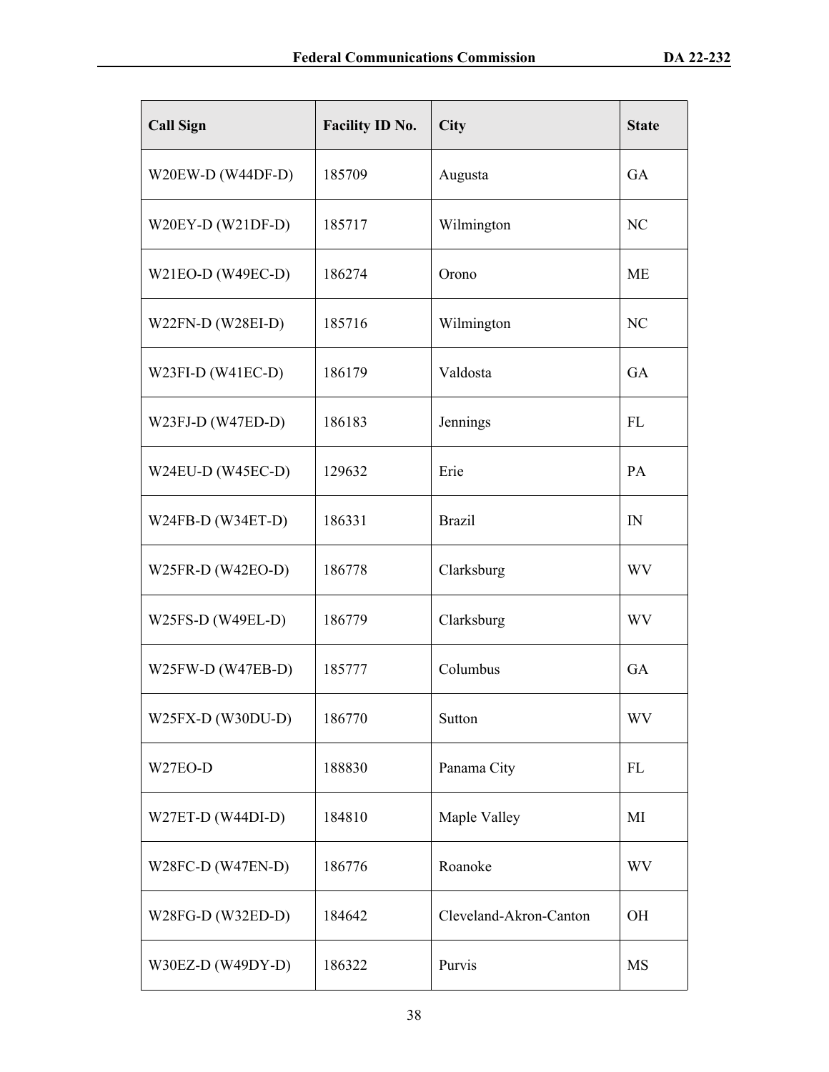| Call Sign | Facility ID No. | City | State |
| --- | --- | --- | --- |
| W20EW-D (W44DF-D) | 185709 | Augusta | GA |
| W20EY-D (W21DF-D) | 185717 | Wilmington | NC |
| W21EO-D (W49EC-D) | 186274 | Orono | ME |
| W22FN-D (W28EI-D) | 185716 | Wilmington | NC |
| W23FI-D (W41EC-D) | 186179 | Valdosta | GA |
| W23FJ-D (W47ED-D) | 186183 | Jennings | FL |
| W24EU-D (W45EC-D) | 129632 | Erie | PA |
| W24FB-D (W34ET-D) | 186331 | Brazil | IN |
| W25FR-D (W42EO-D) | 186778 | Clarksburg | WV |
| W25FS-D (W49EL-D) | 186779 | Clarksburg | WV |
| W25FW-D (W47EB-D) | 185777 | Columbus | GA |
| W25FX-D (W30DU-D) | 186770 | Sutton | WV |
| W27EO-D | 188830 | Panama City | FL |
| W27ET-D (W44DI-D) | 184810 | Maple Valley | MI |
| W28FC-D (W47EN-D) | 186776 | Roanoke | WV |
| W28FG-D (W32ED-D) | 184642 | Cleveland-Akron-Canton | OH |
| W30EZ-D (W49DY-D) | 186322 | Purvis | MS |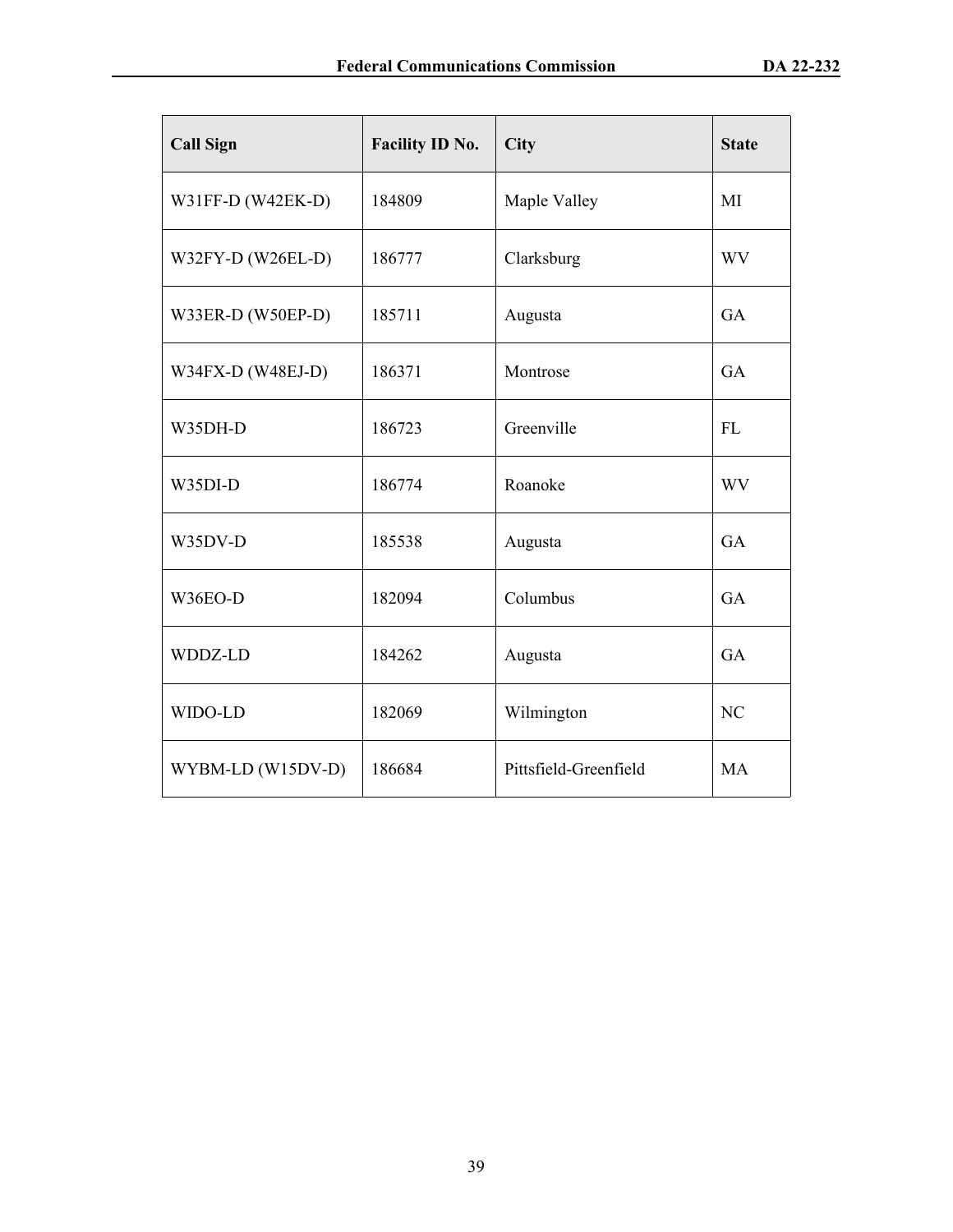| Call Sign | Facility ID No. | City | State |
| --- | --- | --- | --- |
| W31FF-D (W42EK-D) | 184809 | Maple Valley | MI |
| W32FY-D (W26EL-D) | 186777 | Clarksburg | WV |
| W33ER-D (W50EP-D) | 185711 | Augusta | GA |
| W34FX-D (W48EJ-D) | 186371 | Montrose | GA |
| W35DH-D | 186723 | Greenville | FL |
| W35DI-D | 186774 | Roanoke | WV |
| W35DV-D | 185538 | Augusta | GA |
| W36EO-D | 182094 | Columbus | GA |
| WDDZ-LD | 184262 | Augusta | GA |
| WIDO-LD | 182069 | Wilmington | NC |
| WYBM-LD (W15DV-D) | 186684 | Pittsfield-Greenfield | MA |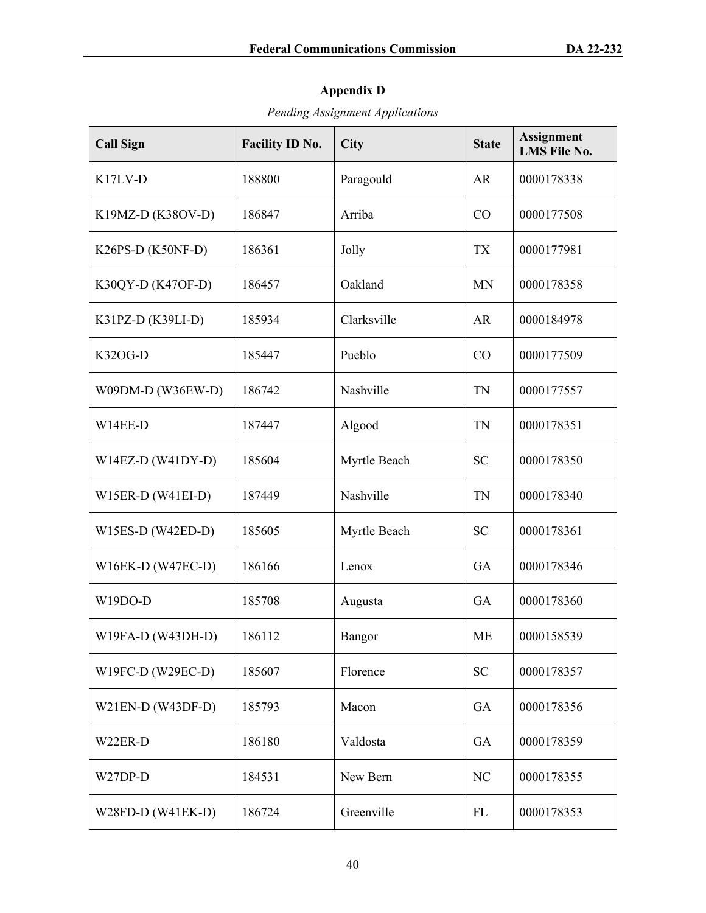## Appendix D

*Pending Assignment Applications*

| Call Sign | Facility ID No. | City | State | Assignment LMS File No. |
|---|---|---|---|---|
| K17LV-D | 188800 | Paragould | AR | 0000178338 |
| K19MZ-D (K38OV-D) | 186847 | Arriba | CO | 0000177508 |
| K26PS-D (K50NF-D) | 186361 | Jolly | TX | 0000177981 |
| K30QY-D (K47OF-D) | 186457 | Oakland | MN | 0000178358 |
| K31PZ-D (K39LI-D) | 185934 | Clarksville | AR | 0000184978 |
| K32OG-D | 185447 | Pueblo | CO | 0000177509 |
| W09DM-D (W36EW-D) | 186742 | Nashville | TN | 0000177557 |
| W14EE-D | 187447 | Algood | TN | 0000178351 |
| W14EZ-D (W41DY-D) | 185604 | Myrtle Beach | SC | 0000178350 |
| W15ER-D (W41EI-D) | 187449 | Nashville | TN | 0000178340 |
| W15ES-D (W42ED-D) | 185605 | Myrtle Beach | SC | 0000178361 |
| W16EK-D (W47EC-D) | 186166 | Lenox | GA | 0000178346 |
| W19DO-D | 185708 | Augusta | GA | 0000178360 |
| W19FA-D (W43DH-D) | 186112 | Bangor | ME | 0000158539 |
| W19FC-D (W29EC-D) | 185607 | Florence | SC | 0000178357 |
| W21EN-D (W43DF-D) | 185793 | Macon | GA | 0000178356 |
| W22ER-D | 186180 | Valdosta | GA | 0000178359 |
| W27DP-D | 184531 | New Bern | NC | 0000178355 |
| W28FD-D (W41EK-D) | 186724 | Greenville | FL | 0000178353 |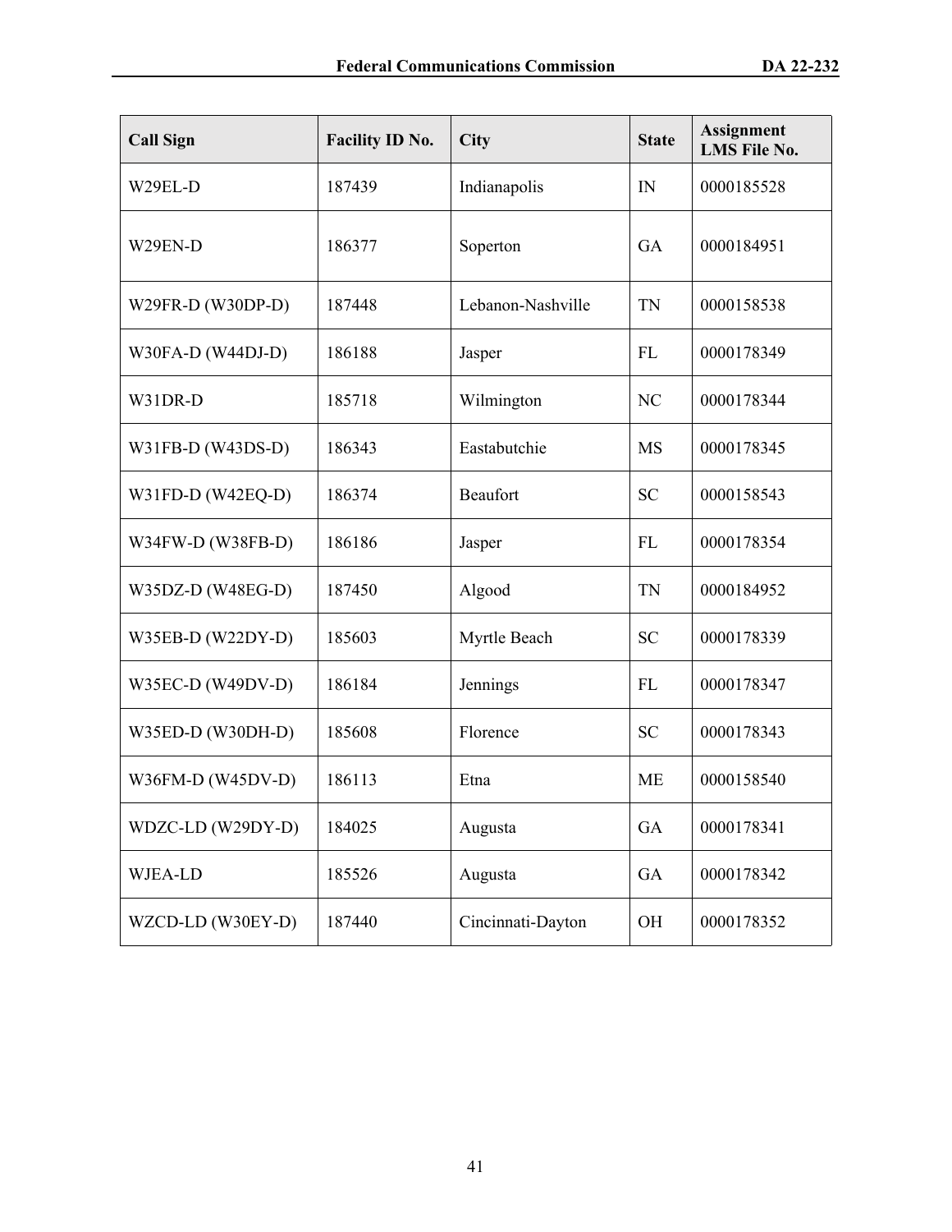| Call Sign | Facility ID No. | City | State | Assignment LMS File No. |
|---|---|---|---|---|
| W29EL-D | 187439 | Indianapolis | IN | 0000185528 |
| W29EN-D | 186377 | Soperton | GA | 0000184951 |
| W29FR-D (W30DP-D) | 187448 | Lebanon-Nashville | TN | 0000158538 |
| W30FA-D (W44DJ-D) | 186188 | Jasper | FL | 0000178349 |
| W31DR-D | 185718 | Wilmington | NC | 0000178344 |
| W31FB-D (W43DS-D) | 186343 | Eastabutchie | MS | 0000178345 |
| W31FD-D (W42EQ-D) | 186374 | Beaufort | SC | 0000158543 |
| W34FW-D (W38FB-D) | 186186 | Jasper | FL | 0000178354 |
| W35DZ-D (W48EG-D) | 187450 | Algood | TN | 0000184952 |
| W35EB-D (W22DY-D) | 185603 | Myrtle Beach | SC | 0000178339 |
| W35EC-D (W49DV-D) | 186184 | Jennings | FL | 0000178347 |
| W35ED-D (W30DH-D) | 185608 | Florence | SC | 0000178343 |
| W36FM-D (W45DV-D) | 186113 | Etna | ME | 0000158540 |
| WDZC-LD (W29DY-D) | 184025 | Augusta | GA | 0000178341 |
| WJEA-LD | 185526 | Augusta | GA | 0000178342 |
| WZCD-LD (W30EY-D) | 187440 | Cincinnati-Dayton | OH | 0000178352 |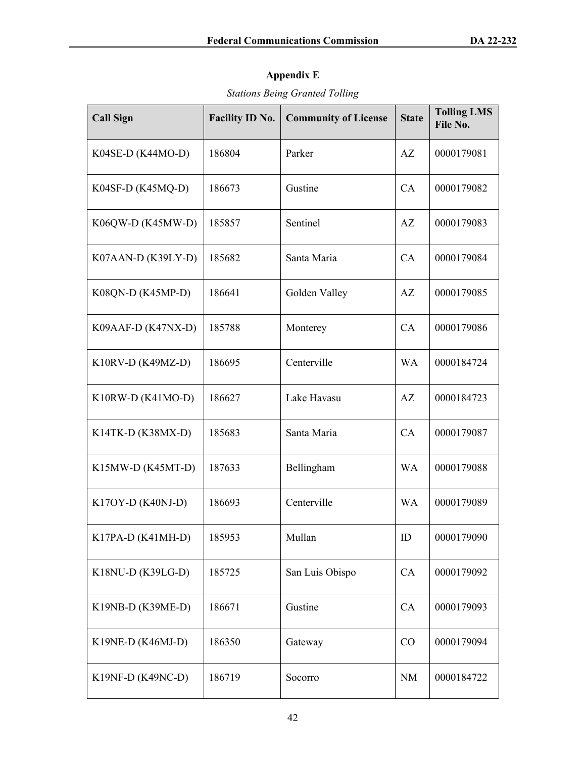## Appendix E

*Stations Being Granted Tolling*

| Call Sign | Facility ID No. | Community of License | State | Tolling LMS File No. |
|---|---|---|---|---|
| K04SE-D (K44MO-D) | 186804 | Parker | AZ | 0000179081 |
| K04SF-D (K45MQ-D) | 186673 | Gustine | CA | 0000179082 |
| K06QW-D (K45MW-D) | 185857 | Sentinel | AZ | 0000179083 |
| K07AAN-D (K39LY-D) | 185682 | Santa Maria | CA | 0000179084 |
| K08QN-D (K45MP-D) | 186641 | Golden Valley | AZ | 0000179085 |
| K09AAF-D (K47NX-D) | 185788 | Monterey | CA | 0000179086 |
| K10RV-D (K49MZ-D) | 186695 | Centerville | WA | 0000184724 |
| K10RW-D (K41MO-D) | 186627 | Lake Havasu | AZ | 0000184723 |
| K14TK-D (K38MX-D) | 185683 | Santa Maria | CA | 0000179087 |
| K15MW-D (K45MT-D) | 187633 | Bellingham | WA | 0000179088 |
| K17OY-D (K40NJ-D) | 186693 | Centerville | WA | 0000179089 |
| K17PA-D (K41MH-D) | 185953 | Mullan | ID | 0000179090 |
| K18NU-D (K39LG-D) | 185725 | San Luis Obispo | CA | 0000179092 |
| K19NB-D (K39ME-D) | 186671 | Gustine | CA | 0000179093 |
| K19NE-D (K46MJ-D) | 186350 | Gateway | CO | 0000179094 |
| K19NF-D (K49NC-D) | 186719 | Socorro | NM | 0000184722 |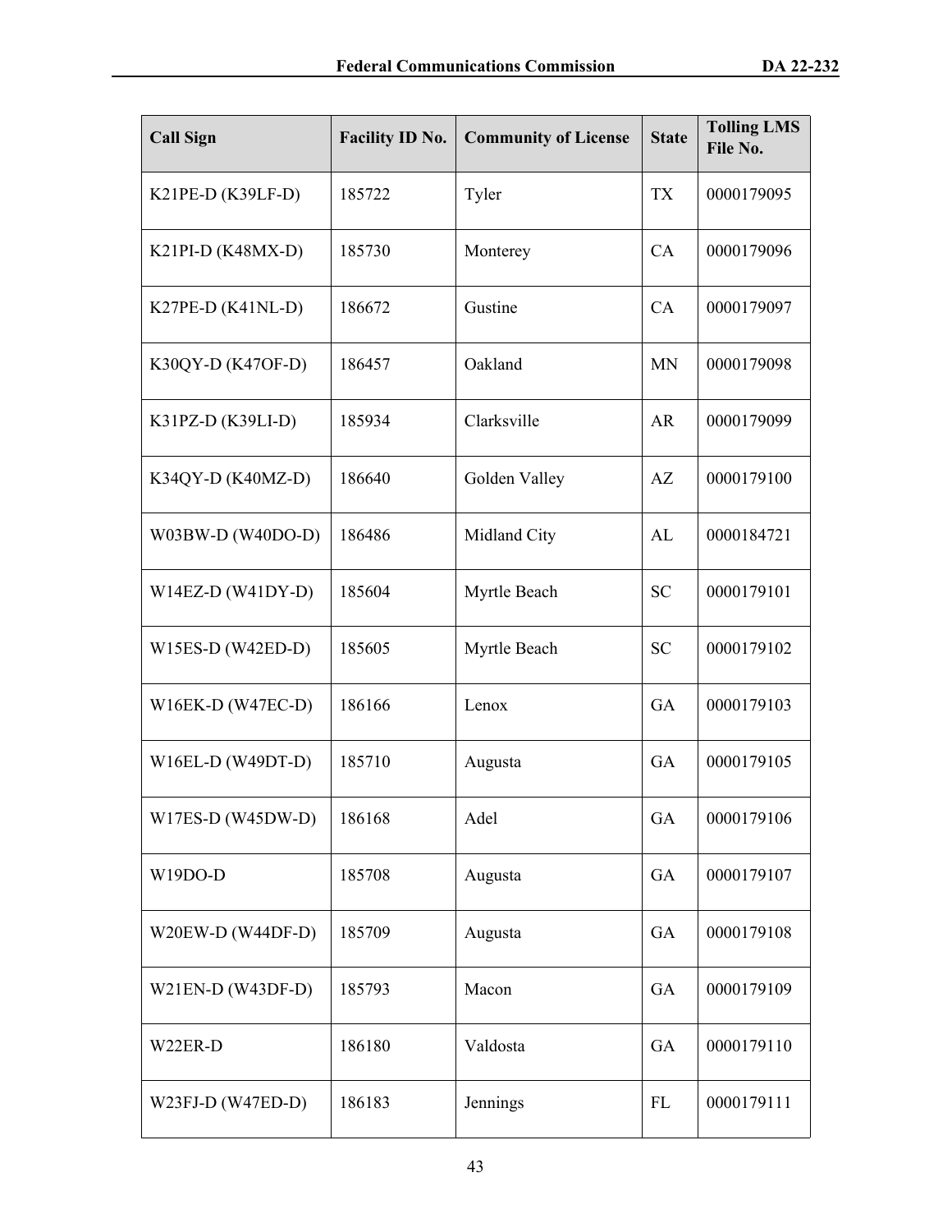| Call Sign | Facility ID No. | Community of License | State | Tolling LMS File No. |
|---|---|---|---|---|
| K21PE-D (K39LF-D) | 185722 | Tyler | TX | 0000179095 |
| K21PI-D (K48MX-D) | 185730 | Monterey | CA | 0000179096 |
| K27PE-D (K41NL-D) | 186672 | Gustine | CA | 0000179097 |
| K30QY-D (K47OF-D) | 186457 | Oakland | MN | 0000179098 |
| K31PZ-D (K39LI-D) | 185934 | Clarksville | AR | 0000179099 |
| K34QY-D (K40MZ-D) | 186640 | Golden Valley | AZ | 0000179100 |
| W03BW-D (W40DO-D) | 186486 | Midland City | AL | 0000184721 |
| W14EZ-D (W41DY-D) | 185604 | Myrtle Beach | SC | 0000179101 |
| W15ES-D (W42ED-D) | 185605 | Myrtle Beach | SC | 0000179102 |
| W16EK-D (W47EC-D) | 186166 | Lenox | GA | 0000179103 |
| W16EL-D (W49DT-D) | 185710 | Augusta | GA | 0000179105 |
| W17ES-D (W45DW-D) | 186168 | Adel | GA | 0000179106 |
| W19DO-D | 185708 | Augusta | GA | 0000179107 |
| W20EW-D (W44DF-D) | 185709 | Augusta | GA | 0000179108 |
| W21EN-D (W43DF-D) | 185793 | Macon | GA | 0000179109 |
| W22ER-D | 186180 | Valdosta | GA | 0000179110 |
| W23FJ-D (W47ED-D) | 186183 | Jennings | FL | 0000179111 |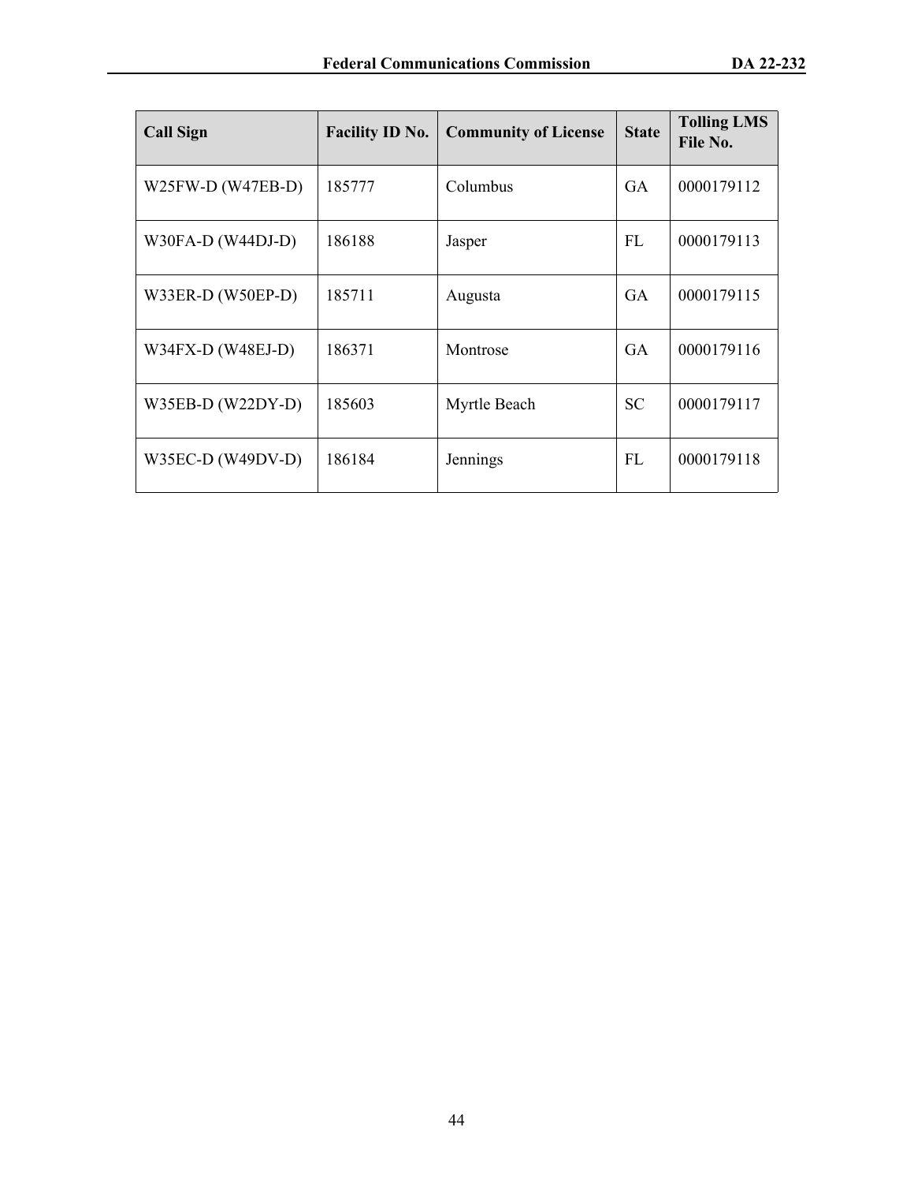| Call Sign | Facility ID No. | Community of License | State | Tolling LMS File No. |
|---|---|---|---|---|
| W25FW-D (W47EB-D) | 185777 | Columbus | GA | 0000179112 |
| W30FA-D (W44DJ-D) | 186188 | Jasper | FL | 0000179113 |
| W33ER-D (W50EP-D) | 185711 | Augusta | GA | 0000179115 |
| W34FX-D (W48EJ-D) | 186371 | Montrose | GA | 0000179116 |
| W35EB-D (W22DY-D) | 185603 | Myrtle Beach | SC | 0000179117 |
| W35EC-D (W49DV-D) | 186184 | Jennings | FL | 0000179118 |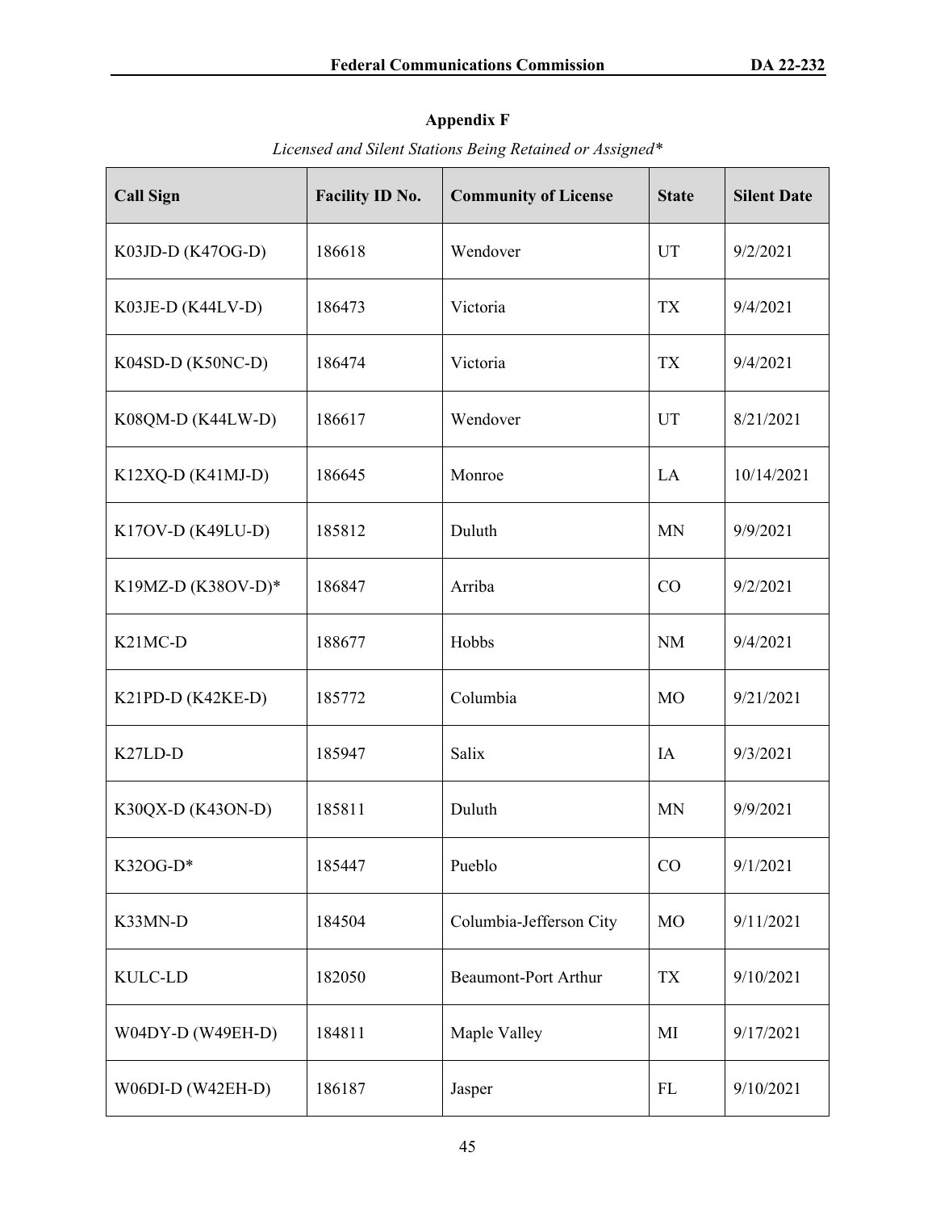## Appendix F

*Licensed and Silent Stations Being Retained or Assigned**

| Call Sign | Facility ID No. | Community of License | State | Silent Date |
|---|---|---|---|---|
| K03JD-D (K47OG-D) | 186618 | Wendover | UT | 9/2/2021 |
| K03JE-D (K44LV-D) | 186473 | Victoria | TX | 9/4/2021 |
| K04SD-D (K50NC-D) | 186474 | Victoria | TX | 9/4/2021 |
| K08QM-D (K44LW-D) | 186617 | Wendover | UT | 8/21/2021 |
| K12XQ-D (K41MJ-D) | 186645 | Monroe | LA | 10/14/2021 |
| K17OV-D (K49LU-D) | 185812 | Duluth | MN | 9/9/2021 |
| K19MZ-D (K38OV-D)* | 186847 | Arriba | CO | 9/2/2021 |
| K21MC-D | 188677 | Hobbs | NM | 9/4/2021 |
| K21PD-D (K42KE-D) | 185772 | Columbia | MO | 9/21/2021 |
| K27LD-D | 185947 | Salix | IA | 9/3/2021 |
| K30QX-D (K43ON-D) | 185811 | Duluth | MN | 9/9/2021 |
| K32OG-D* | 185447 | Pueblo | CO | 9/1/2021 |
| K33MN-D | 184504 | Columbia-Jefferson City | MO | 9/11/2021 |
| KULC-LD | 182050 | Beaumont-Port Arthur | TX | 9/10/2021 |
| W04DY-D (W49EH-D) | 184811 | Maple Valley | MI | 9/17/2021 |
| W06DI-D (W42EH-D) | 186187 | Jasper | FL | 9/10/2021 |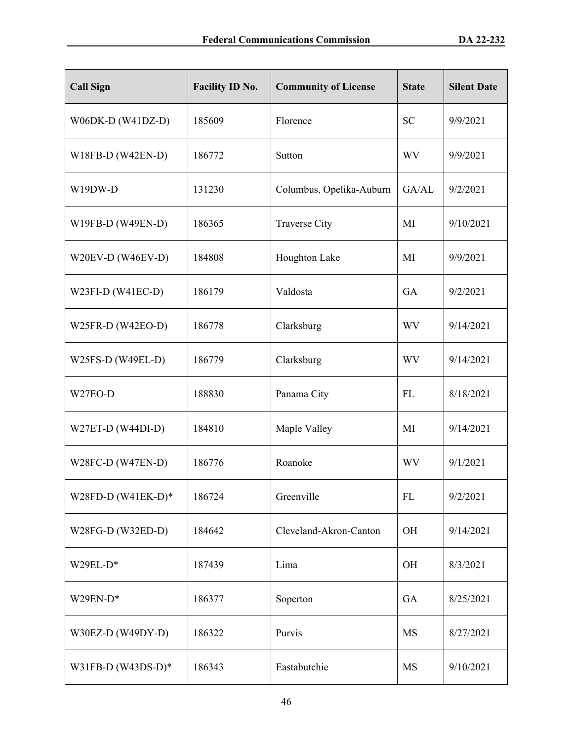| Call Sign | Facility ID No. | Community of License | State | Silent Date |
|---|---|---|---|---|
| W06DK-D (W41DZ-D) | 185609 | Florence | SC | 9/9/2021 |
| W18FB-D (W42EN-D) | 186772 | Sutton | WV | 9/9/2021 |
| W19DW-D | 131230 | Columbus, Opelika-Auburn | GA/AL | 9/2/2021 |
| W19FB-D (W49EN-D) | 186365 | Traverse City | MI | 9/10/2021 |
| W20EV-D (W46EV-D) | 184808 | Houghton Lake | MI | 9/9/2021 |
| W23FI-D (W41EC-D) | 186179 | Valdosta | GA | 9/2/2021 |
| W25FR-D (W42EO-D) | 186778 | Clarksburg | WV | 9/14/2021 |
| W25FS-D (W49EL-D) | 186779 | Clarksburg | WV | 9/14/2021 |
| W27EO-D | 188830 | Panama City | FL | 8/18/2021 |
| W27ET-D (W44DI-D) | 184810 | Maple Valley | MI | 9/14/2021 |
| W28FC-D (W47EN-D) | 186776 | Roanoke | WV | 9/1/2021 |
| W28FD-D (W41EK-D)* | 186724 | Greenville | FL | 9/2/2021 |
| W28FG-D (W32ED-D) | 184642 | Cleveland-Akron-Canton | OH | 9/14/2021 |
| W29EL-D* | 187439 | Lima | OH | 8/3/2021 |
| W29EN-D* | 186377 | Soperton | GA | 8/25/2021 |
| W30EZ-D (W49DY-D) | 186322 | Purvis | MS | 8/27/2021 |
| W31FB-D (W43DS-D)* | 186343 | Eastabutchie | MS | 9/10/2021 |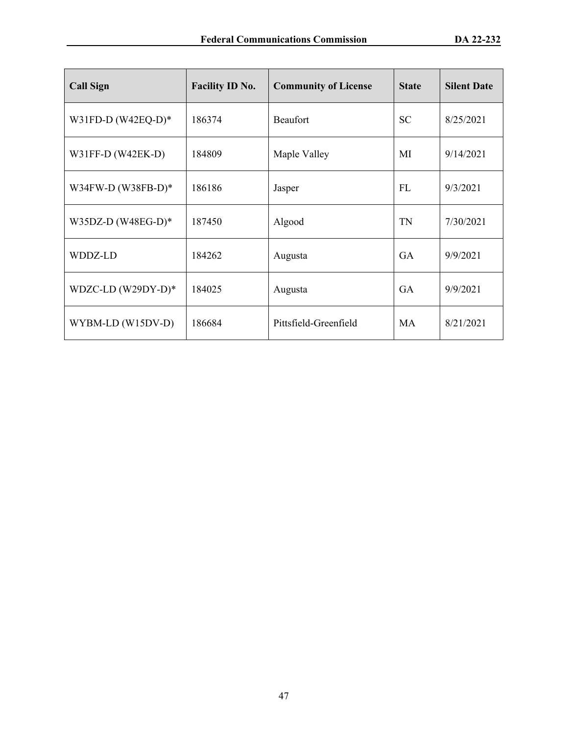| Call Sign | Facility ID No. | Community of License | State | Silent Date |
|---|---|---|---|---|
| W31FD-D (W42EQ-D)* | 186374 | Beaufort | SC | 8/25/2021 |
| W31FF-D (W42EK-D) | 184809 | Maple Valley | MI | 9/14/2021 |
| W34FW-D (W38FB-D)* | 186186 | Jasper | FL | 9/3/2021 |
| W35DZ-D (W48EG-D)* | 187450 | Algood | TN | 7/30/2021 |
| WDDZ-LD | 184262 | Augusta | GA | 9/9/2021 |
| WDZC-LD (W29DY-D)* | 184025 | Augusta | GA | 9/9/2021 |
| WYBM-LD (W15DV-D) | 186684 | Pittsfield-Greenfield | MA | 8/21/2021 |